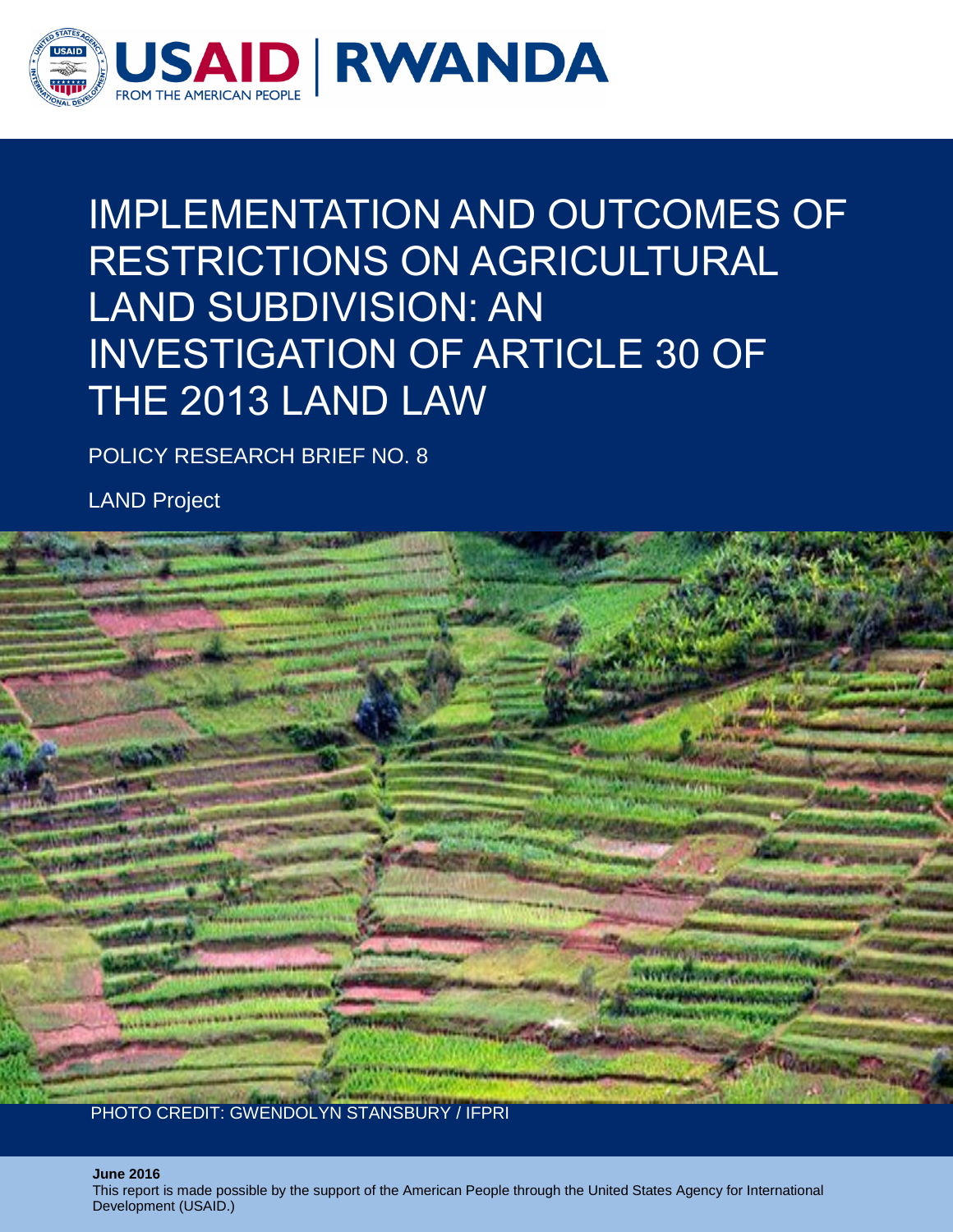USAID | RWANDA

FROM THE AMERICAN PEOPLE

# IMPLEMENTATION AND OUTCOMES OF RESTRICTIONS ON AGRICULTURAL LAND SUBDIVISION: AN INVESTIGATION OF ARTICLE 30 OF THE 2013 LAND LAW

POLICY RESEARCH BRIEF NO. 8

LAND Project

PHOTO CREDIT: GWENDOLYN STANSBURY / IFPRI

**June 2016**

This report is made possible by the support of the American People through the United States Agency for International Development (USAID.)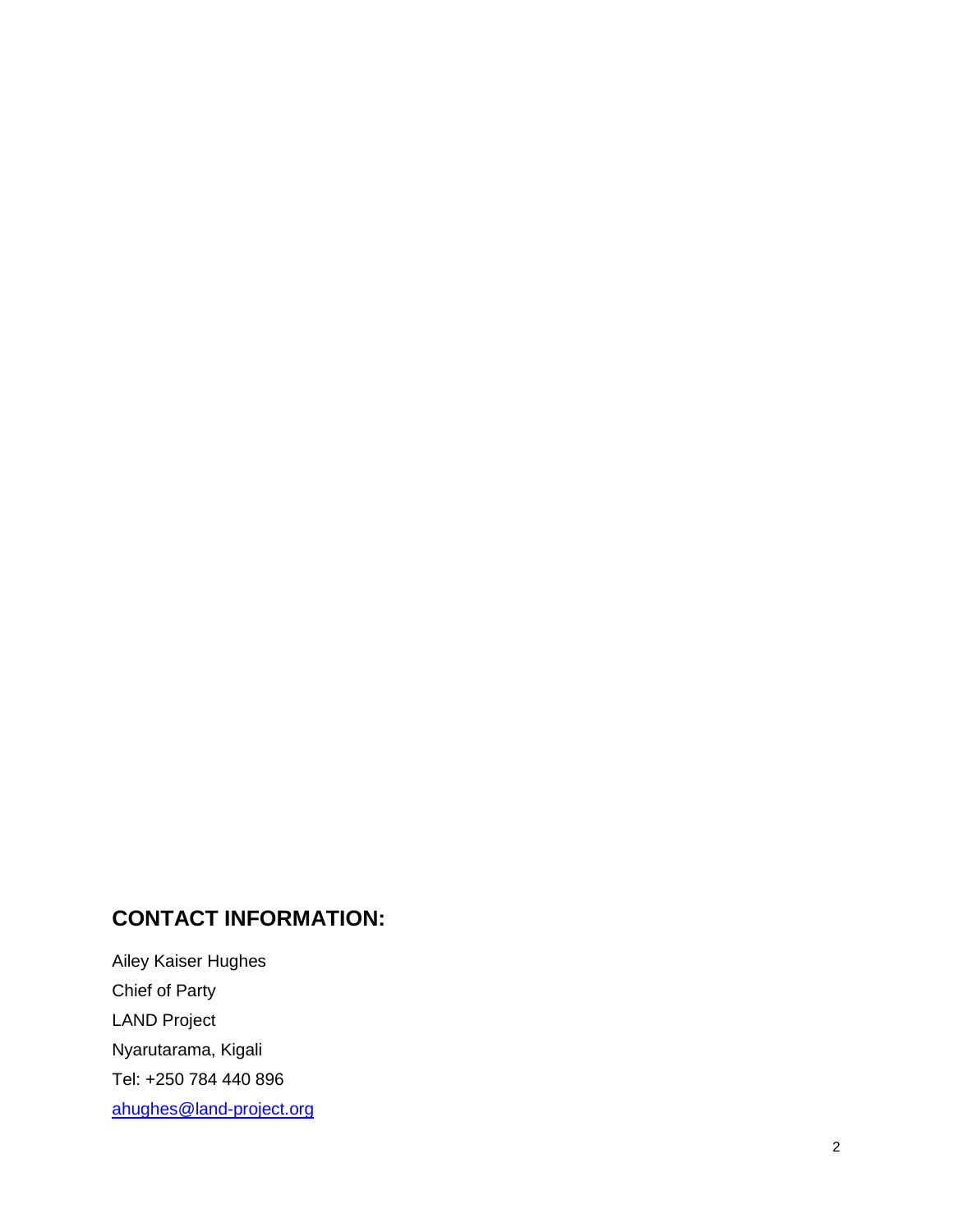## CONTACT INFORMATION:

Ailey Kaiser Hughes

Chief of Party

LAND Project

Nyarutarama, Kigali

Tel: +250 784 440 896

ahughes@land-project.org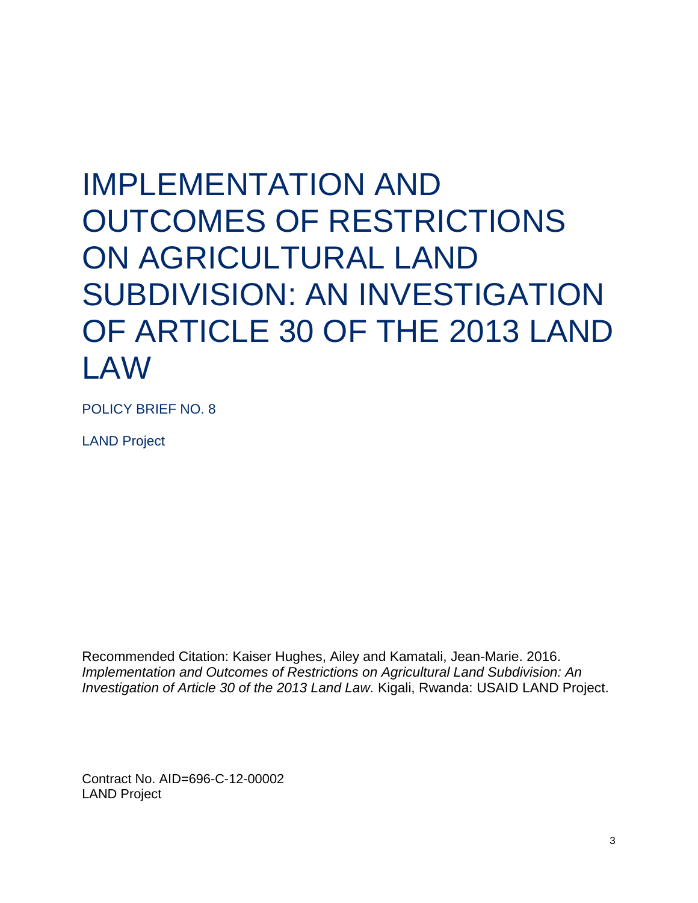# IMPLEMENTATION AND OUTCOMES OF RESTRICTIONS ON AGRICULTURAL LAND SUBDIVISION: AN INVESTIGATION OF ARTICLE 30 OF THE 2013 LAND LAW

POLICY BRIEF NO. 8

LAND Project

Recommended Citation: Kaiser Hughes, Ailey and Kamatali, Jean-Marie. 2016. *Implementation and Outcomes of Restrictions on Agricultural Land Subdivision: An Investigation of Article 30 of the 2013 Land Law.* Kigali, Rwanda: USAID LAND Project.

Contract No. AID=696-C-12-00002
LAND Project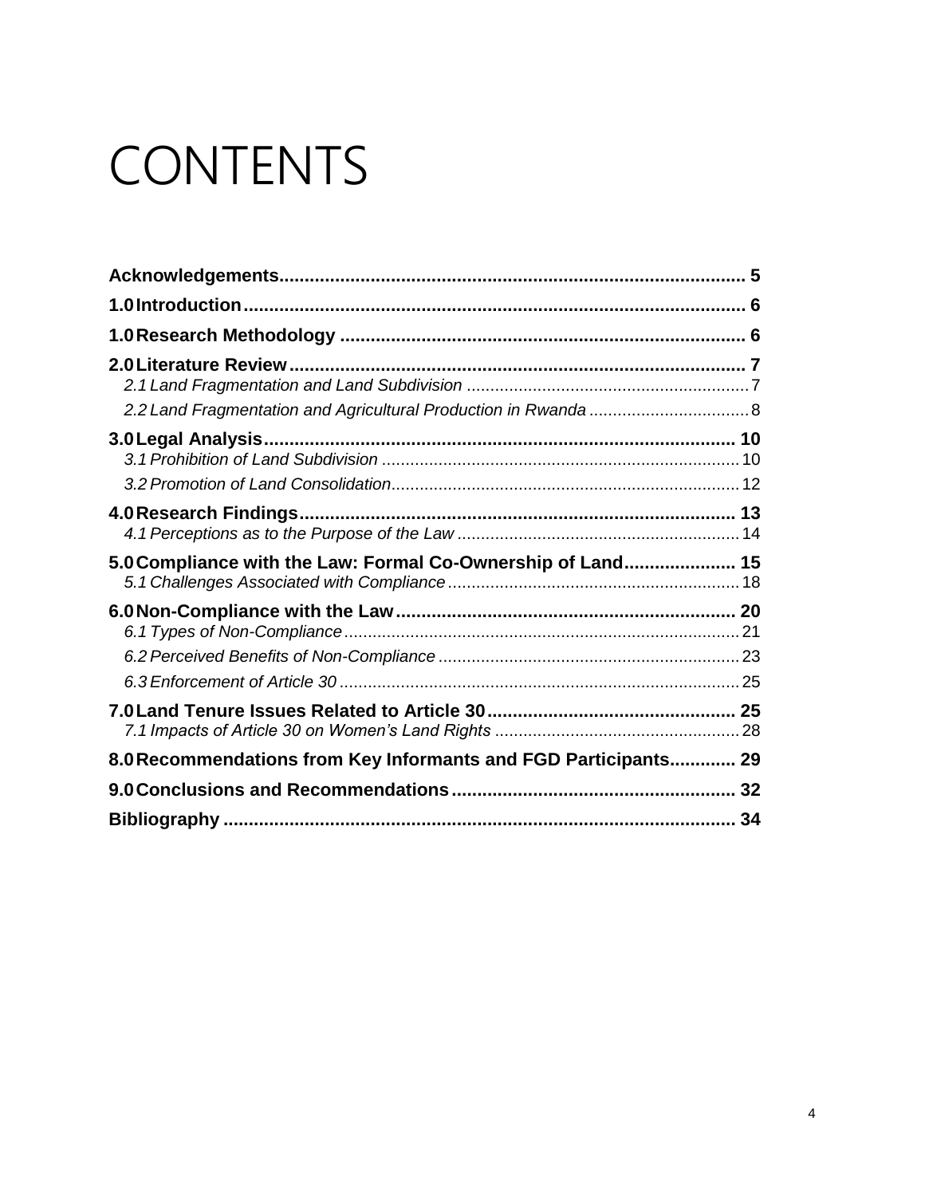# CONTENTS

**Acknowledgements** ........................................................................................ **5**

**1.0 Introduction** ................................................................................................ **6**

**1.0 Research Methodology** ............................................................................... **6**

**2.0 Literature Review** ........................................................................................ **7**

*2.1 Land Fragmentation and Land Subdivision* ............................................................ 7

*2.2 Land Fragmentation and Agricultural Production in Rwanda* .................................. 8

**3.0 Legal Analysis** ............................................................................................. **10**

*3.1 Prohibition of Land Subdivision* ............................................................................ 10

*3.2 Promotion of Land Consolidation* .......................................................................... 12

**4.0 Research Findings** ....................................................................................... **13**

*4.1 Perceptions as to the Purpose of the Law* ............................................................ 14

**5.0 Compliance with the Law: Formal Co-Ownership of Land** ...................... **15**

*5.1 Challenges Associated with Compliance* ............................................................. 18

**6.0 Non-Compliance with the Law** .................................................................... **20**

*6.1 Types of Non-Compliance* .................................................................................... 21

*6.2 Perceived Benefits of Non-Compliance* ................................................................ 23

*6.3 Enforcement of Article 30* ..................................................................................... 25

**7.0 Land Tenure Issues Related to Article 30** .................................................. **25**

*7.1 Impacts of Article 30 on Women's Land Rights* .................................................... 28

**8.0 Recommendations from Key Informants and FGD Participants** ............. **29**

**9.0 Conclusions and Recommendations** ......................................................... **32**

**Bibliography** ...................................................................................................... **34**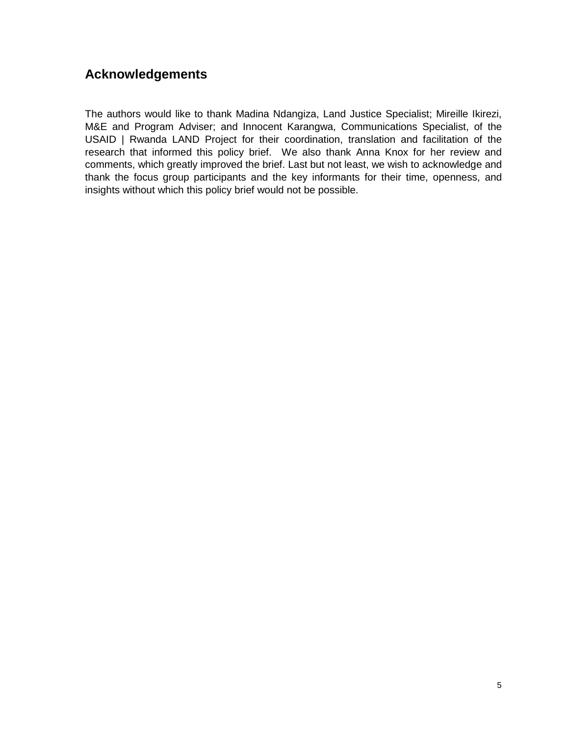## Acknowledgements

The authors would like to thank Madina Ndangiza, Land Justice Specialist; Mireille Ikirezi, M&E and Program Adviser; and Innocent Karangwa, Communications Specialist, of the USAID | Rwanda LAND Project for their coordination, translation and facilitation of the research that informed this policy brief. We also thank Anna Knox for her review and comments, which greatly improved the brief. Last but not least, we wish to acknowledge and thank the focus group participants and the key informants for their time, openness, and insights without which this policy brief would not be possible.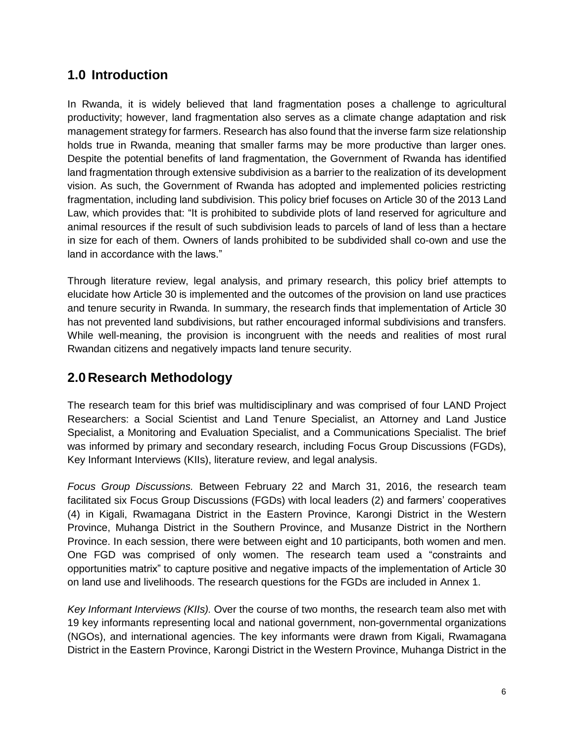## 1.0 Introduction

In Rwanda, it is widely believed that land fragmentation poses a challenge to agricultural productivity; however, land fragmentation also serves as a climate change adaptation and risk management strategy for farmers. Research has also found that the inverse farm size relationship holds true in Rwanda, meaning that smaller farms may be more productive than larger ones. Despite the potential benefits of land fragmentation, the Government of Rwanda has identified land fragmentation through extensive subdivision as a barrier to the realization of its development vision. As such, the Government of Rwanda has adopted and implemented policies restricting fragmentation, including land subdivision. This policy brief focuses on Article 30 of the 2013 Land Law, which provides that: "It is prohibited to subdivide plots of land reserved for agriculture and animal resources if the result of such subdivision leads to parcels of land of less than a hectare in size for each of them. Owners of lands prohibited to be subdivided shall co-own and use the land in accordance with the laws."

Through literature review, legal analysis, and primary research, this policy brief attempts to elucidate how Article 30 is implemented and the outcomes of the provision on land use practices and tenure security in Rwanda. In summary, the research finds that implementation of Article 30 has not prevented land subdivisions, but rather encouraged informal subdivisions and transfers. While well-meaning, the provision is incongruent with the needs and realities of most rural Rwandan citizens and negatively impacts land tenure security.

## 2.0 Research Methodology

The research team for this brief was multidisciplinary and was comprised of four LAND Project Researchers: a Social Scientist and Land Tenure Specialist, an Attorney and Land Justice Specialist, a Monitoring and Evaluation Specialist, and a Communications Specialist. The brief was informed by primary and secondary research, including Focus Group Discussions (FGDs), Key Informant Interviews (KIIs), literature review, and legal analysis.

*Focus Group Discussions.* Between February 22 and March 31, 2016, the research team facilitated six Focus Group Discussions (FGDs) with local leaders (2) and farmers' cooperatives (4) in Kigali, Rwamagana District in the Eastern Province, Karongi District in the Western Province, Muhanga District in the Southern Province, and Musanze District in the Northern Province. In each session, there were between eight and 10 participants, both women and men. One FGD was comprised of only women. The research team used a "constraints and opportunities matrix" to capture positive and negative impacts of the implementation of Article 30 on land use and livelihoods. The research questions for the FGDs are included in Annex 1.

*Key Informant Interviews (KIIs).* Over the course of two months, the research team also met with 19 key informants representing local and national government, non-governmental organizations (NGOs), and international agencies. The key informants were drawn from Kigali, Rwamagana District in the Eastern Province, Karongi District in the Western Province, Muhanga District in the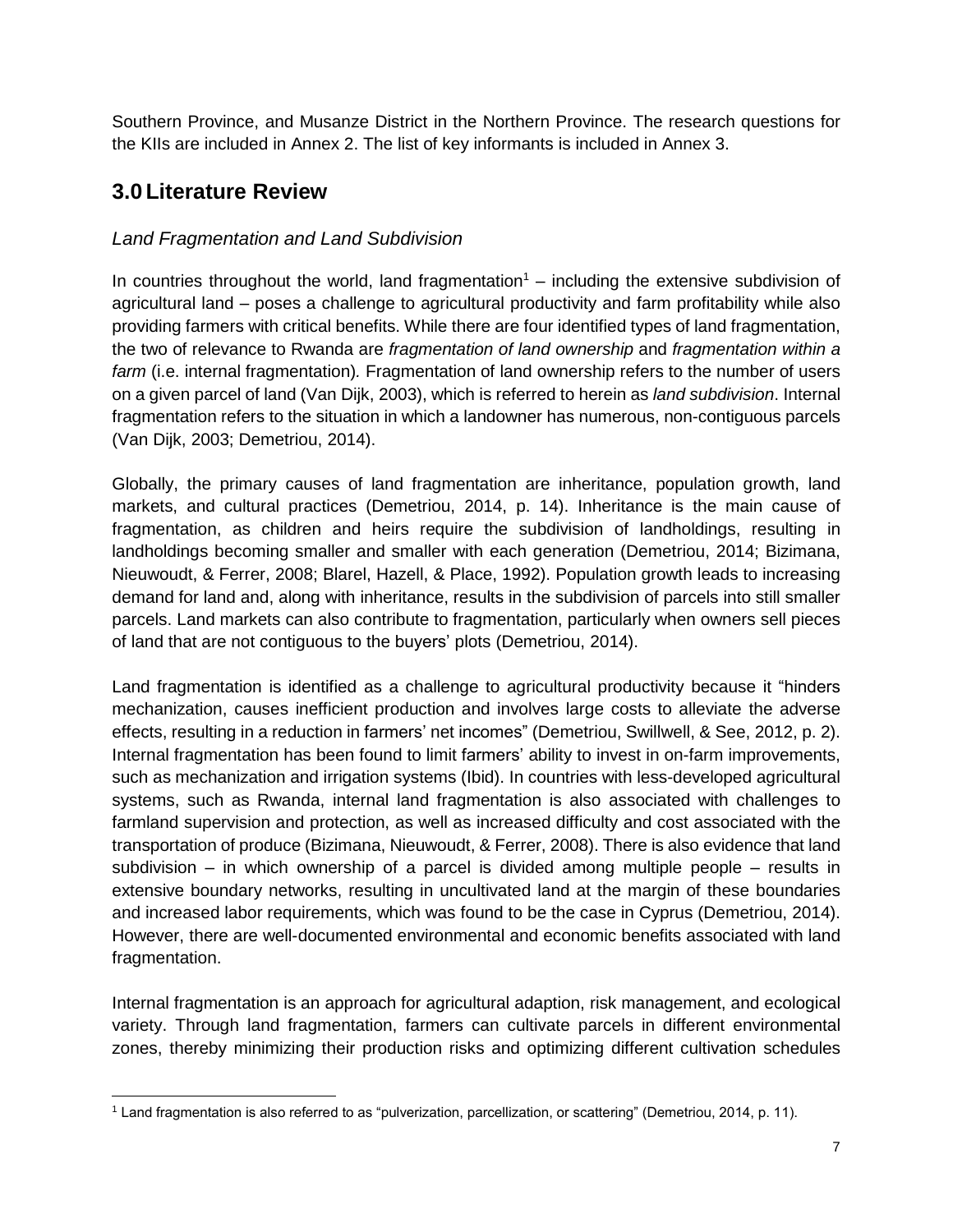Southern Province, and Musanze District in the Northern Province. The research questions for the KIIs are included in Annex 2. The list of key informants is included in Annex 3.

## 3.0 Literature Review

### *Land Fragmentation and Land Subdivision*

In countries throughout the world, land fragmentation[1] – including the extensive subdivision of agricultural land – poses a challenge to agricultural productivity and farm profitability while also providing farmers with critical benefits. While there are four identified types of land fragmentation, the two of relevance to Rwanda are *fragmentation of land ownership* and *fragmentation within a farm* (i.e. internal fragmentation)*.* Fragmentation of land ownership refers to the number of users on a given parcel of land (Van Dijk, 2003), which is referred to herein as *land subdivision*. Internal fragmentation refers to the situation in which a landowner has numerous, non-contiguous parcels (Van Dijk, 2003; Demetriou, 2014).

Globally, the primary causes of land fragmentation are inheritance, population growth, land markets, and cultural practices (Demetriou, 2014, p. 14). Inheritance is the main cause of fragmentation, as children and heirs require the subdivision of landholdings, resulting in landholdings becoming smaller and smaller with each generation (Demetriou, 2014; Bizimana, Nieuwoudt, & Ferrer, 2008; Blarel, Hazell, & Place, 1992). Population growth leads to increasing demand for land and, along with inheritance, results in the subdivision of parcels into still smaller parcels. Land markets can also contribute to fragmentation, particularly when owners sell pieces of land that are not contiguous to the buyers' plots (Demetriou, 2014).

Land fragmentation is identified as a challenge to agricultural productivity because it "hinders mechanization, causes inefficient production and involves large costs to alleviate the adverse effects, resulting in a reduction in farmers' net incomes" (Demetriou, Swillwell, & See, 2012, p. 2). Internal fragmentation has been found to limit farmers' ability to invest in on-farm improvements, such as mechanization and irrigation systems (Ibid). In countries with less-developed agricultural systems, such as Rwanda, internal land fragmentation is also associated with challenges to farmland supervision and protection, as well as increased difficulty and cost associated with the transportation of produce (Bizimana, Nieuwoudt, & Ferrer, 2008). There is also evidence that land subdivision – in which ownership of a parcel is divided among multiple people – results in extensive boundary networks, resulting in uncultivated land at the margin of these boundaries and increased labor requirements, which was found to be the case in Cyprus (Demetriou, 2014). However, there are well-documented environmental and economic benefits associated with land fragmentation.

Internal fragmentation is an approach for agricultural adaption, risk management, and ecological variety. Through land fragmentation, farmers can cultivate parcels in different environmental zones, thereby minimizing their production risks and optimizing different cultivation schedules

[1] Land fragmentation is also referred to as "pulverization, parcellization, or scattering" (Demetriou, 2014, p. 11).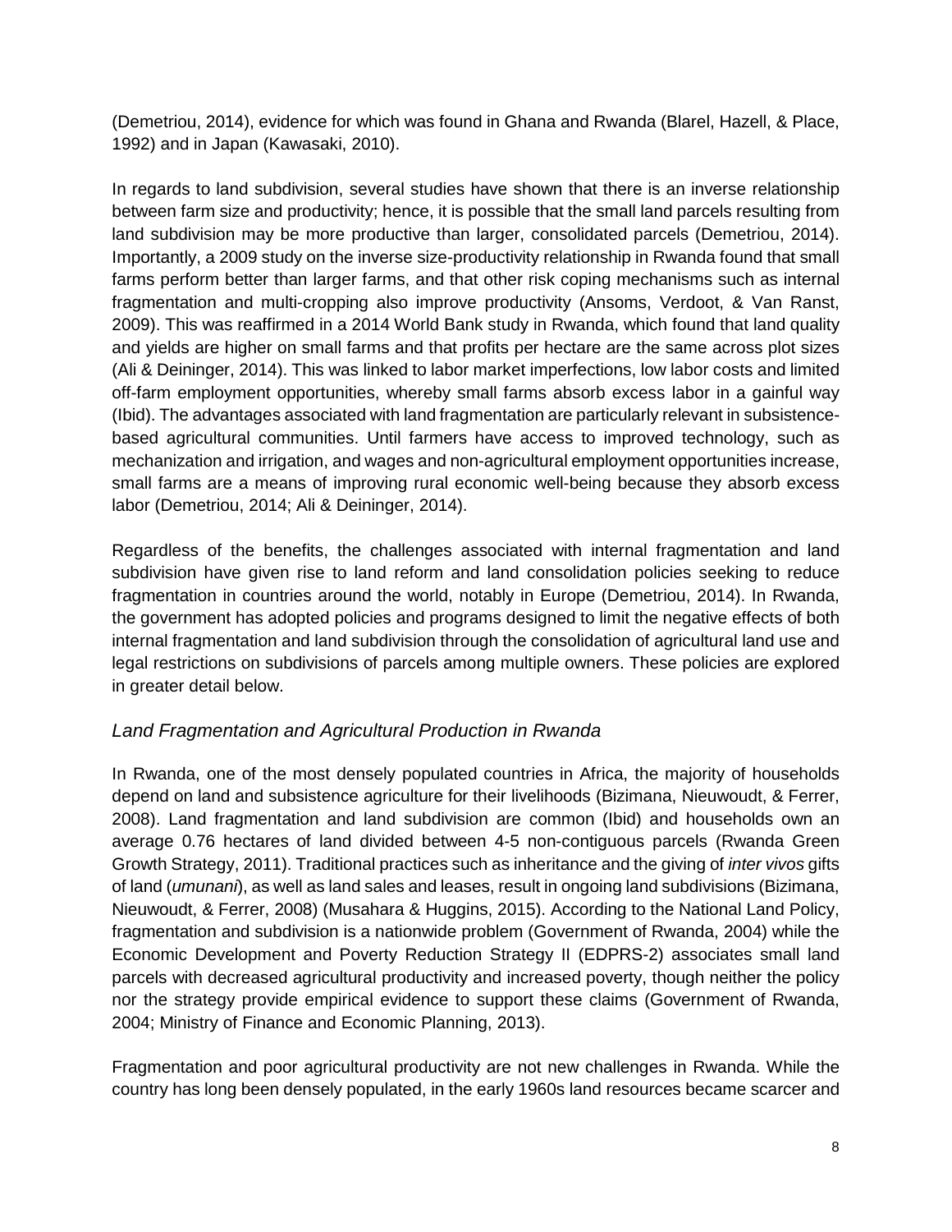(Demetriou, 2014), evidence for which was found in Ghana and Rwanda (Blarel, Hazell, & Place, 1992) and in Japan (Kawasaki, 2010).

In regards to land subdivision, several studies have shown that there is an inverse relationship between farm size and productivity; hence, it is possible that the small land parcels resulting from land subdivision may be more productive than larger, consolidated parcels (Demetriou, 2014). Importantly, a 2009 study on the inverse size-productivity relationship in Rwanda found that small farms perform better than larger farms, and that other risk coping mechanisms such as internal fragmentation and multi-cropping also improve productivity (Ansoms, Verdoot, & Van Ranst, 2009). This was reaffirmed in a 2014 World Bank study in Rwanda, which found that land quality and yields are higher on small farms and that profits per hectare are the same across plot sizes (Ali & Deininger, 2014). This was linked to labor market imperfections, low labor costs and limited off-farm employment opportunities, whereby small farms absorb excess labor in a gainful way (Ibid). The advantages associated with land fragmentation are particularly relevant in subsistence-based agricultural communities. Until farmers have access to improved technology, such as mechanization and irrigation, and wages and non-agricultural employment opportunities increase, small farms are a means of improving rural economic well-being because they absorb excess labor (Demetriou, 2014; Ali & Deininger, 2014).

Regardless of the benefits, the challenges associated with internal fragmentation and land subdivision have given rise to land reform and land consolidation policies seeking to reduce fragmentation in countries around the world, notably in Europe (Demetriou, 2014). In Rwanda, the government has adopted policies and programs designed to limit the negative effects of both internal fragmentation and land subdivision through the consolidation of agricultural land use and legal restrictions on subdivisions of parcels among multiple owners. These policies are explored in greater detail below.

### *Land Fragmentation and Agricultural Production in Rwanda*

In Rwanda, one of the most densely populated countries in Africa, the majority of households depend on land and subsistence agriculture for their livelihoods (Bizimana, Nieuwoudt, & Ferrer, 2008). Land fragmentation and land subdivision are common (Ibid) and households own an average 0.76 hectares of land divided between 4-5 non-contiguous parcels (Rwanda Green Growth Strategy, 2011). Traditional practices such as inheritance and the giving of *inter vivos* gifts of land (*umunani*), as well as land sales and leases, result in ongoing land subdivisions (Bizimana, Nieuwoudt, & Ferrer, 2008) (Musahara & Huggins, 2015). According to the National Land Policy, fragmentation and subdivision is a nationwide problem (Government of Rwanda, 2004) while the Economic Development and Poverty Reduction Strategy II (EDPRS-2) associates small land parcels with decreased agricultural productivity and increased poverty, though neither the policy nor the strategy provide empirical evidence to support these claims (Government of Rwanda, 2004; Ministry of Finance and Economic Planning, 2013).

Fragmentation and poor agricultural productivity are not new challenges in Rwanda. While the country has long been densely populated, in the early 1960s land resources became scarcer and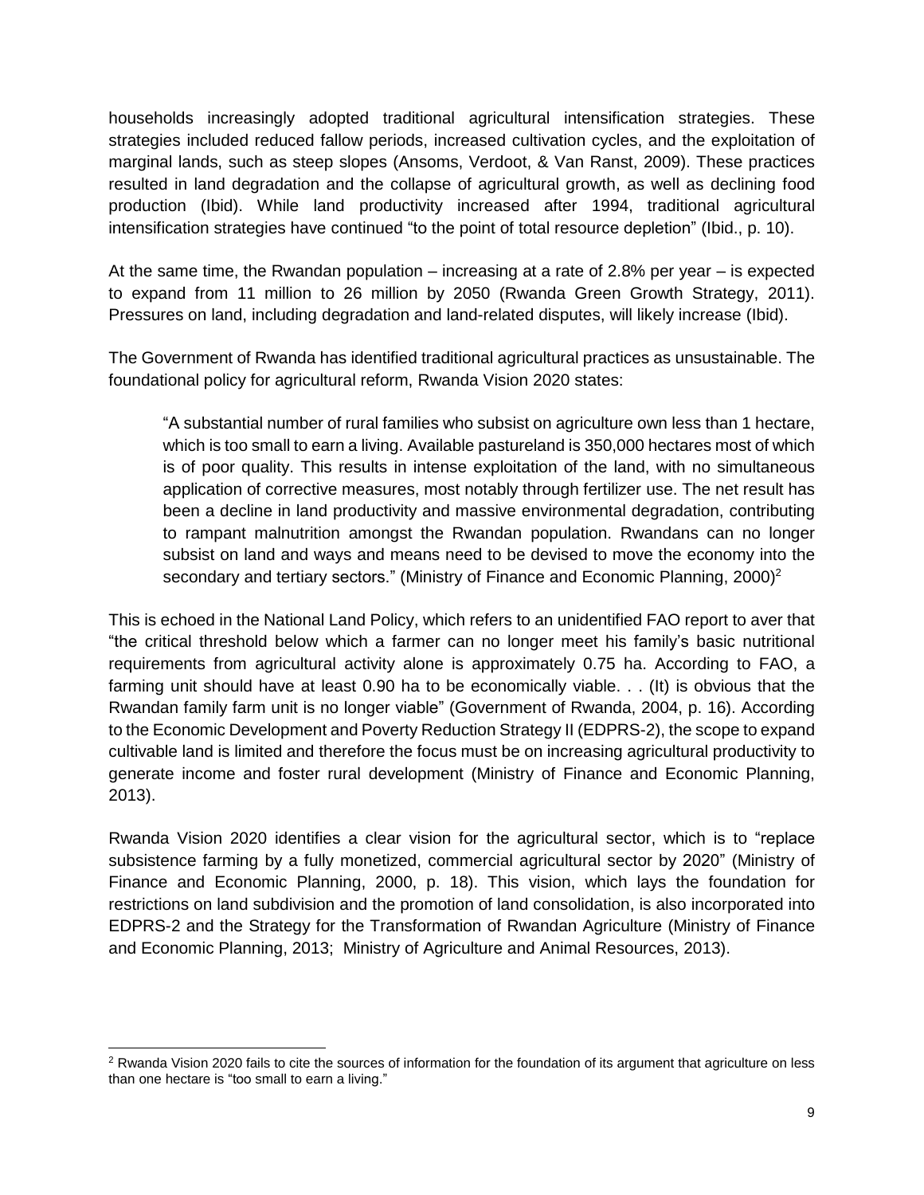households increasingly adopted traditional agricultural intensification strategies. These strategies included reduced fallow periods, increased cultivation cycles, and the exploitation of marginal lands, such as steep slopes (Ansoms, Verdoot, & Van Ranst, 2009). These practices resulted in land degradation and the collapse of agricultural growth, as well as declining food production (Ibid). While land productivity increased after 1994, traditional agricultural intensification strategies have continued "to the point of total resource depletion" (Ibid., p. 10).

At the same time, the Rwandan population – increasing at a rate of 2.8% per year – is expected to expand from 11 million to 26 million by 2050 (Rwanda Green Growth Strategy, 2011). Pressures on land, including degradation and land-related disputes, will likely increase (Ibid).

The Government of Rwanda has identified traditional agricultural practices as unsustainable. The foundational policy for agricultural reform, Rwanda Vision 2020 states:

> "A substantial number of rural families who subsist on agriculture own less than 1 hectare, which is too small to earn a living. Available pastureland is 350,000 hectares most of which is of poor quality. This results in intense exploitation of the land, with no simultaneous application of corrective measures, most notably through fertilizer use. The net result has been a decline in land productivity and massive environmental degradation, contributing to rampant malnutrition amongst the Rwandan population. Rwandans can no longer subsist on land and ways and means need to be devised to move the economy into the secondary and tertiary sectors." (Ministry of Finance and Economic Planning, 2000)[2]

This is echoed in the National Land Policy, which refers to an unidentified FAO report to aver that "the critical threshold below which a farmer can no longer meet his family's basic nutritional requirements from agricultural activity alone is approximately 0.75 ha. According to FAO, a farming unit should have at least 0.90 ha to be economically viable. . . (It) is obvious that the Rwandan family farm unit is no longer viable" (Government of Rwanda, 2004, p. 16). According to the Economic Development and Poverty Reduction Strategy II (EDPRS-2), the scope to expand cultivable land is limited and therefore the focus must be on increasing agricultural productivity to generate income and foster rural development (Ministry of Finance and Economic Planning, 2013).

Rwanda Vision 2020 identifies a clear vision for the agricultural sector, which is to "replace subsistence farming by a fully monetized, commercial agricultural sector by 2020" (Ministry of Finance and Economic Planning, 2000, p. 18). This vision, which lays the foundation for restrictions on land subdivision and the promotion of land consolidation, is also incorporated into EDPRS-2 and the Strategy for the Transformation of Rwandan Agriculture (Ministry of Finance and Economic Planning, 2013; Ministry of Agriculture and Animal Resources, 2013).

[2] Rwanda Vision 2020 fails to cite the sources of information for the foundation of its argument that agriculture on less than one hectare is "too small to earn a living."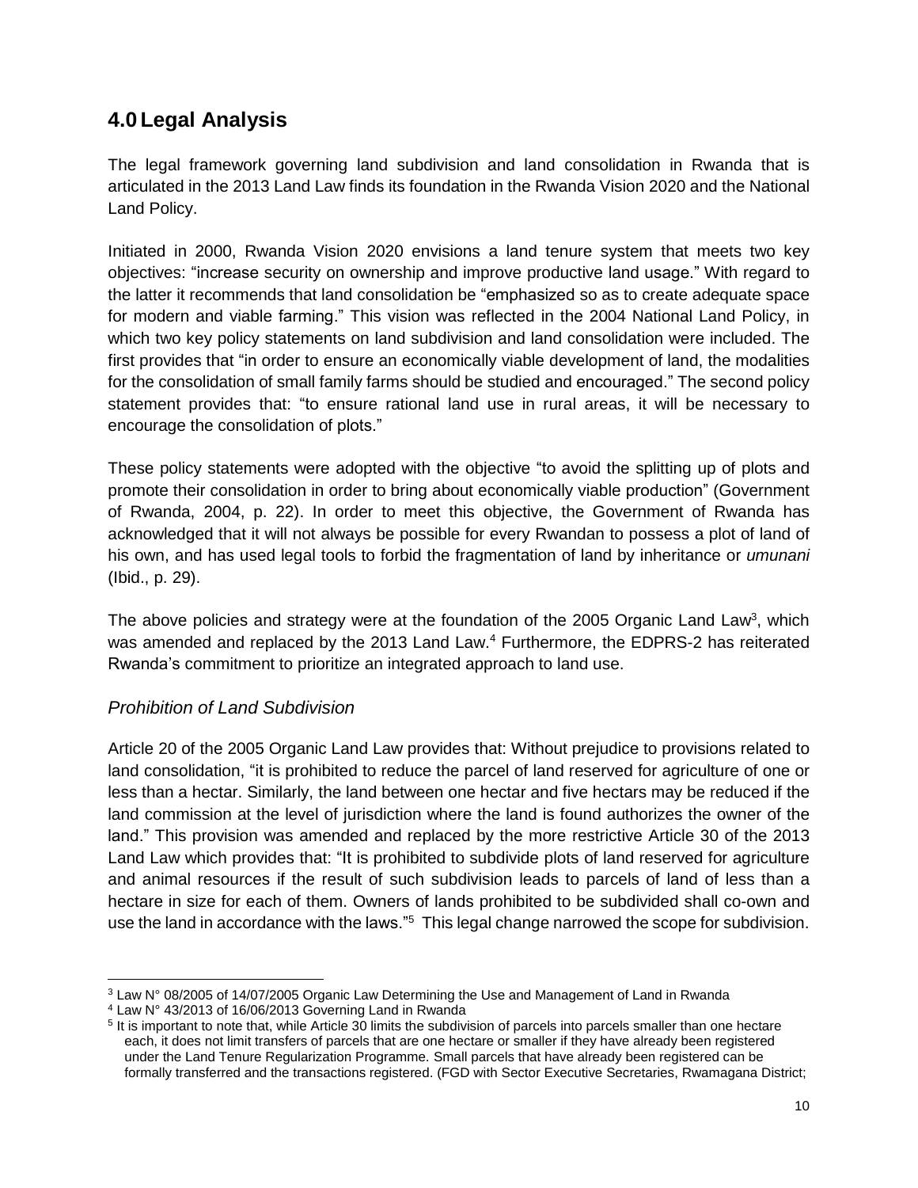## 4.0 Legal Analysis

The legal framework governing land subdivision and land consolidation in Rwanda that is articulated in the 2013 Land Law finds its foundation in the Rwanda Vision 2020 and the National Land Policy.

Initiated in 2000, Rwanda Vision 2020 envisions a land tenure system that meets two key objectives: "increase security on ownership and improve productive land usage." With regard to the latter it recommends that land consolidation be "emphasized so as to create adequate space for modern and viable farming." This vision was reflected in the 2004 National Land Policy, in which two key policy statements on land subdivision and land consolidation were included. The first provides that "in order to ensure an economically viable development of land, the modalities for the consolidation of small family farms should be studied and encouraged." The second policy statement provides that: "to ensure rational land use in rural areas, it will be necessary to encourage the consolidation of plots."

These policy statements were adopted with the objective "to avoid the splitting up of plots and promote their consolidation in order to bring about economically viable production" (Government of Rwanda, 2004, p. 22). In order to meet this objective, the Government of Rwanda has acknowledged that it will not always be possible for every Rwandan to possess a plot of land of his own, and has used legal tools to forbid the fragmentation of land by inheritance or *umunani* (Ibid., p. 29).

The above policies and strategy were at the foundation of the 2005 Organic Land Law[3], which was amended and replaced by the 2013 Land Law.[4] Furthermore, the EDPRS-2 has reiterated Rwanda's commitment to prioritize an integrated approach to land use.

### *Prohibition of Land Subdivision*

Article 20 of the 2005 Organic Land Law provides that: Without prejudice to provisions related to land consolidation, "it is prohibited to reduce the parcel of land reserved for agriculture of one or less than a hectar. Similarly, the land between one hectar and five hectars may be reduced if the land commission at the level of jurisdiction where the land is found authorizes the owner of the land." This provision was amended and replaced by the more restrictive Article 30 of the 2013 Land Law which provides that: "It is prohibited to subdivide plots of land reserved for agriculture and animal resources if the result of such subdivision leads to parcels of land of less than a hectare in size for each of them. Owners of lands prohibited to be subdivided shall co-own and use the land in accordance with the laws."[5] This legal change narrowed the scope for subdivision.

---

[3] Law N° 08/2005 of 14/07/2005 Organic Law Determining the Use and Management of Land in Rwanda

[4] Law N° 43/2013 of 16/06/2013 Governing Land in Rwanda

[5] It is important to note that, while Article 30 limits the subdivision of parcels into parcels smaller than one hectare each, it does not limit transfers of parcels that are one hectare or smaller if they have already been registered under the Land Tenure Regularization Programme. Small parcels that have already been registered can be formally transferred and the transactions registered. (FGD with Sector Executive Secretaries, Rwamagana District;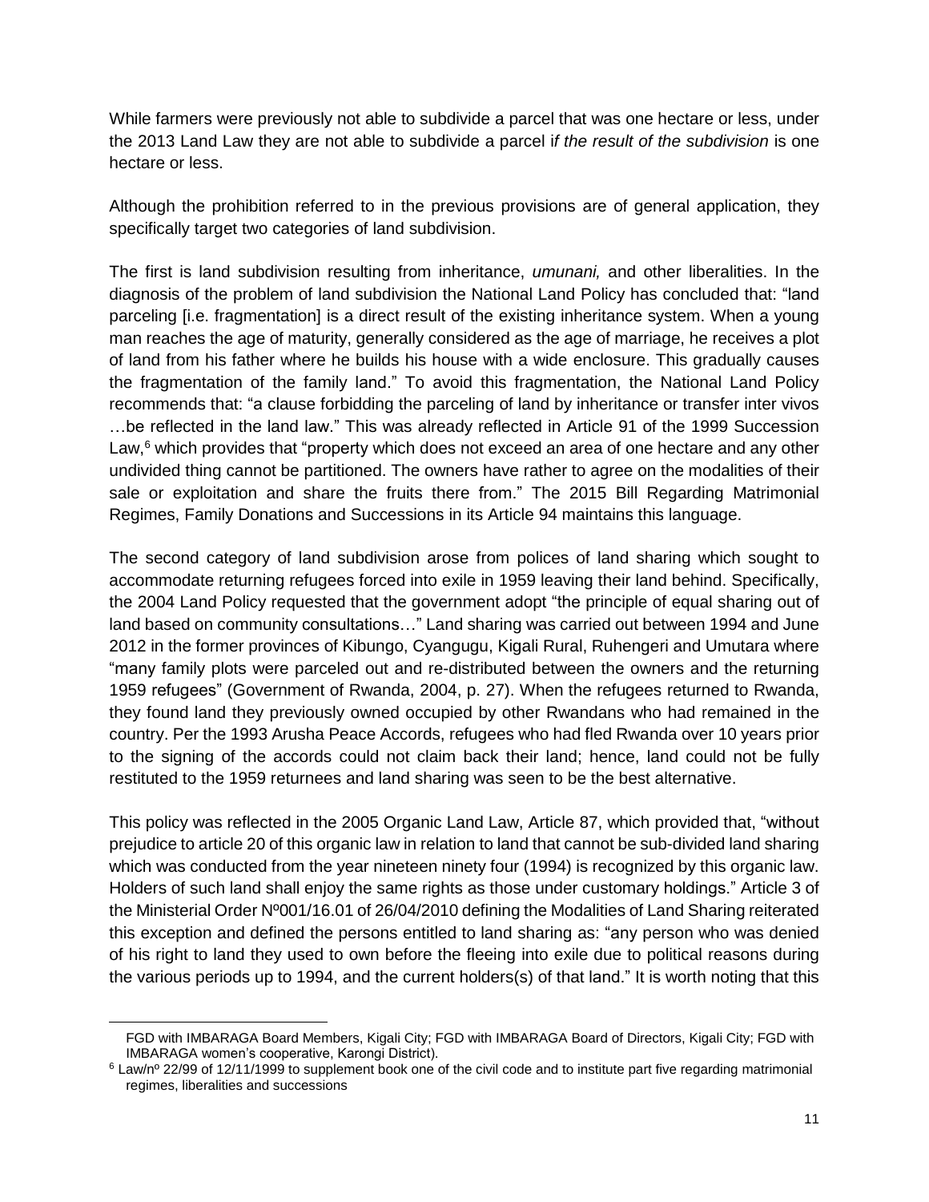While farmers were previously not able to subdivide a parcel that was one hectare or less, under the 2013 Land Law they are not able to subdivide a parcel i*f the result of the subdivision* is one hectare or less.

Although the prohibition referred to in the previous provisions are of general application, they specifically target two categories of land subdivision.

The first is land subdivision resulting from inheritance, *umunani,* and other liberalities. In the diagnosis of the problem of land subdivision the National Land Policy has concluded that: "land parceling [i.e. fragmentation] is a direct result of the existing inheritance system. When a young man reaches the age of maturity, generally considered as the age of marriage, he receives a plot of land from his father where he builds his house with a wide enclosure. This gradually causes the fragmentation of the family land." To avoid this fragmentation, the National Land Policy recommends that: "a clause forbidding the parceling of land by inheritance or transfer inter vivos …be reflected in the land law." This was already reflected in Article 91 of the 1999 Succession Law,[6] which provides that "property which does not exceed an area of one hectare and any other undivided thing cannot be partitioned. The owners have rather to agree on the modalities of their sale or exploitation and share the fruits there from." The 2015 Bill Regarding Matrimonial Regimes, Family Donations and Successions in its Article 94 maintains this language.

The second category of land subdivision arose from polices of land sharing which sought to accommodate returning refugees forced into exile in 1959 leaving their land behind. Specifically, the 2004 Land Policy requested that the government adopt "the principle of equal sharing out of land based on community consultations…" Land sharing was carried out between 1994 and June 2012 in the former provinces of Kibungo, Cyangugu, Kigali Rural, Ruhengeri and Umutara where "many family plots were parceled out and re-distributed between the owners and the returning 1959 refugees" (Government of Rwanda, 2004, p. 27). When the refugees returned to Rwanda, they found land they previously owned occupied by other Rwandans who had remained in the country. Per the 1993 Arusha Peace Accords, refugees who had fled Rwanda over 10 years prior to the signing of the accords could not claim back their land; hence, land could not be fully restituted to the 1959 returnees and land sharing was seen to be the best alternative.

This policy was reflected in the 2005 Organic Land Law, Article 87, which provided that, "without prejudice to article 20 of this organic law in relation to land that cannot be sub-divided land sharing which was conducted from the year nineteen ninety four (1994) is recognized by this organic law. Holders of such land shall enjoy the same rights as those under customary holdings." Article 3 of the Ministerial Order Nº001/16.01 of 26/04/2010 defining the Modalities of Land Sharing reiterated this exception and defined the persons entitled to land sharing as: "any person who was denied of his right to land they used to own before the fleeing into exile due to political reasons during the various periods up to 1994, and the current holders(s) of that land." It is worth noting that this

FGD with IMBARAGA Board Members, Kigali City; FGD with IMBARAGA Board of Directors, Kigali City; FGD with IMBARAGA women's cooperative, Karongi District).

[6] Law/nº 22/99 of 12/11/1999 to supplement book one of the civil code and to institute part five regarding matrimonial regimes, liberalities and successions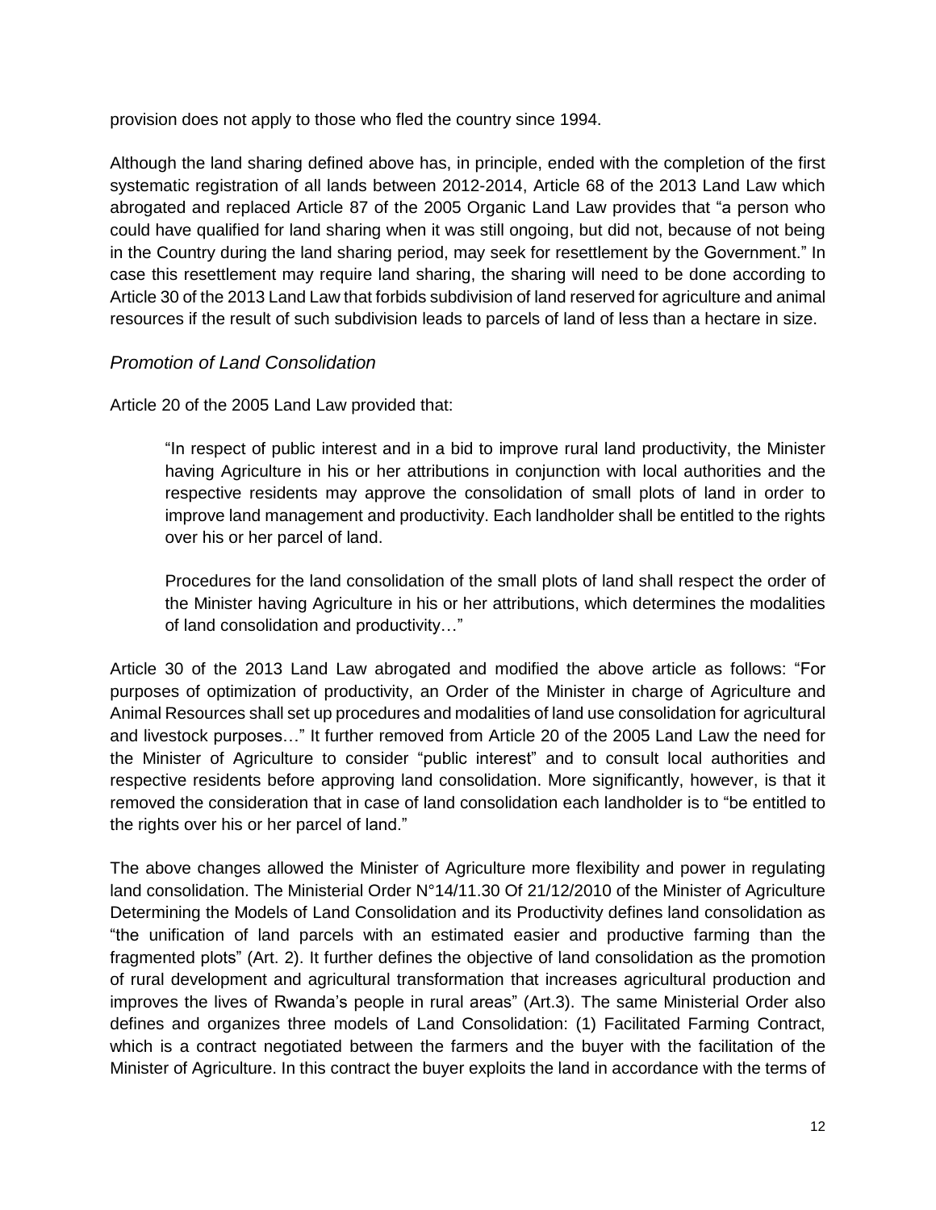provision does not apply to those who fled the country since 1994.

Although the land sharing defined above has, in principle, ended with the completion of the first systematic registration of all lands between 2012-2014, Article 68 of the 2013 Land Law which abrogated and replaced Article 87 of the 2005 Organic Land Law provides that "a person who could have qualified for land sharing when it was still ongoing, but did not, because of not being in the Country during the land sharing period, may seek for resettlement by the Government." In case this resettlement may require land sharing, the sharing will need to be done according to Article 30 of the 2013 Land Law that forbids subdivision of land reserved for agriculture and animal resources if the result of such subdivision leads to parcels of land of less than a hectare in size.

### *Promotion of Land Consolidation*

Article 20 of the 2005 Land Law provided that:

> "In respect of public interest and in a bid to improve rural land productivity, the Minister having Agriculture in his or her attributions in conjunction with local authorities and the respective residents may approve the consolidation of small plots of land in order to improve land management and productivity. Each landholder shall be entitled to the rights over his or her parcel of land.
>
> Procedures for the land consolidation of the small plots of land shall respect the order of the Minister having Agriculture in his or her attributions, which determines the modalities of land consolidation and productivity…"

Article 30 of the 2013 Land Law abrogated and modified the above article as follows: "For purposes of optimization of productivity, an Order of the Minister in charge of Agriculture and Animal Resources shall set up procedures and modalities of land use consolidation for agricultural and livestock purposes…" It further removed from Article 20 of the 2005 Land Law the need for the Minister of Agriculture to consider "public interest" and to consult local authorities and respective residents before approving land consolidation. More significantly, however, is that it removed the consideration that in case of land consolidation each landholder is to "be entitled to the rights over his or her parcel of land."

The above changes allowed the Minister of Agriculture more flexibility and power in regulating land consolidation. The Ministerial Order N°14/11.30 Of 21/12/2010 of the Minister of Agriculture Determining the Models of Land Consolidation and its Productivity defines land consolidation as "the unification of land parcels with an estimated easier and productive farming than the fragmented plots" (Art. 2). It further defines the objective of land consolidation as the promotion of rural development and agricultural transformation that increases agricultural production and improves the lives of Rwanda's people in rural areas" (Art.3). The same Ministerial Order also defines and organizes three models of Land Consolidation: (1) Facilitated Farming Contract, which is a contract negotiated between the farmers and the buyer with the facilitation of the Minister of Agriculture. In this contract the buyer exploits the land in accordance with the terms of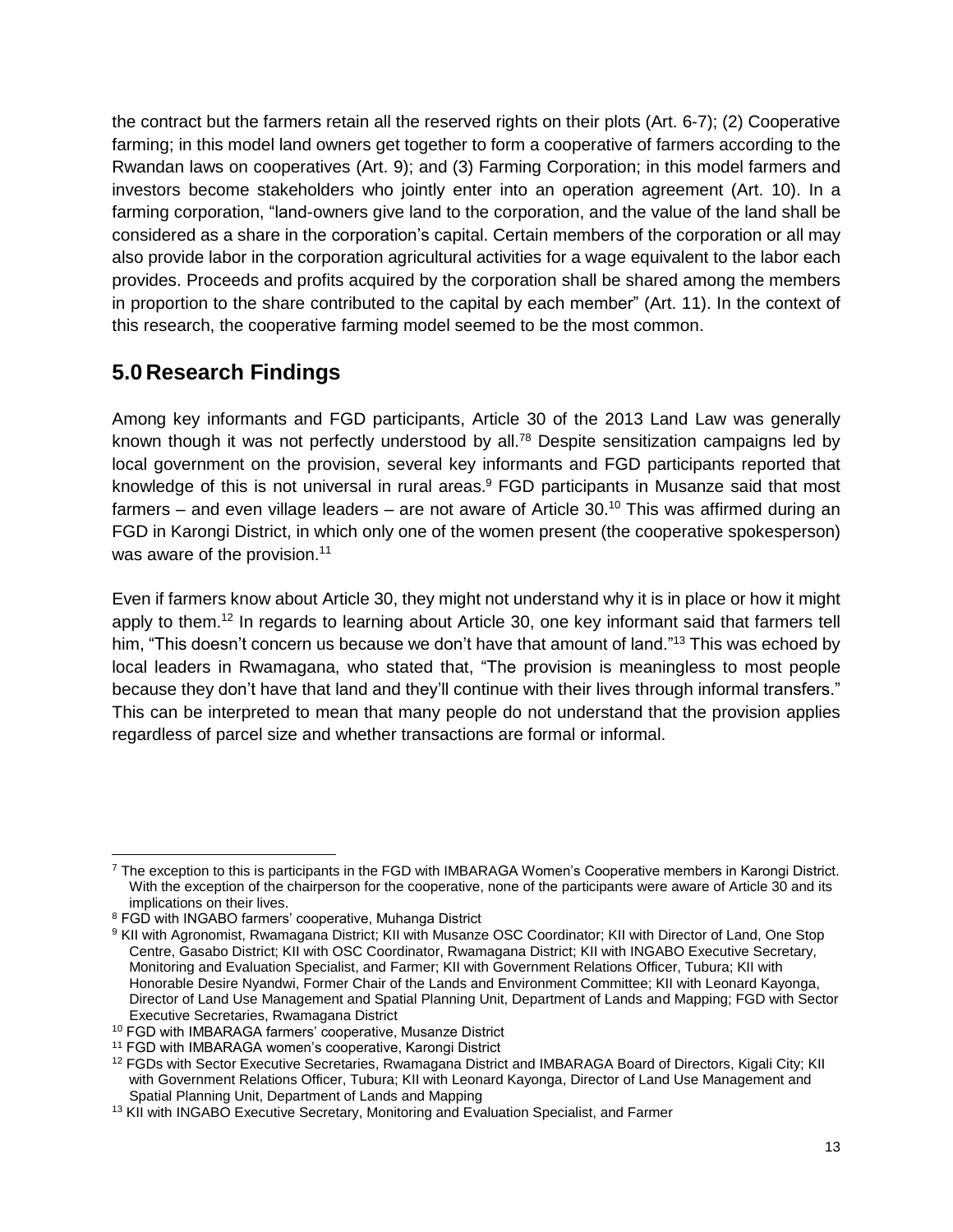the contract but the farmers retain all the reserved rights on their plots (Art. 6-7); (2) Cooperative farming; in this model land owners get together to form a cooperative of farmers according to the Rwandan laws on cooperatives (Art. 9); and (3) Farming Corporation; in this model farmers and investors become stakeholders who jointly enter into an operation agreement (Art. 10). In a farming corporation, "land-owners give land to the corporation, and the value of the land shall be considered as a share in the corporation's capital. Certain members of the corporation or all may also provide labor in the corporation agricultural activities for a wage equivalent to the labor each provides. Proceeds and profits acquired by the corporation shall be shared among the members in proportion to the share contributed to the capital by each member" (Art. 11). In the context of this research, the cooperative farming model seemed to be the most common.

## 5.0 Research Findings

Among key informants and FGD participants, Article 30 of the 2013 Land Law was generally known though it was not perfectly understood by all.[7][8] Despite sensitization campaigns led by local government on the provision, several key informants and FGD participants reported that knowledge of this is not universal in rural areas.[9] FGD participants in Musanze said that most farmers – and even village leaders – are not aware of Article 30.[10] This was affirmed during an FGD in Karongi District, in which only one of the women present (the cooperative spokesperson) was aware of the provision.[11]

Even if farmers know about Article 30, they might not understand why it is in place or how it might apply to them.[12] In regards to learning about Article 30, one key informant said that farmers tell him, "This doesn't concern us because we don't have that amount of land."[13] This was echoed by local leaders in Rwamagana, who stated that, "The provision is meaningless to most people because they don't have that land and they'll continue with their lives through informal transfers." This can be interpreted to mean that many people do not understand that the provision applies regardless of parcel size and whether transactions are formal or informal.

---

[7] The exception to this is participants in the FGD with IMBARAGA Women's Cooperative members in Karongi District. With the exception of the chairperson for the cooperative, none of the participants were aware of Article 30 and its implications on their lives.

[8] FGD with INGABO farmers' cooperative, Muhanga District

[9] KII with Agronomist, Rwamagana District; KII with Musanze OSC Coordinator; KII with Director of Land, One Stop Centre, Gasabo District; KII with OSC Coordinator, Rwamagana District; KII with INGABO Executive Secretary, Monitoring and Evaluation Specialist, and Farmer; KII with Government Relations Officer, Tubura; KII with Honorable Desire Nyandwi, Former Chair of the Lands and Environment Committee; KII with Leonard Kayonga, Director of Land Use Management and Spatial Planning Unit, Department of Lands and Mapping; FGD with Sector Executive Secretaries, Rwamagana District

[10] FGD with IMBARAGA farmers' cooperative, Musanze District

[11] FGD with IMBARAGA women's cooperative, Karongi District

[12] FGDs with Sector Executive Secretaries, Rwamagana District and IMBARAGA Board of Directors, Kigali City; KII with Government Relations Officer, Tubura; KII with Leonard Kayonga, Director of Land Use Management and Spatial Planning Unit, Department of Lands and Mapping

[13] KII with INGABO Executive Secretary, Monitoring and Evaluation Specialist, and Farmer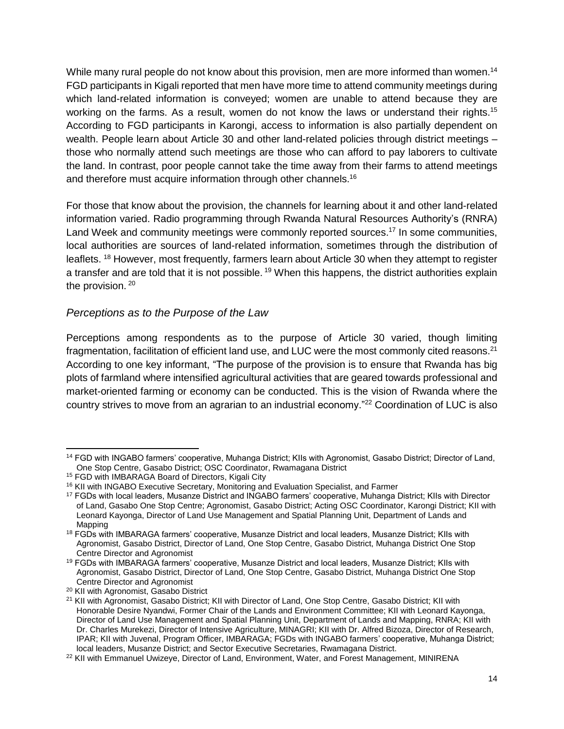While many rural people do not know about this provision, men are more informed than women.[14] FGD participants in Kigali reported that men have more time to attend community meetings during which land-related information is conveyed; women are unable to attend because they are working on the farms. As a result, women do not know the laws or understand their rights.[15] According to FGD participants in Karongi, access to information is also partially dependent on wealth. People learn about Article 30 and other land-related policies through district meetings – those who normally attend such meetings are those who can afford to pay laborers to cultivate the land. In contrast, poor people cannot take the time away from their farms to attend meetings and therefore must acquire information through other channels.[16]

For those that know about the provision, the channels for learning about it and other land-related information varied. Radio programming through Rwanda Natural Resources Authority's (RNRA) Land Week and community meetings were commonly reported sources.[17] In some communities, local authorities are sources of land-related information, sometimes through the distribution of leaflets. [18] However, most frequently, farmers learn about Article 30 when they attempt to register a transfer and are told that it is not possible. [19] When this happens, the district authorities explain the provision. [20]

### *Perceptions as to the Purpose of the Law*

Perceptions among respondents as to the purpose of Article 30 varied, though limiting fragmentation, facilitation of efficient land use, and LUC were the most commonly cited reasons.[21] According to one key informant, "The purpose of the provision is to ensure that Rwanda has big plots of farmland where intensified agricultural activities that are geared towards professional and market-oriented farming or economy can be conducted. This is the vision of Rwanda where the country strives to move from an agrarian to an industrial economy."[22] Coordination of LUC is also

---

[14] FGD with INGABO farmers' cooperative, Muhanga District; KIIs with Agronomist, Gasabo District; Director of Land, One Stop Centre, Gasabo District; OSC Coordinator, Rwamagana District

[15] FGD with IMBARAGA Board of Directors, Kigali City

[16] KII with INGABO Executive Secretary, Monitoring and Evaluation Specialist, and Farmer

[17] FGDs with local leaders, Musanze District and INGABO farmers' cooperative, Muhanga District; KIIs with Director of Land, Gasabo One Stop Centre; Agronomist, Gasabo District; Acting OSC Coordinator, Karongi District; KII with Leonard Kayonga, Director of Land Use Management and Spatial Planning Unit, Department of Lands and Mapping

[18] FGDs with IMBARAGA farmers' cooperative, Musanze District and local leaders, Musanze District; KIIs with Agronomist, Gasabo District, Director of Land, One Stop Centre, Gasabo District, Muhanga District One Stop Centre Director and Agronomist

[19] FGDs with IMBARAGA farmers' cooperative, Musanze District and local leaders, Musanze District; KIIs with Agronomist, Gasabo District, Director of Land, One Stop Centre, Gasabo District, Muhanga District One Stop Centre Director and Agronomist

[20] KII with Agronomist, Gasabo District

[21] KII with Agronomist, Gasabo District; KII with Director of Land, One Stop Centre, Gasabo District; KII with Honorable Desire Nyandwi, Former Chair of the Lands and Environment Committee; KII with Leonard Kayonga, Director of Land Use Management and Spatial Planning Unit, Department of Lands and Mapping, RNRA; KII with Dr. Charles Murekezi, Director of Intensive Agriculture, MINAGRI; KII with Dr. Alfred Bizoza, Director of Research, IPAR; KII with Juvenal, Program Officer, IMBARAGA; FGDs with INGABO farmers' cooperative, Muhanga District; local leaders, Musanze District; and Sector Executive Secretaries, Rwamagana District.

[22] KII with Emmanuel Uwizeye, Director of Land, Environment, Water, and Forest Management, MINIRENA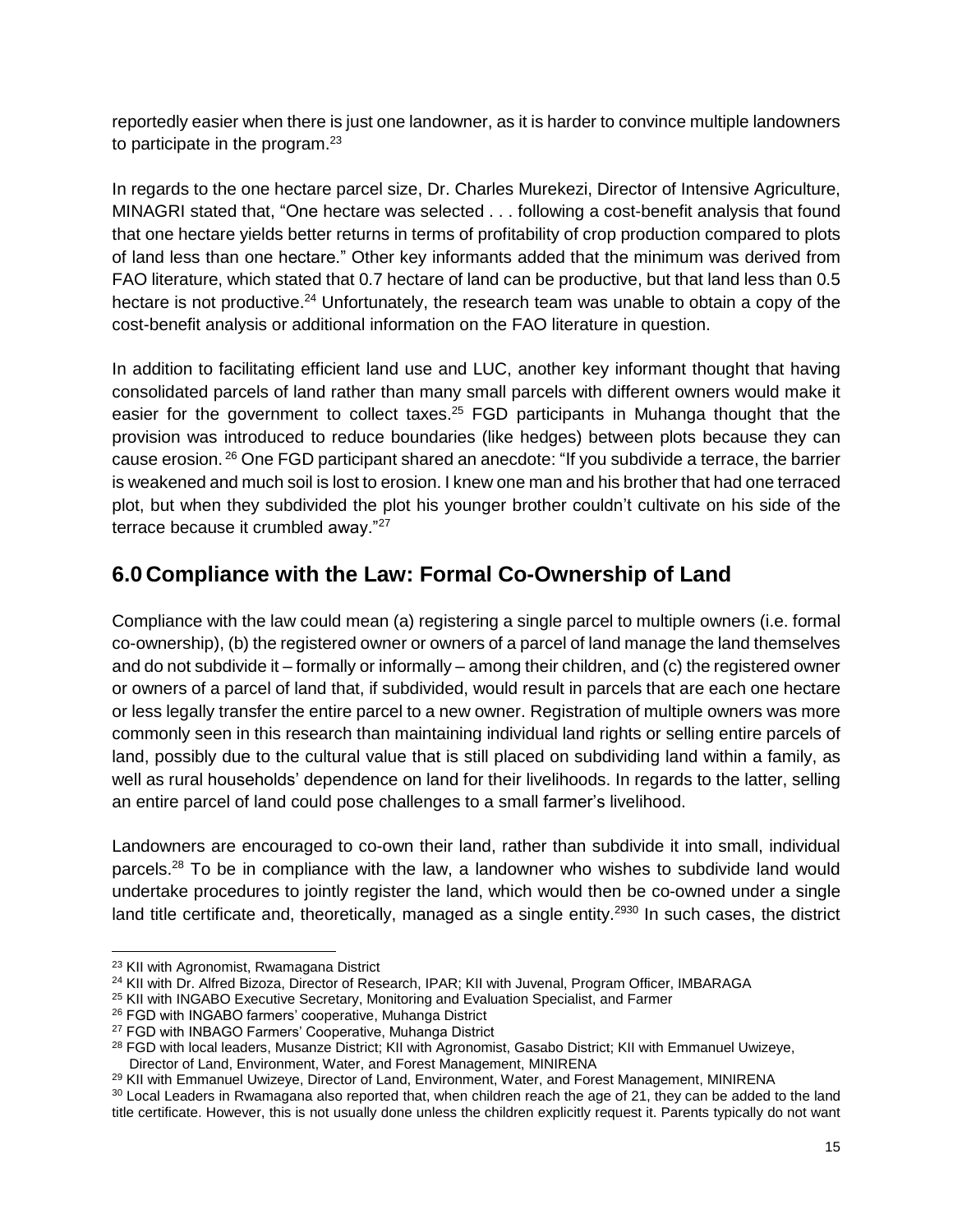reportedly easier when there is just one landowner, as it is harder to convince multiple landowners to participate in the program.[23]

In regards to the one hectare parcel size, Dr. Charles Murekezi, Director of Intensive Agriculture, MINAGRI stated that, "One hectare was selected . . . following a cost-benefit analysis that found that one hectare yields better returns in terms of profitability of crop production compared to plots of land less than one hectare." Other key informants added that the minimum was derived from FAO literature, which stated that 0.7 hectare of land can be productive, but that land less than 0.5 hectare is not productive.[24] Unfortunately, the research team was unable to obtain a copy of the cost-benefit analysis or additional information on the FAO literature in question.

In addition to facilitating efficient land use and LUC, another key informant thought that having consolidated parcels of land rather than many small parcels with different owners would make it easier for the government to collect taxes.[25] FGD participants in Muhanga thought that the provision was introduced to reduce boundaries (like hedges) between plots because they can cause erosion.[26] One FGD participant shared an anecdote: "If you subdivide a terrace, the barrier is weakened and much soil is lost to erosion. I knew one man and his brother that had one terraced plot, but when they subdivided the plot his younger brother couldn't cultivate on his side of the terrace because it crumbled away."[27]

## 6.0 Compliance with the Law: Formal Co-Ownership of Land

Compliance with the law could mean (a) registering a single parcel to multiple owners (i.e. formal co-ownership), (b) the registered owner or owners of a parcel of land manage the land themselves and do not subdivide it – formally or informally – among their children, and (c) the registered owner or owners of a parcel of land that, if subdivided, would result in parcels that are each one hectare or less legally transfer the entire parcel to a new owner. Registration of multiple owners was more commonly seen in this research than maintaining individual land rights or selling entire parcels of land, possibly due to the cultural value that is still placed on subdividing land within a family, as well as rural households' dependence on land for their livelihoods. In regards to the latter, selling an entire parcel of land could pose challenges to a small farmer's livelihood.

Landowners are encouraged to co-own their land, rather than subdivide it into small, individual parcels.[28] To be in compliance with the law, a landowner who wishes to subdivide land would undertake procedures to jointly register the land, which would then be co-owned under a single land title certificate and, theoretically, managed as a single entity.[29][30] In such cases, the district

---

[23] KII with Agronomist, Rwamagana District

[24] KII with Dr. Alfred Bizoza, Director of Research, IPAR; KII with Juvenal, Program Officer, IMBARAGA

[25] KII with INGABO Executive Secretary, Monitoring and Evaluation Specialist, and Farmer

[26] FGD with INGABO farmers' cooperative, Muhanga District

[27] FGD with INBAGO Farmers' Cooperative, Muhanga District

[28] FGD with local leaders, Musanze District; KII with Agronomist, Gasabo District; KII with Emmanuel Uwizeye, Director of Land, Environment, Water, and Forest Management, MINIRENA

[29] KII with Emmanuel Uwizeye, Director of Land, Environment, Water, and Forest Management, MINIRENA

[30] Local Leaders in Rwamagana also reported that, when children reach the age of 21, they can be added to the land title certificate. However, this is not usually done unless the children explicitly request it. Parents typically do not want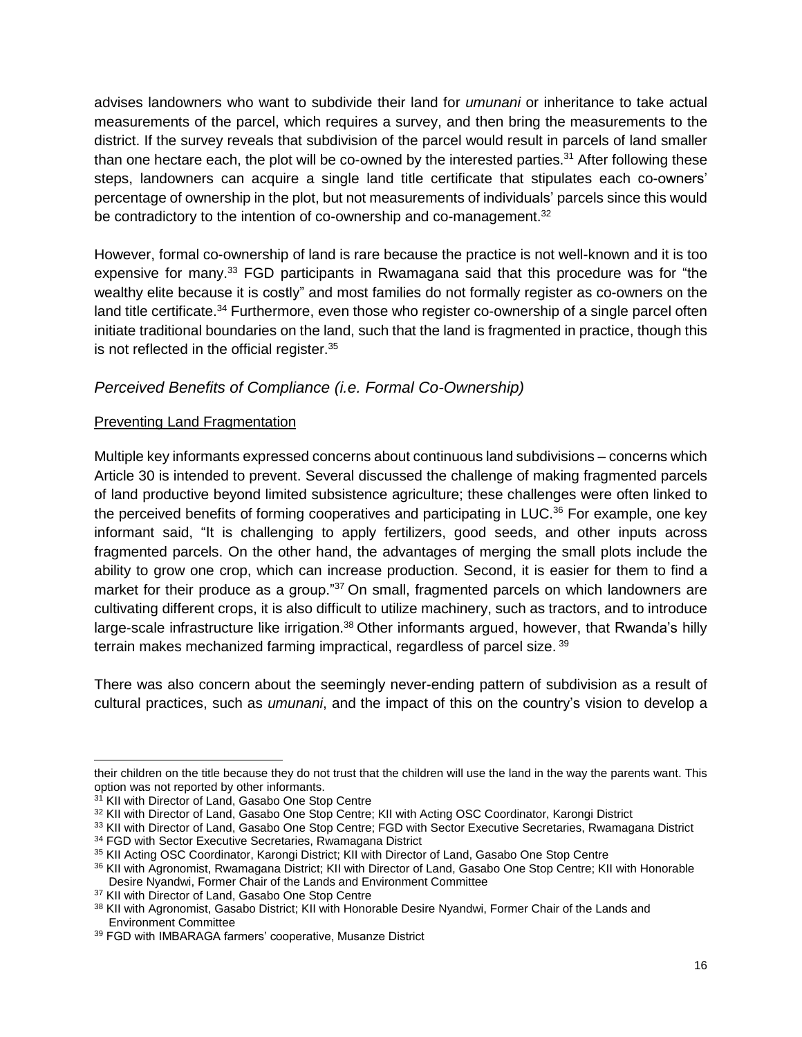advises landowners who want to subdivide their land for *umunani* or inheritance to take actual measurements of the parcel, which requires a survey, and then bring the measurements to the district. If the survey reveals that subdivision of the parcel would result in parcels of land smaller than one hectare each, the plot will be co-owned by the interested parties.[31] After following these steps, landowners can acquire a single land title certificate that stipulates each co-owners' percentage of ownership in the plot, but not measurements of individuals' parcels since this would be contradictory to the intention of co-ownership and co-management.[32]

However, formal co-ownership of land is rare because the practice is not well-known and it is too expensive for many.[33] FGD participants in Rwamagana said that this procedure was for "the wealthy elite because it is costly" and most families do not formally register as co-owners on the land title certificate.[34] Furthermore, even those who register co-ownership of a single parcel often initiate traditional boundaries on the land, such that the land is fragmented in practice, though this is not reflected in the official register.[35]

### *Perceived Benefits of Compliance (i.e. Formal Co-Ownership)*

#### Preventing Land Fragmentation

Multiple key informants expressed concerns about continuous land subdivisions – concerns which Article 30 is intended to prevent. Several discussed the challenge of making fragmented parcels of land productive beyond limited subsistence agriculture; these challenges were often linked to the perceived benefits of forming cooperatives and participating in LUC.[36] For example, one key informant said, "It is challenging to apply fertilizers, good seeds, and other inputs across fragmented parcels. On the other hand, the advantages of merging the small plots include the ability to grow one crop, which can increase production. Second, it is easier for them to find a market for their produce as a group."[37] On small, fragmented parcels on which landowners are cultivating different crops, it is also difficult to utilize machinery, such as tractors, and to introduce large-scale infrastructure like irrigation.[38] Other informants argued, however, that Rwanda's hilly terrain makes mechanized farming impractical, regardless of parcel size.[39]

There was also concern about the seemingly never-ending pattern of subdivision as a result of cultural practices, such as *umunani*, and the impact of this on the country's vision to develop a

---

their children on the title because they do not trust that the children will use the land in the way the parents want. This option was not reported by other informants.

[31] KII with Director of Land, Gasabo One Stop Centre

[32] KII with Director of Land, Gasabo One Stop Centre; KII with Acting OSC Coordinator, Karongi District

[33] KII with Director of Land, Gasabo One Stop Centre; FGD with Sector Executive Secretaries, Rwamagana District

[34] FGD with Sector Executive Secretaries, Rwamagana District

[35] KII Acting OSC Coordinator, Karongi District; KII with Director of Land, Gasabo One Stop Centre

[36] KII with Agronomist, Rwamagana District; KII with Director of Land, Gasabo One Stop Centre; KII with Honorable Desire Nyandwi, Former Chair of the Lands and Environment Committee

[37] KII with Director of Land, Gasabo One Stop Centre

[38] KII with Agronomist, Gasabo District; KII with Honorable Desire Nyandwi, Former Chair of the Lands and Environment Committee

[39] FGD with IMBARAGA farmers' cooperative, Musanze District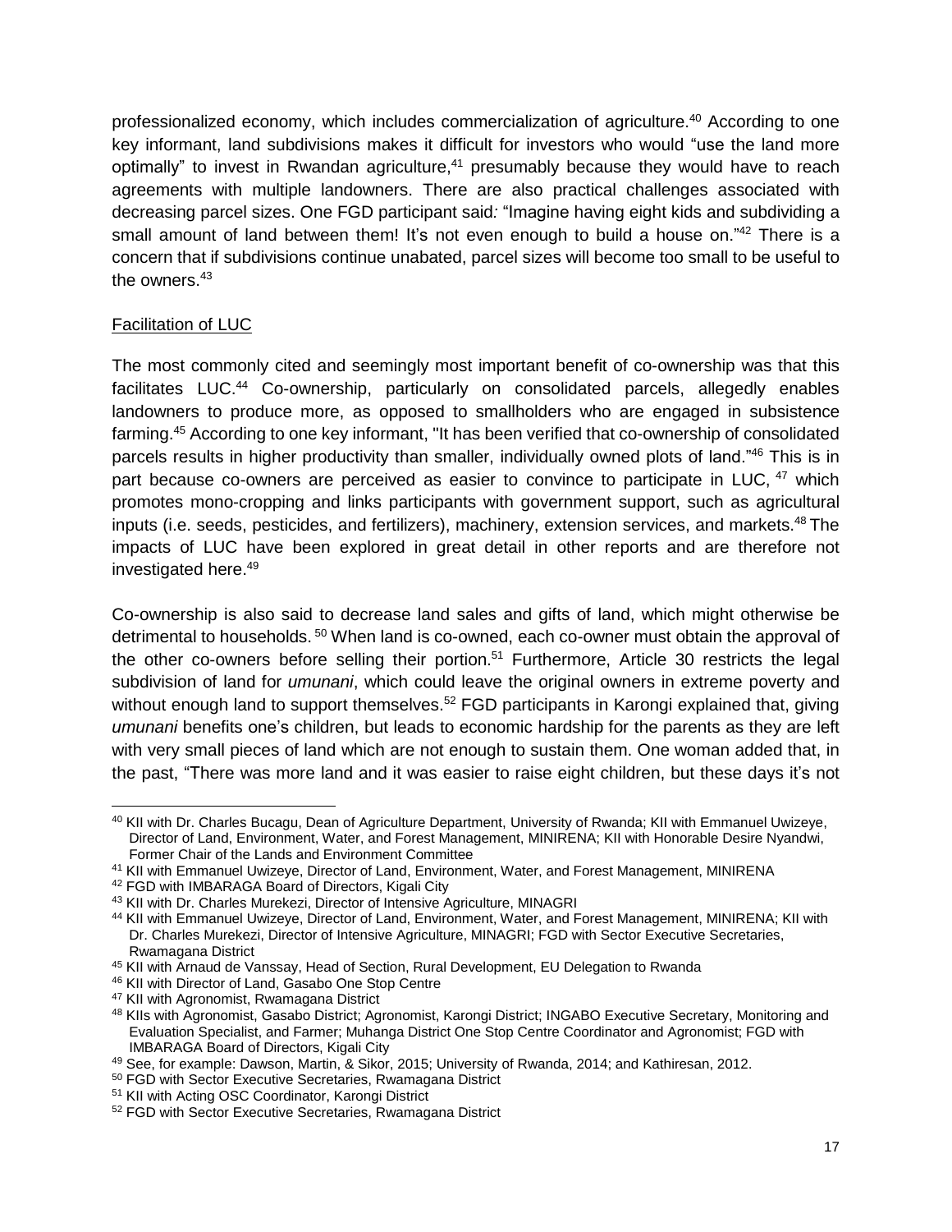professionalized economy, which includes commercialization of agriculture.[40] According to one key informant, land subdivisions makes it difficult for investors who would "use the land more optimally" to invest in Rwandan agriculture,[41] presumably because they would have to reach agreements with multiple landowners. There are also practical challenges associated with decreasing parcel sizes. One FGD participant said*:* "Imagine having eight kids and subdividing a small amount of land between them! It's not even enough to build a house on."[42] There is a concern that if subdivisions continue unabated, parcel sizes will become too small to be useful to the owners.[43]

Facilitation of LUC

The most commonly cited and seemingly most important benefit of co-ownership was that this facilitates LUC.[44] Co-ownership, particularly on consolidated parcels, allegedly enables landowners to produce more, as opposed to smallholders who are engaged in subsistence farming.[45] According to one key informant, "It has been verified that co-ownership of consolidated parcels results in higher productivity than smaller, individually owned plots of land."[46] This is in part because co-owners are perceived as easier to convince to participate in LUC, [47] which promotes mono-cropping and links participants with government support, such as agricultural inputs (i.e. seeds, pesticides, and fertilizers), machinery, extension services, and markets.[48] The impacts of LUC have been explored in great detail in other reports and are therefore not investigated here.[49]

Co-ownership is also said to decrease land sales and gifts of land, which might otherwise be detrimental to households.[50] When land is co-owned, each co-owner must obtain the approval of the other co-owners before selling their portion.[51] Furthermore, Article 30 restricts the legal subdivision of land for *umunani*, which could leave the original owners in extreme poverty and without enough land to support themselves.[52] FGD participants in Karongi explained that, giving *umunani* benefits one's children, but leads to economic hardship for the parents as they are left with very small pieces of land which are not enough to sustain them. One woman added that, in the past, "There was more land and it was easier to raise eight children, but these days it's not

---

[40] KII with Dr. Charles Bucagu, Dean of Agriculture Department, University of Rwanda; KII with Emmanuel Uwizeye, Director of Land, Environment, Water, and Forest Management, MINIRENA; KII with Honorable Desire Nyandwi, Former Chair of the Lands and Environment Committee

[41] KII with Emmanuel Uwizeye, Director of Land, Environment, Water, and Forest Management, MINIRENA

[42] FGD with IMBARAGA Board of Directors, Kigali City

[43] KII with Dr. Charles Murekezi, Director of Intensive Agriculture, MINAGRI

[44] KII with Emmanuel Uwizeye, Director of Land, Environment, Water, and Forest Management, MINIRENA; KII with Dr. Charles Murekezi, Director of Intensive Agriculture, MINAGRI; FGD with Sector Executive Secretaries, Rwamagana District

[45] KII with Arnaud de Vanssay, Head of Section, Rural Development, EU Delegation to Rwanda

[46] KII with Director of Land, Gasabo One Stop Centre

[47] KII with Agronomist, Rwamagana District

[48] KIIs with Agronomist, Gasabo District; Agronomist, Karongi District; INGABO Executive Secretary, Monitoring and Evaluation Specialist, and Farmer; Muhanga District One Stop Centre Coordinator and Agronomist; FGD with IMBARAGA Board of Directors, Kigali City

[49] See, for example: Dawson, Martin, & Sikor, 2015; University of Rwanda, 2014; and Kathiresan, 2012.

[50] FGD with Sector Executive Secretaries, Rwamagana District

[51] KII with Acting OSC Coordinator, Karongi District

[52] FGD with Sector Executive Secretaries, Rwamagana District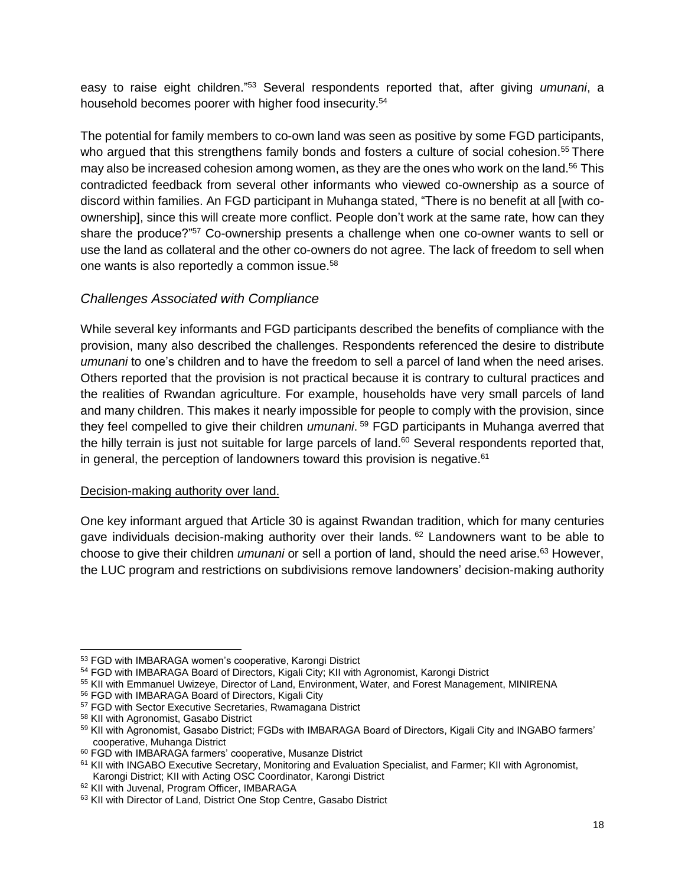easy to raise eight children."[53] Several respondents reported that, after giving *umunani*, a household becomes poorer with higher food insecurity.[54]

The potential for family members to co-own land was seen as positive by some FGD participants, who argued that this strengthens family bonds and fosters a culture of social cohesion.[55] There may also be increased cohesion among women, as they are the ones who work on the land.[56] This contradicted feedback from several other informants who viewed co-ownership as a source of discord within families. An FGD participant in Muhanga stated, "There is no benefit at all [with co-ownership], since this will create more conflict. People don't work at the same rate, how can they share the produce?"[57] Co-ownership presents a challenge when one co-owner wants to sell or use the land as collateral and the other co-owners do not agree. The lack of freedom to sell when one wants is also reportedly a common issue.[58]

### *Challenges Associated with Compliance*

While several key informants and FGD participants described the benefits of compliance with the provision, many also described the challenges. Respondents referenced the desire to distribute *umunani* to one's children and to have the freedom to sell a parcel of land when the need arises. Others reported that the provision is not practical because it is contrary to cultural practices and the realities of Rwandan agriculture. For example, households have very small parcels of land and many children. This makes it nearly impossible for people to comply with the provision, since they feel compelled to give their children *umunani*.[59] FGD participants in Muhanga averred that the hilly terrain is just not suitable for large parcels of land.[60] Several respondents reported that, in general, the perception of landowners toward this provision is negative.[61]

Decision-making authority over land.

One key informant argued that Article 30 is against Rwandan tradition, which for many centuries gave individuals decision-making authority over their lands.[62] Landowners want to be able to choose to give their children *umunani* or sell a portion of land, should the need arise.[63] However, the LUC program and restrictions on subdivisions remove landowners' decision-making authority

---

[53] FGD with IMBARAGA women's cooperative, Karongi District

[54] FGD with IMBARAGA Board of Directors, Kigali City; KII with Agronomist, Karongi District

[55] KII with Emmanuel Uwizeye, Director of Land, Environment, Water, and Forest Management, MINIRENA

[56] FGD with IMBARAGA Board of Directors, Kigali City

[57] FGD with Sector Executive Secretaries, Rwamagana District

[58] KII with Agronomist, Gasabo District

[59] KII with Agronomist, Gasabo District; FGDs with IMBARAGA Board of Directors, Kigali City and INGABO farmers' cooperative, Muhanga District

[60] FGD with IMBARAGA farmers' cooperative, Musanze District

[61] KII with INGABO Executive Secretary, Monitoring and Evaluation Specialist, and Farmer; KII with Agronomist, Karongi District; KII with Acting OSC Coordinator, Karongi District

[62] KII with Juvenal, Program Officer, IMBARAGA

[63] KII with Director of Land, District One Stop Centre, Gasabo District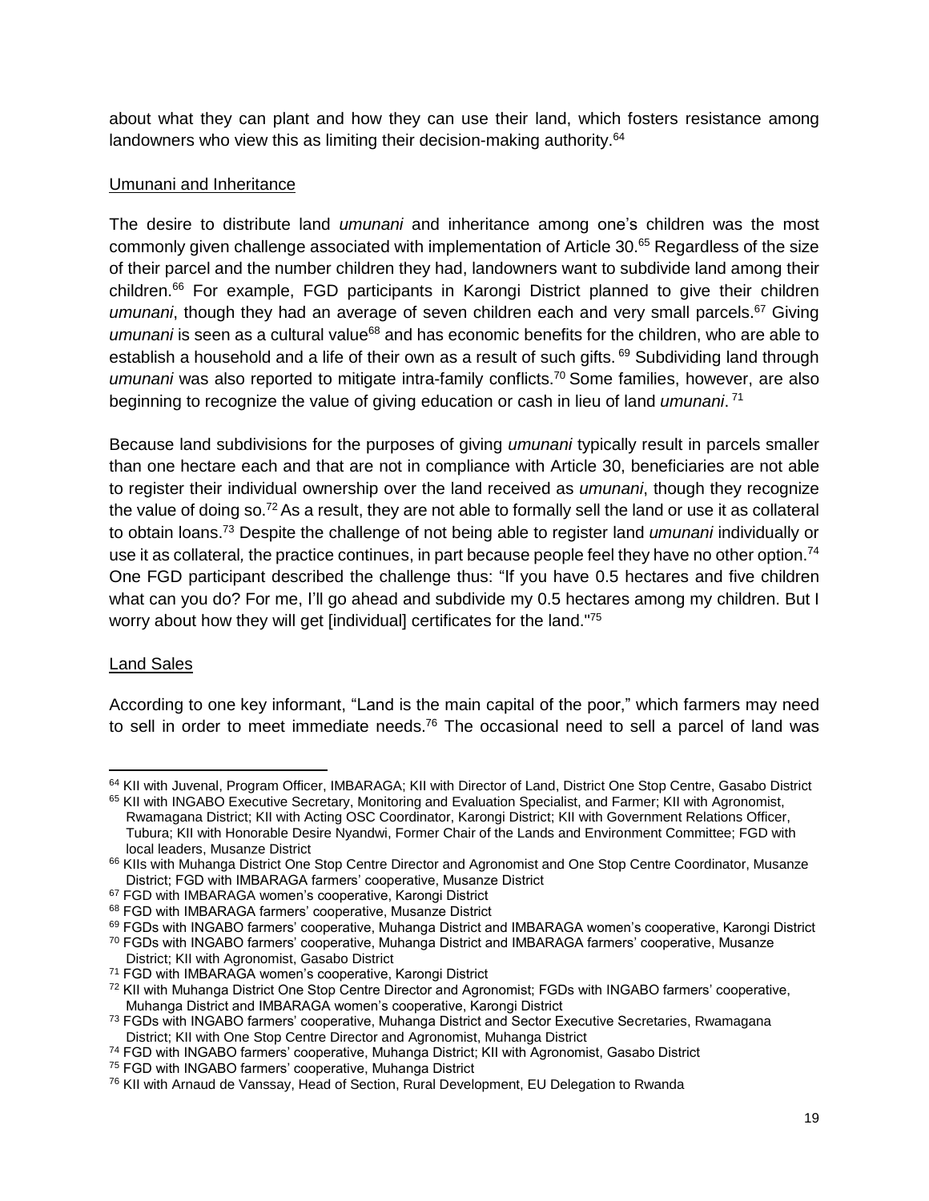about what they can plant and how they can use their land, which fosters resistance among landowners who view this as limiting their decision-making authority.[64]

Umunani and Inheritance

The desire to distribute land *umunani* and inheritance among one's children was the most commonly given challenge associated with implementation of Article 30.[65] Regardless of the size of their parcel and the number children they had, landowners want to subdivide land among their children.[66] For example, FGD participants in Karongi District planned to give their children *umunani*, though they had an average of seven children each and very small parcels.[67] Giving *umunani* is seen as a cultural value[68] and has economic benefits for the children, who are able to establish a household and a life of their own as a result of such gifts.[69] Subdividing land through *umunani* was also reported to mitigate intra-family conflicts.[70] Some families, however, are also beginning to recognize the value of giving education or cash in lieu of land *umunani*.[71]

Because land subdivisions for the purposes of giving *umunani* typically result in parcels smaller than one hectare each and that are not in compliance with Article 30, beneficiaries are not able to register their individual ownership over the land received as *umunani*, though they recognize the value of doing so.[72] As a result, they are not able to formally sell the land or use it as collateral to obtain loans.[73] Despite the challenge of not being able to register land *umunani* individually or use it as collateral, the practice continues, in part because people feel they have no other option.[74] One FGD participant described the challenge thus: "If you have 0.5 hectares and five children what can you do? For me, I'll go ahead and subdivide my 0.5 hectares among my children. But I worry about how they will get [individual] certificates for the land."[75]

Land Sales

According to one key informant, "Land is the main capital of the poor," which farmers may need to sell in order to meet immediate needs.[76] The occasional need to sell a parcel of land was

---

[64] KII with Juvenal, Program Officer, IMBARAGA; KII with Director of Land, District One Stop Centre, Gasabo District

[65] KII with INGABO Executive Secretary, Monitoring and Evaluation Specialist, and Farmer; KII with Agronomist, Rwamagana District; KII with Acting OSC Coordinator, Karongi District; KII with Government Relations Officer, Tubura; KII with Honorable Desire Nyandwi, Former Chair of the Lands and Environment Committee; FGD with local leaders, Musanze District

[66] KIIs with Muhanga District One Stop Centre Director and Agronomist and One Stop Centre Coordinator, Musanze District; FGD with IMBARAGA farmers' cooperative, Musanze District

[67] FGD with IMBARAGA women's cooperative, Karongi District

[68] FGD with IMBARAGA farmers' cooperative, Musanze District

[69] FGDs with INGABO farmers' cooperative, Muhanga District and IMBARAGA women's cooperative, Karongi District

[70] FGDs with INGABO farmers' cooperative, Muhanga District and IMBARAGA farmers' cooperative, Musanze District; KII with Agronomist, Gasabo District

[71] FGD with IMBARAGA women's cooperative, Karongi District

[72] KII with Muhanga District One Stop Centre Director and Agronomist; FGDs with INGABO farmers' cooperative, Muhanga District and IMBARAGA women's cooperative, Karongi District

[73] FGDs with INGABO farmers' cooperative, Muhanga District and Sector Executive Secretaries, Rwamagana District; KII with One Stop Centre Director and Agronomist, Muhanga District

[74] FGD with INGABO farmers' cooperative, Muhanga District; KII with Agronomist, Gasabo District

[75] FGD with INGABO farmers' cooperative, Muhanga District

[76] KII with Arnaud de Vanssay, Head of Section, Rural Development, EU Delegation to Rwanda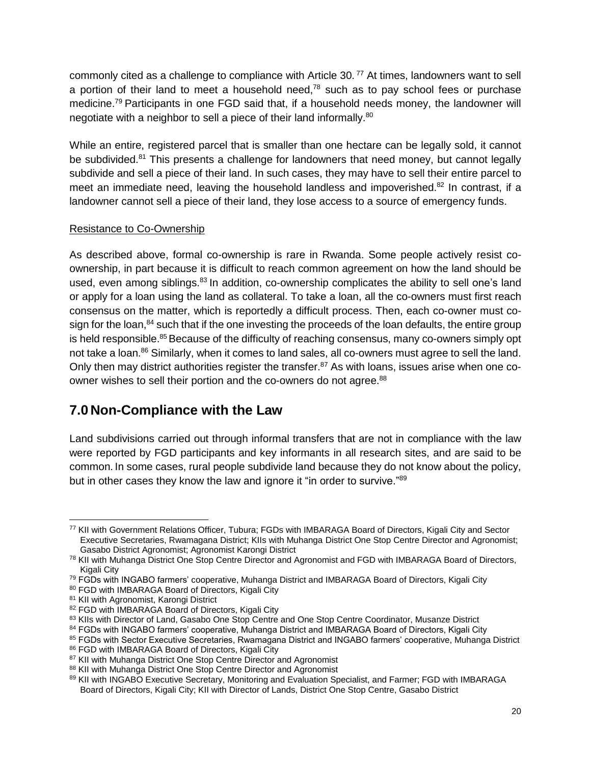commonly cited as a challenge to compliance with Article 30.[77] At times, landowners want to sell a portion of their land to meet a household need,[78] such as to pay school fees or purchase medicine.[79] Participants in one FGD said that, if a household needs money, the landowner will negotiate with a neighbor to sell a piece of their land informally.[80]

While an entire, registered parcel that is smaller than one hectare can be legally sold, it cannot be subdivided.[81] This presents a challenge for landowners that need money, but cannot legally subdivide and sell a piece of their land. In such cases, they may have to sell their entire parcel to meet an immediate need, leaving the household landless and impoverished.[82] In contrast, if a landowner cannot sell a piece of their land, they lose access to a source of emergency funds.

Resistance to Co-Ownership

As described above, formal co-ownership is rare in Rwanda. Some people actively resist co-ownership, in part because it is difficult to reach common agreement on how the land should be used, even among siblings.[83] In addition, co-ownership complicates the ability to sell one's land or apply for a loan using the land as collateral. To take a loan, all the co-owners must first reach consensus on the matter, which is reportedly a difficult process. Then, each co-owner must co-sign for the loan,[84] such that if the one investing the proceeds of the loan defaults, the entire group is held responsible.[85] Because of the difficulty of reaching consensus, many co-owners simply opt not take a loan.[86] Similarly, when it comes to land sales, all co-owners must agree to sell the land. Only then may district authorities register the transfer.[87] As with loans, issues arise when one co-owner wishes to sell their portion and the co-owners do not agree.[88]

## 7.0 Non-Compliance with the Law

Land subdivisions carried out through informal transfers that are not in compliance with the law were reported by FGD participants and key informants in all research sites, and are said to be common. In some cases, rural people subdivide land because they do not know about the policy, but in other cases they know the law and ignore it "in order to survive."[89]

---

[77] KII with Government Relations Officer, Tubura; FGDs with IMBARAGA Board of Directors, Kigali City and Sector Executive Secretaries, Rwamagana District; KIIs with Muhanga District One Stop Centre Director and Agronomist; Gasabo District Agronomist; Agronomist Karongi District

[78] KII with Muhanga District One Stop Centre Director and Agronomist and FGD with IMBARAGA Board of Directors, Kigali City

[79] FGDs with INGABO farmers' cooperative, Muhanga District and IMBARAGA Board of Directors, Kigali City

[80] FGD with IMBARAGA Board of Directors, Kigali City

[81] KII with Agronomist, Karongi District

[82] FGD with IMBARAGA Board of Directors, Kigali City

[83] KIIs with Director of Land, Gasabo One Stop Centre and One Stop Centre Coordinator, Musanze District

[84] FGDs with INGABO farmers' cooperative, Muhanga District and IMBARAGA Board of Directors, Kigali City

[85] FGDs with Sector Executive Secretaries, Rwamagana District and INGABO farmers' cooperative, Muhanga District

[86] FGD with IMBARAGA Board of Directors, Kigali City

[87] KII with Muhanga District One Stop Centre Director and Agronomist

[88] KII with Muhanga District One Stop Centre Director and Agronomist

[89] KII with INGABO Executive Secretary, Monitoring and Evaluation Specialist, and Farmer; FGD with IMBARAGA Board of Directors, Kigali City; KII with Director of Lands, District One Stop Centre, Gasabo District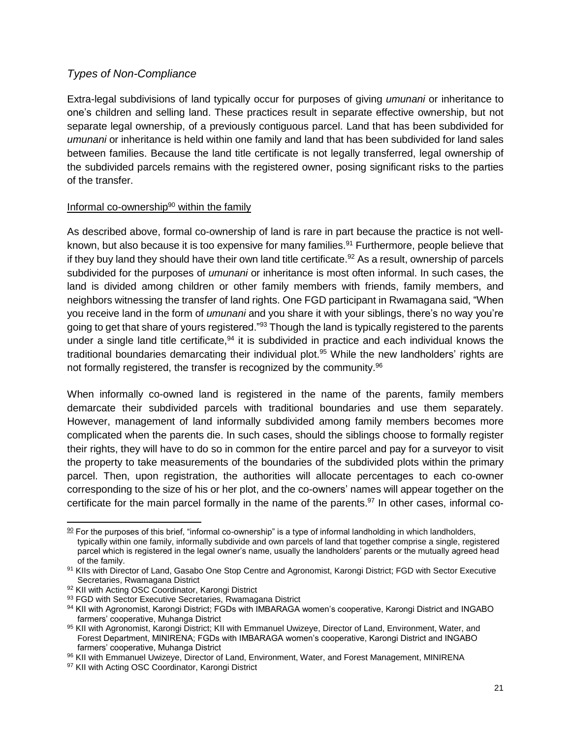### *Types of Non-Compliance*

Extra-legal subdivisions of land typically occur for purposes of giving *umunani* or inheritance to one's children and selling land. These practices result in separate effective ownership, but not separate legal ownership, of a previously contiguous parcel. Land that has been subdivided for *umunani* or inheritance is held within one family and land that has been subdivided for land sales between families. Because the land title certificate is not legally transferred, legal ownership of the subdivided parcels remains with the registered owner, posing significant risks to the parties of the transfer.

Informal co-ownership[90] within the family

As described above, formal co-ownership of land is rare in part because the practice is not well-known, but also because it is too expensive for many families.[91] Furthermore, people believe that if they buy land they should have their own land title certificate.[92] As a result, ownership of parcels subdivided for the purposes of *umunani* or inheritance is most often informal. In such cases, the land is divided among children or other family members with friends, family members, and neighbors witnessing the transfer of land rights. One FGD participant in Rwamagana said, "When you receive land in the form of *umunani* and you share it with your siblings, there's no way you're going to get that share of yours registered."[93] Though the land is typically registered to the parents under a single land title certificate,[94] it is subdivided in practice and each individual knows the traditional boundaries demarcating their individual plot.[95] While the new landholders' rights are not formally registered, the transfer is recognized by the community.[96]

When informally co-owned land is registered in the name of the parents, family members demarcate their subdivided parcels with traditional boundaries and use them separately. However, management of land informally subdivided among family members becomes more complicated when the parents die. In such cases, should the siblings choose to formally register their rights, they will have to do so in common for the entire parcel and pay for a surveyor to visit the property to take measurements of the boundaries of the subdivided plots within the primary parcel. Then, upon registration, the authorities will allocate percentages to each co-owner corresponding to the size of his or her plot, and the co-owners' names will appear together on the certificate for the main parcel formally in the name of the parents.[97] In other cases, informal co-

---

[90] For the purposes of this brief, "informal co-ownership" is a type of informal landholding in which landholders, typically within one family, informally subdivide and own parcels of land that together comprise a single, registered parcel which is registered in the legal owner's name, usually the landholders' parents or the mutually agreed head of the family.

[91] KIIs with Director of Land, Gasabo One Stop Centre and Agronomist, Karongi District; FGD with Sector Executive Secretaries, Rwamagana District

[92] KII with Acting OSC Coordinator, Karongi District

[93] FGD with Sector Executive Secretaries, Rwamagana District

[94] KII with Agronomist, Karongi District; FGDs with IMBARAGA women's cooperative, Karongi District and INGABO farmers' cooperative, Muhanga District

[95] KII with Agronomist, Karongi District; KII with Emmanuel Uwizeye, Director of Land, Environment, Water, and Forest Department, MINIRENA; FGDs with IMBARAGA women's cooperative, Karongi District and INGABO farmers' cooperative, Muhanga District

[96] KII with Emmanuel Uwizeye, Director of Land, Environment, Water, and Forest Management, MINIRENA

[97] KII with Acting OSC Coordinator, Karongi District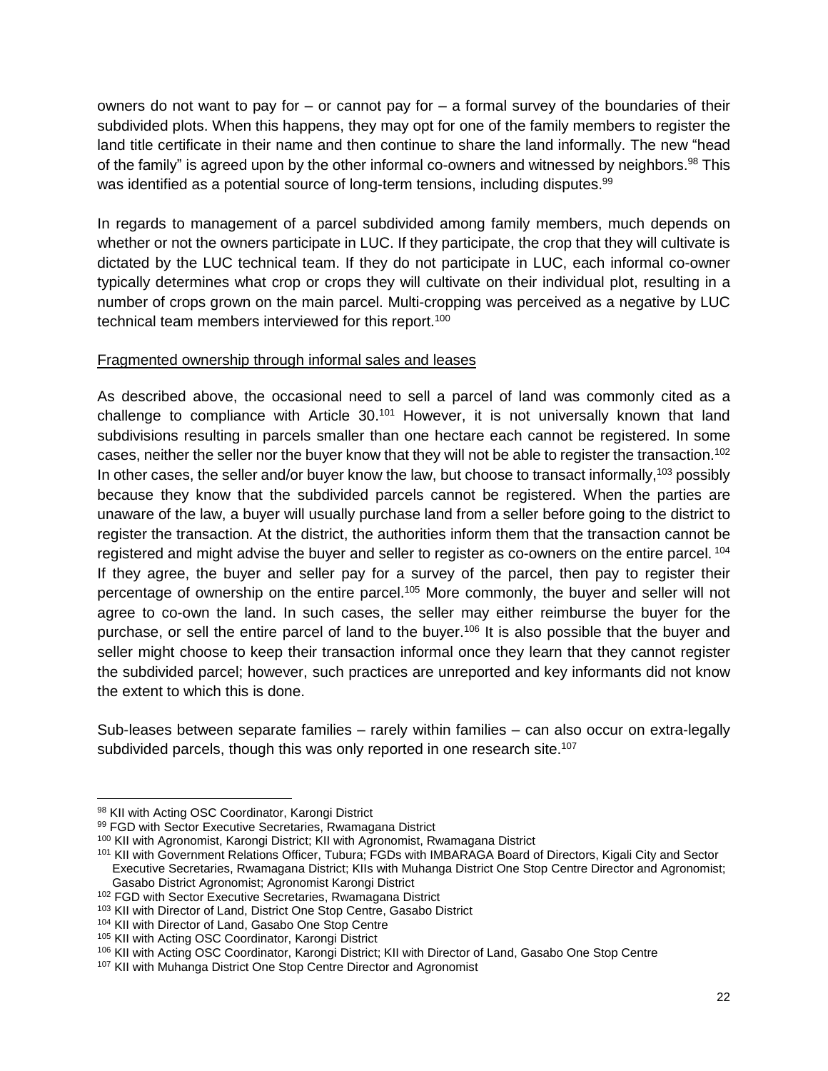owners do not want to pay for – or cannot pay for – a formal survey of the boundaries of their subdivided plots. When this happens, they may opt for one of the family members to register the land title certificate in their name and then continue to share the land informally. The new "head of the family" is agreed upon by the other informal co-owners and witnessed by neighbors.[98] This was identified as a potential source of long-term tensions, including disputes.[99]

In regards to management of a parcel subdivided among family members, much depends on whether or not the owners participate in LUC. If they participate, the crop that they will cultivate is dictated by the LUC technical team. If they do not participate in LUC, each informal co-owner typically determines what crop or crops they will cultivate on their individual plot, resulting in a number of crops grown on the main parcel. Multi-cropping was perceived as a negative by LUC technical team members interviewed for this report.[100]

<u>Fragmented ownership through informal sales and leases</u>

As described above, the occasional need to sell a parcel of land was commonly cited as a challenge to compliance with Article 30.[101] However, it is not universally known that land subdivisions resulting in parcels smaller than one hectare each cannot be registered. In some cases, neither the seller nor the buyer know that they will not be able to register the transaction.[102] In other cases, the seller and/or buyer know the law, but choose to transact informally,[103] possibly because they know that the subdivided parcels cannot be registered. When the parties are unaware of the law, a buyer will usually purchase land from a seller before going to the district to register the transaction. At the district, the authorities inform them that the transaction cannot be registered and might advise the buyer and seller to register as co-owners on the entire parcel.[104] If they agree, the buyer and seller pay for a survey of the parcel, then pay to register their percentage of ownership on the entire parcel.[105] More commonly, the buyer and seller will not agree to co-own the land. In such cases, the seller may either reimburse the buyer for the purchase, or sell the entire parcel of land to the buyer.[106] It is also possible that the buyer and seller might choose to keep their transaction informal once they learn that they cannot register the subdivided parcel; however, such practices are unreported and key informants did not know the extent to which this is done.

Sub-leases between separate families – rarely within families – can also occur on extra-legally subdivided parcels, though this was only reported in one research site.[107]

---

[98] KII with Acting OSC Coordinator, Karongi District

[99] FGD with Sector Executive Secretaries, Rwamagana District

[100] KII with Agronomist, Karongi District; KII with Agronomist, Rwamagana District

[101] KII with Government Relations Officer, Tubura; FGDs with IMBARAGA Board of Directors, Kigali City and Sector Executive Secretaries, Rwamagana District; KIIs with Muhanga District One Stop Centre Director and Agronomist; Gasabo District Agronomist; Agronomist Karongi District

[102] FGD with Sector Executive Secretaries, Rwamagana District

[103] KII with Director of Land, District One Stop Centre, Gasabo District

[104] KII with Director of Land, Gasabo One Stop Centre

[105] KII with Acting OSC Coordinator, Karongi District

[106] KII with Acting OSC Coordinator, Karongi District; KII with Director of Land, Gasabo One Stop Centre

[107] KII with Muhanga District One Stop Centre Director and Agronomist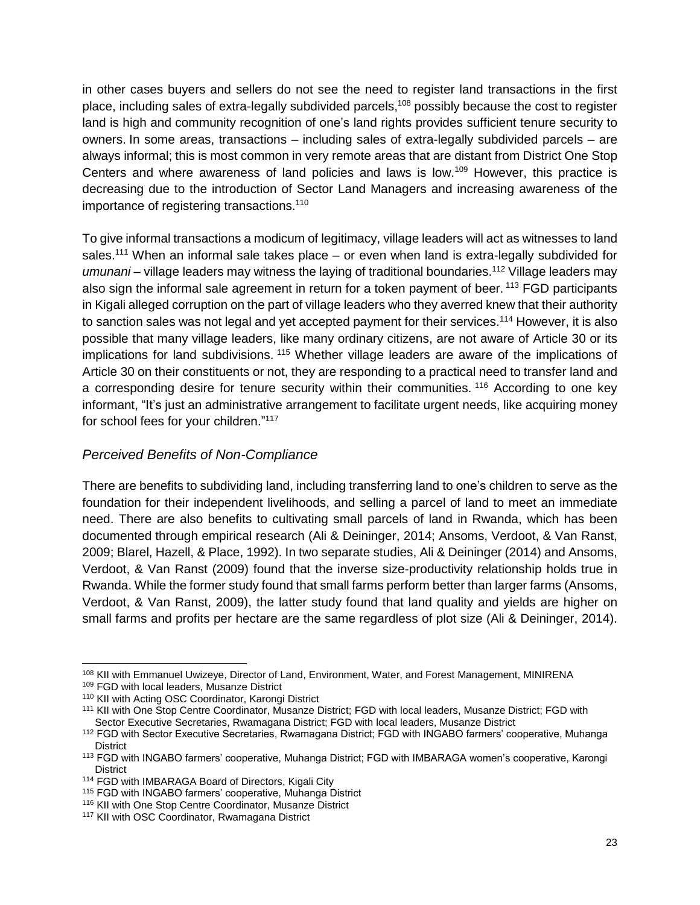in other cases buyers and sellers do not see the need to register land transactions in the first place, including sales of extra-legally subdivided parcels,[108] possibly because the cost to register land is high and community recognition of one's land rights provides sufficient tenure security to owners. In some areas, transactions – including sales of extra-legally subdivided parcels – are always informal; this is most common in very remote areas that are distant from District One Stop Centers and where awareness of land policies and laws is low.[109] However, this practice is decreasing due to the introduction of Sector Land Managers and increasing awareness of the importance of registering transactions.[110]

To give informal transactions a modicum of legitimacy, village leaders will act as witnesses to land sales.[111] When an informal sale takes place – or even when land is extra-legally subdivided for *umunani* – village leaders may witness the laying of traditional boundaries.[112] Village leaders may also sign the informal sale agreement in return for a token payment of beer.[113] FGD participants in Kigali alleged corruption on the part of village leaders who they averred knew that their authority to sanction sales was not legal and yet accepted payment for their services.[114] However, it is also possible that many village leaders, like many ordinary citizens, are not aware of Article 30 or its implications for land subdivisions.[115] Whether village leaders are aware of the implications of Article 30 on their constituents or not, they are responding to a practical need to transfer land and a corresponding desire for tenure security within their communities.[116] According to one key informant, "It's just an administrative arrangement to facilitate urgent needs, like acquiring money for school fees for your children."[117]

### *Perceived Benefits of Non-Compliance*

There are benefits to subdividing land, including transferring land to one's children to serve as the foundation for their independent livelihoods, and selling a parcel of land to meet an immediate need. There are also benefits to cultivating small parcels of land in Rwanda, which has been documented through empirical research (Ali & Deininger, 2014; Ansoms, Verdoot, & Van Ranst, 2009; Blarel, Hazell, & Place, 1992). In two separate studies, Ali & Deininger (2014) and Ansoms, Verdoot, & Van Ranst (2009) found that the inverse size-productivity relationship holds true in Rwanda. While the former study found that small farms perform better than larger farms (Ansoms, Verdoot, & Van Ranst, 2009), the latter study found that land quality and yields are higher on small farms and profits per hectare are the same regardless of plot size (Ali & Deininger, 2014).

---

[108] KII with Emmanuel Uwizeye, Director of Land, Environment, Water, and Forest Management, MINIRENA

[109] FGD with local leaders, Musanze District

[110] KII with Acting OSC Coordinator, Karongi District

[111] KII with One Stop Centre Coordinator, Musanze District; FGD with local leaders, Musanze District; FGD with Sector Executive Secretaries, Rwamagana District; FGD with local leaders, Musanze District

[112] FGD with Sector Executive Secretaries, Rwamagana District; FGD with INGABO farmers' cooperative, Muhanga District

[113] FGD with INGABO farmers' cooperative, Muhanga District; FGD with IMBARAGA women's cooperative, Karongi District

[114] FGD with IMBARAGA Board of Directors, Kigali City

[115] FGD with INGABO farmers' cooperative, Muhanga District

[116] KII with One Stop Centre Coordinator, Musanze District

[117] KII with OSC Coordinator, Rwamagana District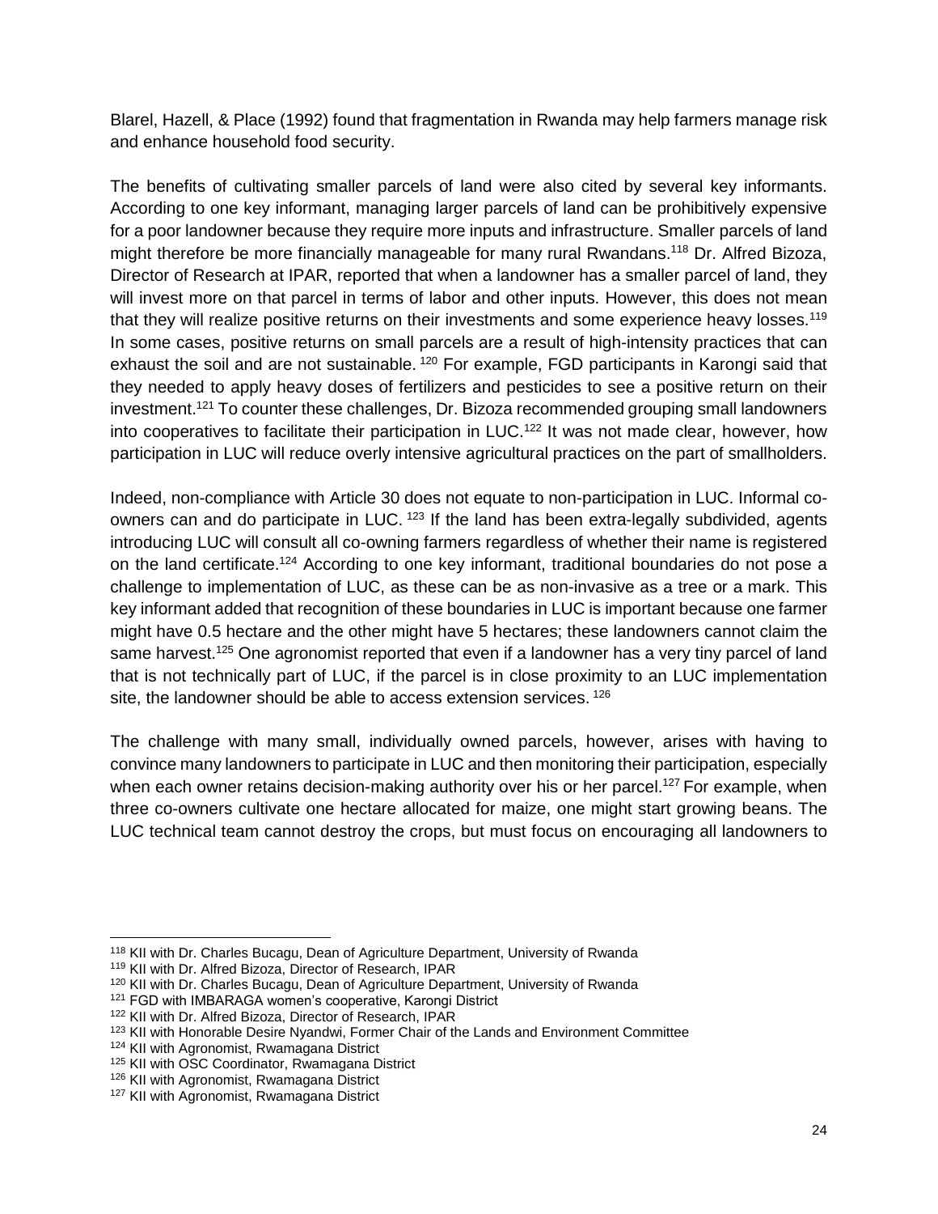Blarel, Hazell, & Place (1992) found that fragmentation in Rwanda may help farmers manage risk and enhance household food security.

The benefits of cultivating smaller parcels of land were also cited by several key informants. According to one key informant, managing larger parcels of land can be prohibitively expensive for a poor landowner because they require more inputs and infrastructure. Smaller parcels of land might therefore be more financially manageable for many rural Rwandans.[118] Dr. Alfred Bizoza, Director of Research at IPAR, reported that when a landowner has a smaller parcel of land, they will invest more on that parcel in terms of labor and other inputs. However, this does not mean that they will realize positive returns on their investments and some experience heavy losses.[119] In some cases, positive returns on small parcels are a result of high-intensity practices that can exhaust the soil and are not sustainable.[120] For example, FGD participants in Karongi said that they needed to apply heavy doses of fertilizers and pesticides to see a positive return on their investment.[121] To counter these challenges, Dr. Bizoza recommended grouping small landowners into cooperatives to facilitate their participation in LUC.[122] It was not made clear, however, how participation in LUC will reduce overly intensive agricultural practices on the part of smallholders.

Indeed, non-compliance with Article 30 does not equate to non-participation in LUC. Informal co-owners can and do participate in LUC.[123] If the land has been extra-legally subdivided, agents introducing LUC will consult all co-owning farmers regardless of whether their name is registered on the land certificate.[124] According to one key informant, traditional boundaries do not pose a challenge to implementation of LUC, as these can be as non-invasive as a tree or a mark. This key informant added that recognition of these boundaries in LUC is important because one farmer might have 0.5 hectare and the other might have 5 hectares; these landowners cannot claim the same harvest.[125] One agronomist reported that even if a landowner has a very tiny parcel of land that is not technically part of LUC, if the parcel is in close proximity to an LUC implementation site, the landowner should be able to access extension services.[126]

The challenge with many small, individually owned parcels, however, arises with having to convince many landowners to participate in LUC and then monitoring their participation, especially when each owner retains decision-making authority over his or her parcel.[127] For example, when three co-owners cultivate one hectare allocated for maize, one might start growing beans. The LUC technical team cannot destroy the crops, but must focus on encouraging all landowners to

---

[118] KII with Dr. Charles Bucagu, Dean of Agriculture Department, University of Rwanda
[119] KII with Dr. Alfred Bizoza, Director of Research, IPAR
[120] KII with Dr. Charles Bucagu, Dean of Agriculture Department, University of Rwanda
[121] FGD with IMBARAGA women's cooperative, Karongi District
[122] KII with Dr. Alfred Bizoza, Director of Research, IPAR
[123] KII with Honorable Desire Nyandwi, Former Chair of the Lands and Environment Committee
[124] KII with Agronomist, Rwamagana District
[125] KII with OSC Coordinator, Rwamagana District
[126] KII with Agronomist, Rwamagana District
[127] KII with Agronomist, Rwamagana District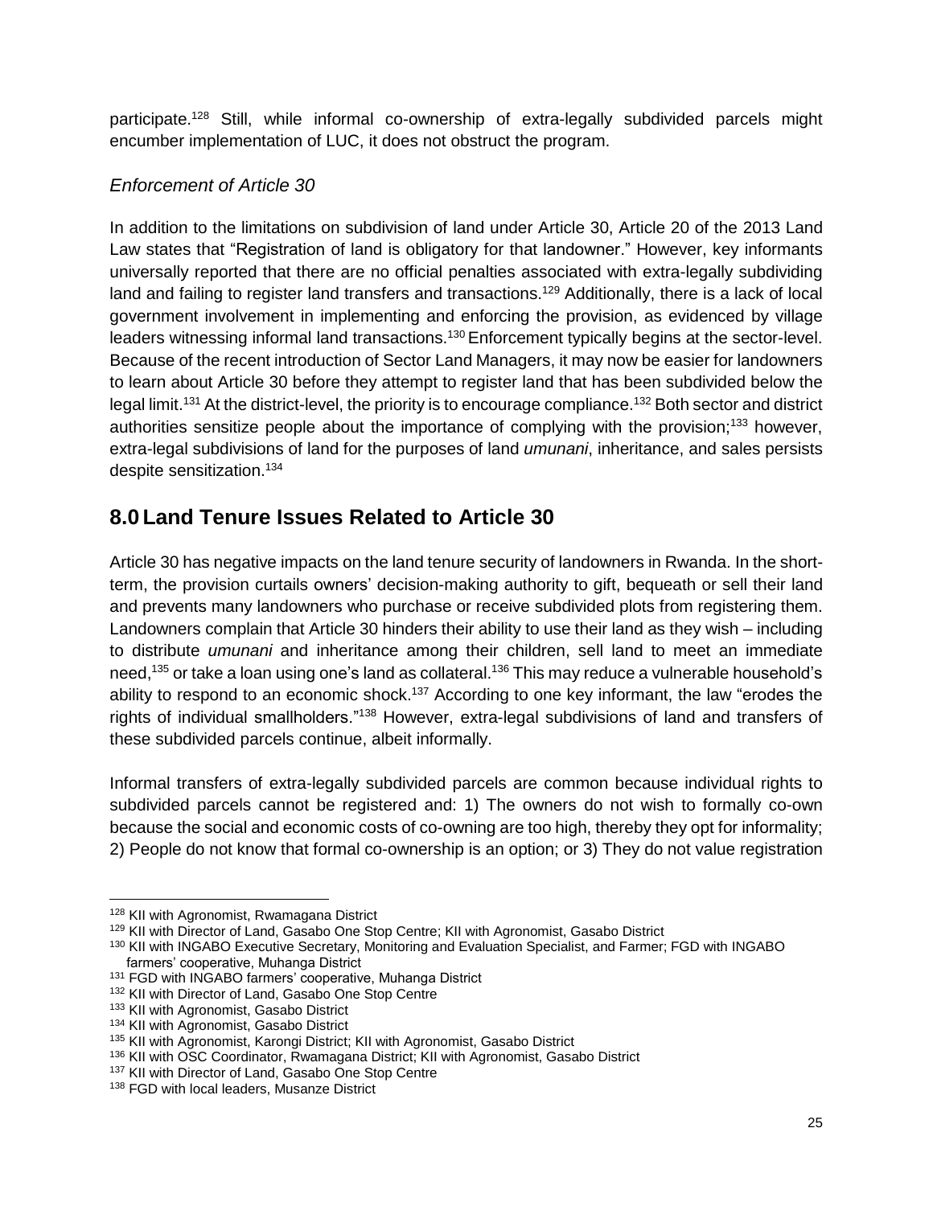participate.[128] Still, while informal co-ownership of extra-legally subdivided parcels might encumber implementation of LUC, it does not obstruct the program.

### *Enforcement of Article 30*

In addition to the limitations on subdivision of land under Article 30, Article 20 of the 2013 Land Law states that "Registration of land is obligatory for that landowner." However, key informants universally reported that there are no official penalties associated with extra-legally subdividing land and failing to register land transfers and transactions.[129] Additionally, there is a lack of local government involvement in implementing and enforcing the provision, as evidenced by village leaders witnessing informal land transactions.[130] Enforcement typically begins at the sector-level. Because of the recent introduction of Sector Land Managers, it may now be easier for landowners to learn about Article 30 before they attempt to register land that has been subdivided below the legal limit.[131] At the district-level, the priority is to encourage compliance.[132] Both sector and district authorities sensitize people about the importance of complying with the provision;[133] however, extra-legal subdivisions of land for the purposes of land *umunani*, inheritance, and sales persists despite sensitization.[134]

## 8.0 Land Tenure Issues Related to Article 30

Article 30 has negative impacts on the land tenure security of landowners in Rwanda. In the short-term, the provision curtails owners' decision-making authority to gift, bequeath or sell their land and prevents many landowners who purchase or receive subdivided plots from registering them. Landowners complain that Article 30 hinders their ability to use their land as they wish – including to distribute *umunani* and inheritance among their children, sell land to meet an immediate need,[135] or take a loan using one's land as collateral.[136] This may reduce a vulnerable household's ability to respond to an economic shock.[137] According to one key informant, the law "erodes the rights of individual smallholders."[138] However, extra-legal subdivisions of land and transfers of these subdivided parcels continue, albeit informally.

Informal transfers of extra-legally subdivided parcels are common because individual rights to subdivided parcels cannot be registered and: 1) The owners do not wish to formally co-own because the social and economic costs of co-owning are too high, thereby they opt for informality; 2) People do not know that formal co-ownership is an option; or 3) They do not value registration

---

[128] KII with Agronomist, Rwamagana District

[129] KII with Director of Land, Gasabo One Stop Centre; KII with Agronomist, Gasabo District

[130] KII with INGABO Executive Secretary, Monitoring and Evaluation Specialist, and Farmer; FGD with INGABO farmers' cooperative, Muhanga District

[131] FGD with INGABO farmers' cooperative, Muhanga District

[132] KII with Director of Land, Gasabo One Stop Centre

[133] KII with Agronomist, Gasabo District

[134] KII with Agronomist, Gasabo District

[135] KII with Agronomist, Karongi District; KII with Agronomist, Gasabo District

[136] KII with OSC Coordinator, Rwamagana District; KII with Agronomist, Gasabo District

[137] KII with Director of Land, Gasabo One Stop Centre

[138] FGD with local leaders, Musanze District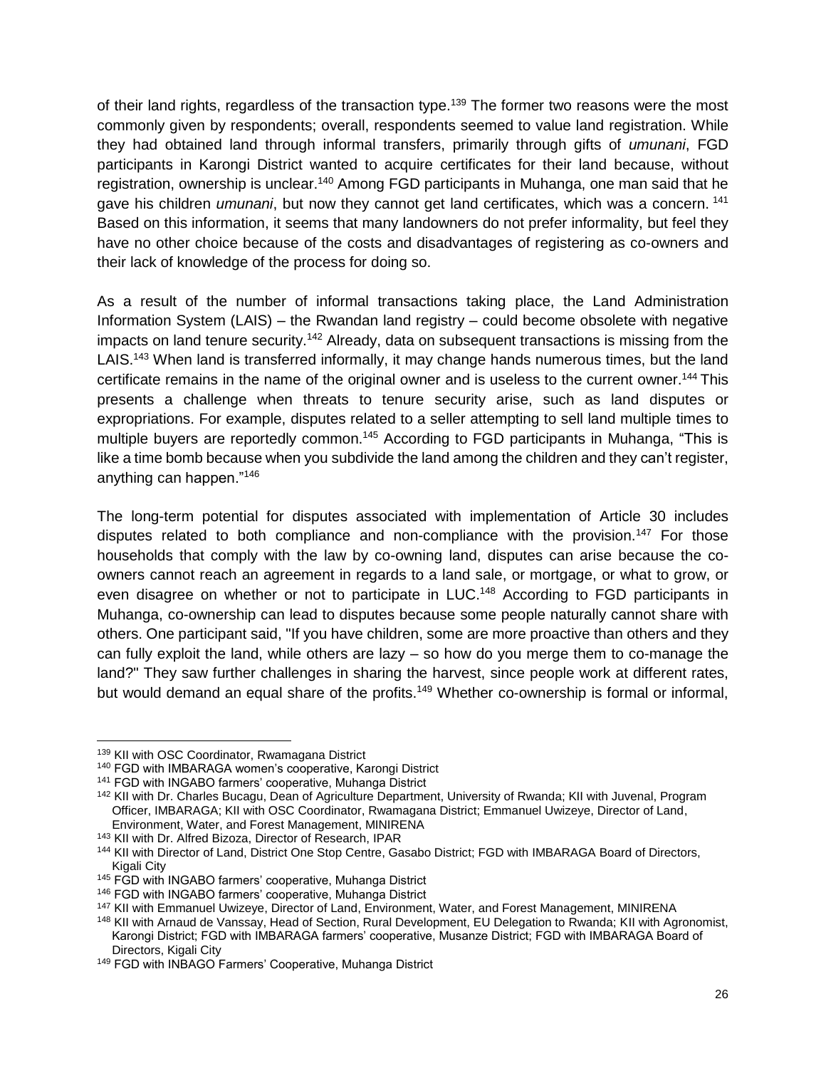of their land rights, regardless of the transaction type.[139] The former two reasons were the most commonly given by respondents; overall, respondents seemed to value land registration. While they had obtained land through informal transfers, primarily through gifts of *umunani*, FGD participants in Karongi District wanted to acquire certificates for their land because, without registration, ownership is unclear.[140] Among FGD participants in Muhanga, one man said that he gave his children *umunani*, but now they cannot get land certificates, which was a concern.[141] Based on this information, it seems that many landowners do not prefer informality, but feel they have no other choice because of the costs and disadvantages of registering as co-owners and their lack of knowledge of the process for doing so.

As a result of the number of informal transactions taking place, the Land Administration Information System (LAIS) – the Rwandan land registry – could become obsolete with negative impacts on land tenure security.[142] Already, data on subsequent transactions is missing from the LAIS.[143] When land is transferred informally, it may change hands numerous times, but the land certificate remains in the name of the original owner and is useless to the current owner.[144] This presents a challenge when threats to tenure security arise, such as land disputes or expropriations. For example, disputes related to a seller attempting to sell land multiple times to multiple buyers are reportedly common.[145] According to FGD participants in Muhanga, "This is like a time bomb because when you subdivide the land among the children and they can't register, anything can happen."[146]

The long-term potential for disputes associated with implementation of Article 30 includes disputes related to both compliance and non-compliance with the provision.[147] For those households that comply with the law by co-owning land, disputes can arise because the co-owners cannot reach an agreement in regards to a land sale, or mortgage, or what to grow, or even disagree on whether or not to participate in LUC.[148] According to FGD participants in Muhanga, co-ownership can lead to disputes because some people naturally cannot share with others. One participant said, "If you have children, some are more proactive than others and they can fully exploit the land, while others are lazy – so how do you merge them to co-manage the land?" They saw further challenges in sharing the harvest, since people work at different rates, but would demand an equal share of the profits.[149] Whether co-ownership is formal or informal,

---

[139] KII with OSC Coordinator, Rwamagana District

[140] FGD with IMBARAGA women's cooperative, Karongi District

[141] FGD with INGABO farmers' cooperative, Muhanga District

[142] KII with Dr. Charles Bucagu, Dean of Agriculture Department, University of Rwanda; KII with Juvenal, Program Officer, IMBARAGA; KII with OSC Coordinator, Rwamagana District; Emmanuel Uwizeye, Director of Land, Environment, Water, and Forest Management, MINIRENA

[143] KII with Dr. Alfred Bizoza, Director of Research, IPAR

[144] KII with Director of Land, District One Stop Centre, Gasabo District; FGD with IMBARAGA Board of Directors, Kigali City

[145] FGD with INGABO farmers' cooperative, Muhanga District

[146] FGD with INGABO farmers' cooperative, Muhanga District

[147] KII with Emmanuel Uwizeye, Director of Land, Environment, Water, and Forest Management, MINIRENA

[148] KII with Arnaud de Vanssay, Head of Section, Rural Development, EU Delegation to Rwanda; KII with Agronomist, Karongi District; FGD with IMBARAGA farmers' cooperative, Musanze District; FGD with IMBARAGA Board of Directors, Kigali City

[149] FGD with INBAGO Farmers' Cooperative, Muhanga District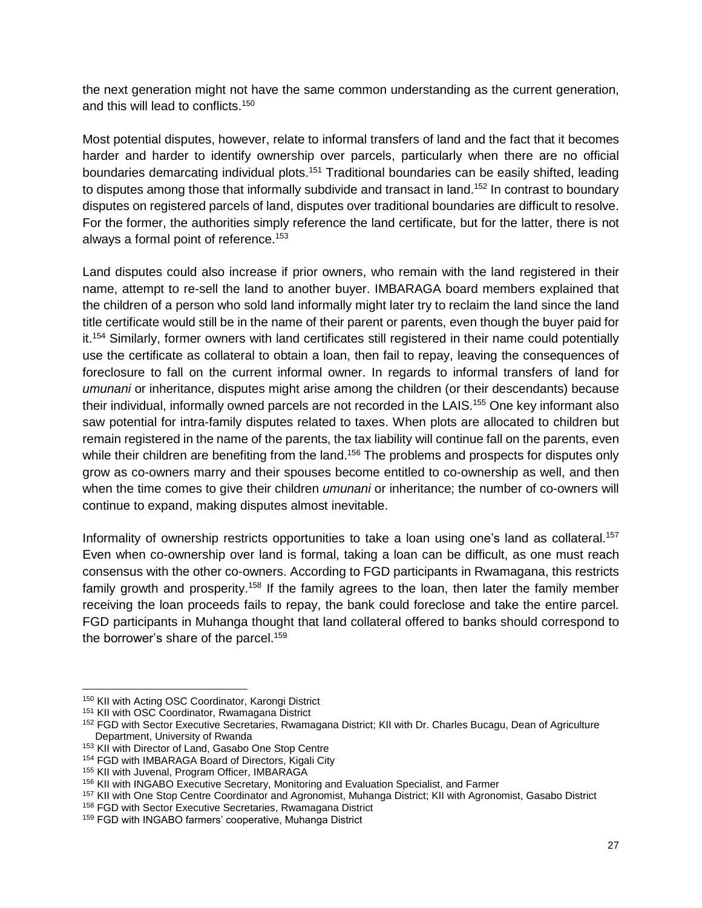the next generation might not have the same common understanding as the current generation, and this will lead to conflicts.[150]

Most potential disputes, however, relate to informal transfers of land and the fact that it becomes harder and harder to identify ownership over parcels, particularly when there are no official boundaries demarcating individual plots.[151] Traditional boundaries can be easily shifted, leading to disputes among those that informally subdivide and transact in land.[152] In contrast to boundary disputes on registered parcels of land, disputes over traditional boundaries are difficult to resolve. For the former, the authorities simply reference the land certificate, but for the latter, there is not always a formal point of reference.[153]

Land disputes could also increase if prior owners, who remain with the land registered in their name, attempt to re-sell the land to another buyer. IMBARAGA board members explained that the children of a person who sold land informally might later try to reclaim the land since the land title certificate would still be in the name of their parent or parents, even though the buyer paid for it.[154] Similarly, former owners with land certificates still registered in their name could potentially use the certificate as collateral to obtain a loan, then fail to repay, leaving the consequences of foreclosure to fall on the current informal owner. In regards to informal transfers of land for *umunani* or inheritance, disputes might arise among the children (or their descendants) because their individual, informally owned parcels are not recorded in the LAIS.[155] One key informant also saw potential for intra-family disputes related to taxes. When plots are allocated to children but remain registered in the name of the parents, the tax liability will continue fall on the parents, even while their children are benefiting from the land.[156] The problems and prospects for disputes only grow as co-owners marry and their spouses become entitled to co-ownership as well, and then when the time comes to give their children *umunani* or inheritance; the number of co-owners will continue to expand, making disputes almost inevitable.

Informality of ownership restricts opportunities to take a loan using one's land as collateral.[157] Even when co-ownership over land is formal, taking a loan can be difficult, as one must reach consensus with the other co-owners. According to FGD participants in Rwamagana, this restricts family growth and prosperity.[158] If the family agrees to the loan, then later the family member receiving the loan proceeds fails to repay, the bank could foreclose and take the entire parcel. FGD participants in Muhanga thought that land collateral offered to banks should correspond to the borrower's share of the parcel.[159]

---

[150] KII with Acting OSC Coordinator, Karongi District

[151] KII with OSC Coordinator, Rwamagana District

[152] FGD with Sector Executive Secretaries, Rwamagana District; KII with Dr. Charles Bucagu, Dean of Agriculture Department, University of Rwanda

[153] KII with Director of Land, Gasabo One Stop Centre

[154] FGD with IMBARAGA Board of Directors, Kigali City

[155] KII with Juvenal, Program Officer, IMBARAGA

[156] KII with INGABO Executive Secretary, Monitoring and Evaluation Specialist, and Farmer

[157] KII with One Stop Centre Coordinator and Agronomist, Muhanga District; KII with Agronomist, Gasabo District

[158] FGD with Sector Executive Secretaries, Rwamagana District

[159] FGD with INGABO farmers' cooperative, Muhanga District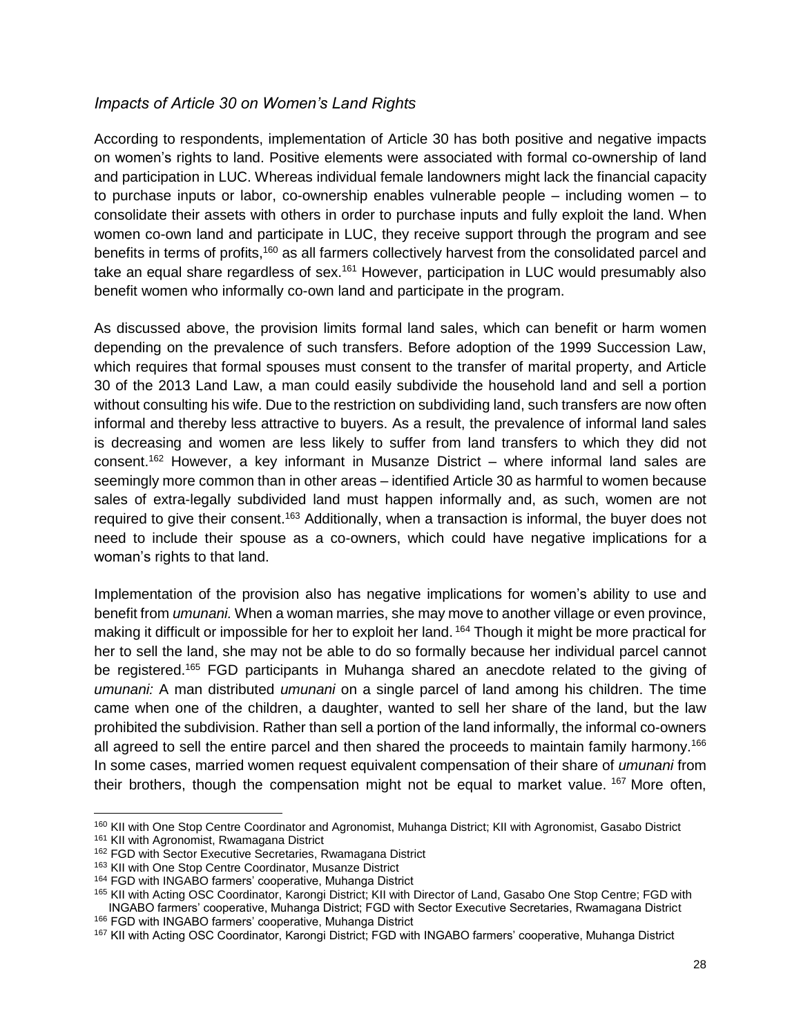*Impacts of Article 30 on Women's Land Rights*

According to respondents, implementation of Article 30 has both positive and negative impacts on women's rights to land. Positive elements were associated with formal co-ownership of land and participation in LUC. Whereas individual female landowners might lack the financial capacity to purchase inputs or labor, co-ownership enables vulnerable people – including women – to consolidate their assets with others in order to purchase inputs and fully exploit the land. When women co-own land and participate in LUC, they receive support through the program and see benefits in terms of profits,[160] as all farmers collectively harvest from the consolidated parcel and take an equal share regardless of sex.[161] However, participation in LUC would presumably also benefit women who informally co-own land and participate in the program.

As discussed above, the provision limits formal land sales, which can benefit or harm women depending on the prevalence of such transfers. Before adoption of the 1999 Succession Law, which requires that formal spouses must consent to the transfer of marital property, and Article 30 of the 2013 Land Law, a man could easily subdivide the household land and sell a portion without consulting his wife. Due to the restriction on subdividing land, such transfers are now often informal and thereby less attractive to buyers. As a result, the prevalence of informal land sales is decreasing and women are less likely to suffer from land transfers to which they did not consent.[162] However, a key informant in Musanze District – where informal land sales are seemingly more common than in other areas – identified Article 30 as harmful to women because sales of extra-legally subdivided land must happen informally and, as such, women are not required to give their consent.[163] Additionally, when a transaction is informal, the buyer does not need to include their spouse as a co-owners, which could have negative implications for a woman's rights to that land.

Implementation of the provision also has negative implications for women's ability to use and benefit from *umunani.* When a woman marries, she may move to another village or even province, making it difficult or impossible for her to exploit her land.[164] Though it might be more practical for her to sell the land, she may not be able to do so formally because her individual parcel cannot be registered.[165] FGD participants in Muhanga shared an anecdote related to the giving of *umunani:* A man distributed *umunani* on a single parcel of land among his children. The time came when one of the children, a daughter, wanted to sell her share of the land, but the law prohibited the subdivision. Rather than sell a portion of the land informally, the informal co-owners all agreed to sell the entire parcel and then shared the proceeds to maintain family harmony.[166] In some cases, married women request equivalent compensation of their share of *umunani* from their brothers, though the compensation might not be equal to market value.[167] More often,

[160] KII with One Stop Centre Coordinator and Agronomist, Muhanga District; KII with Agronomist, Gasabo District

[161] KII with Agronomist, Rwamagana District

[162] FGD with Sector Executive Secretaries, Rwamagana District

[163] KII with One Stop Centre Coordinator, Musanze District

[164] FGD with INGABO farmers' cooperative, Muhanga District

[165] KII with Acting OSC Coordinator, Karongi District; KII with Director of Land, Gasabo One Stop Centre; FGD with INGABO farmers' cooperative, Muhanga District; FGD with Sector Executive Secretaries, Rwamagana District

[166] FGD with INGABO farmers' cooperative, Muhanga District

[167] KII with Acting OSC Coordinator, Karongi District; FGD with INGABO farmers' cooperative, Muhanga District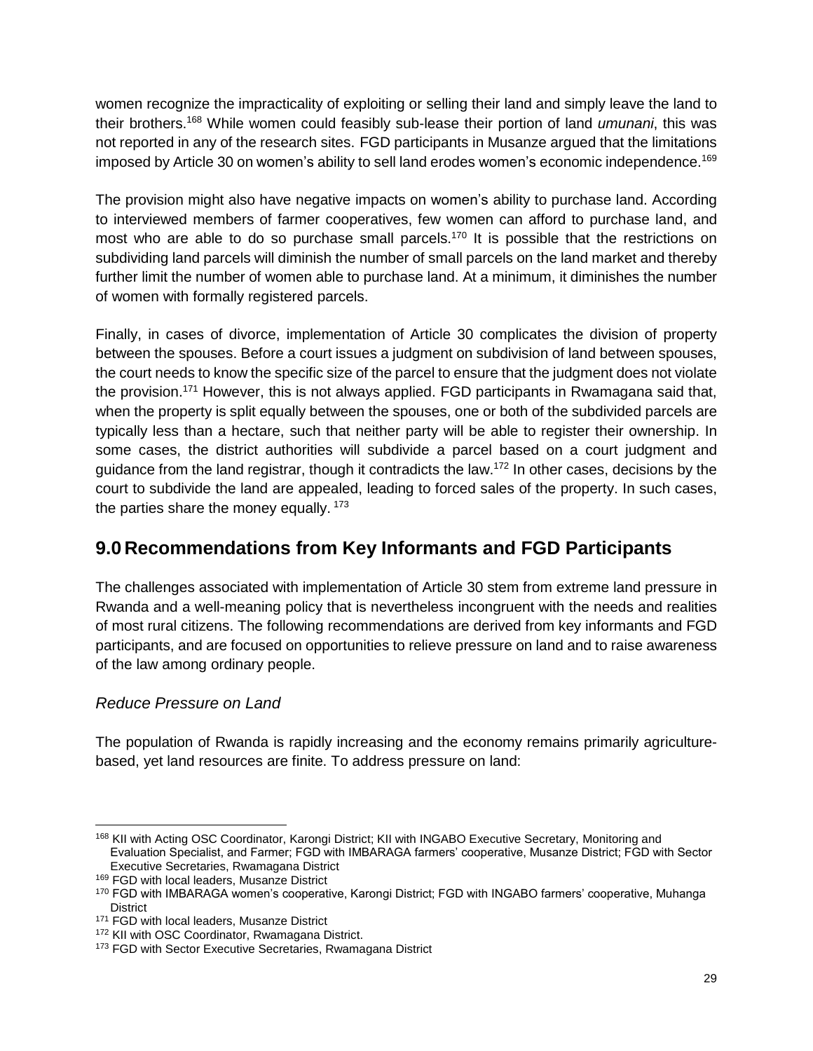women recognize the impracticality of exploiting or selling their land and simply leave the land to their brothers.[168] While women could feasibly sub-lease their portion of land *umunani*, this was not reported in any of the research sites. FGD participants in Musanze argued that the limitations imposed by Article 30 on women's ability to sell land erodes women's economic independence.[169]

The provision might also have negative impacts on women's ability to purchase land. According to interviewed members of farmer cooperatives, few women can afford to purchase land, and most who are able to do so purchase small parcels.[170] It is possible that the restrictions on subdividing land parcels will diminish the number of small parcels on the land market and thereby further limit the number of women able to purchase land. At a minimum, it diminishes the number of women with formally registered parcels.

Finally, in cases of divorce, implementation of Article 30 complicates the division of property between the spouses. Before a court issues a judgment on subdivision of land between spouses, the court needs to know the specific size of the parcel to ensure that the judgment does not violate the provision.[171] However, this is not always applied. FGD participants in Rwamagana said that, when the property is split equally between the spouses, one or both of the subdivided parcels are typically less than a hectare, such that neither party will be able to register their ownership. In some cases, the district authorities will subdivide a parcel based on a court judgment and guidance from the land registrar, though it contradicts the law.[172] In other cases, decisions by the court to subdivide the land are appealed, leading to forced sales of the property. In such cases, the parties share the money equally.[173]

## 9.0 Recommendations from Key Informants and FGD Participants

The challenges associated with implementation of Article 30 stem from extreme land pressure in Rwanda and a well-meaning policy that is nevertheless incongruent with the needs and realities of most rural citizens. The following recommendations are derived from key informants and FGD participants, and are focused on opportunities to relieve pressure on land and to raise awareness of the law among ordinary people.

### *Reduce Pressure on Land*

The population of Rwanda is rapidly increasing and the economy remains primarily agriculture-based, yet land resources are finite. To address pressure on land:

---

[168] KII with Acting OSC Coordinator, Karongi District; KII with INGABO Executive Secretary, Monitoring and Evaluation Specialist, and Farmer; FGD with IMBARAGA farmers' cooperative, Musanze District; FGD with Sector Executive Secretaries, Rwamagana District

[169] FGD with local leaders, Musanze District

[170] FGD with IMBARAGA women's cooperative, Karongi District; FGD with INGABO farmers' cooperative, Muhanga District

[171] FGD with local leaders, Musanze District

[172] KII with OSC Coordinator, Rwamagana District.

[173] FGD with Sector Executive Secretaries, Rwamagana District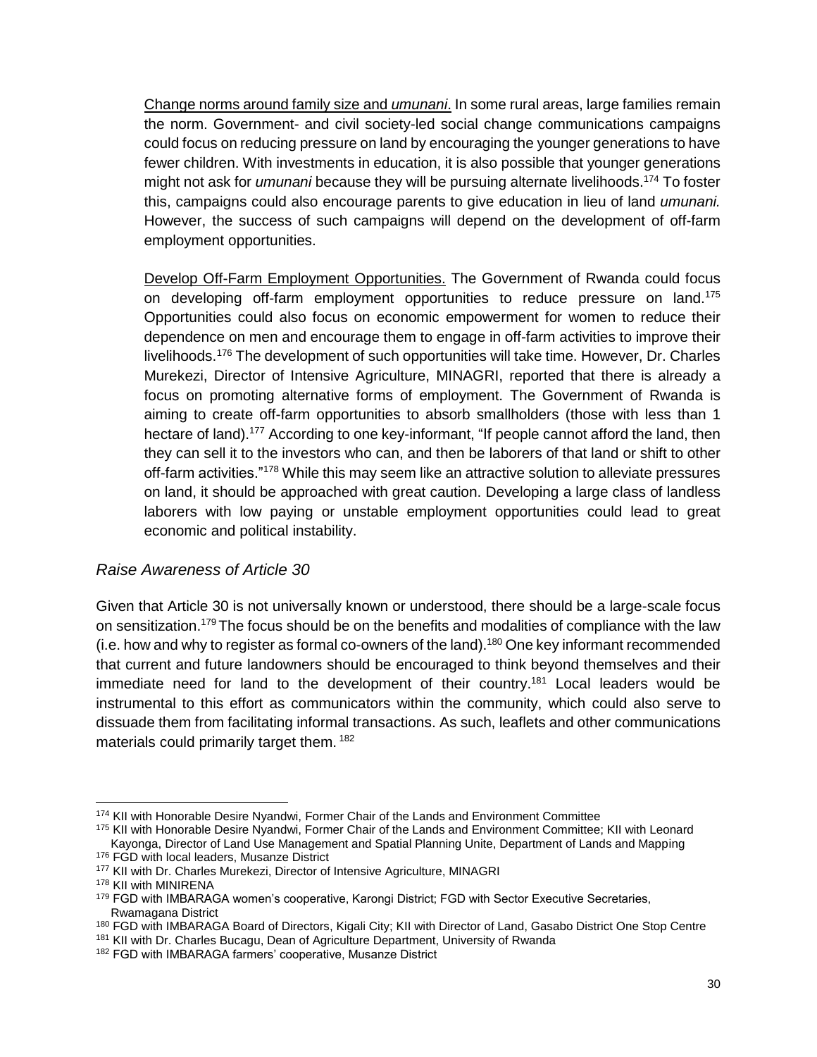Change norms around family size and *umunani*. In some rural areas, large families remain the norm. Government- and civil society-led social change communications campaigns could focus on reducing pressure on land by encouraging the younger generations to have fewer children. With investments in education, it is also possible that younger generations might not ask for *umunani* because they will be pursuing alternate livelihoods.[174] To foster this, campaigns could also encourage parents to give education in lieu of land *umunani.* However, the success of such campaigns will depend on the development of off-farm employment opportunities.

Develop Off-Farm Employment Opportunities. The Government of Rwanda could focus on developing off-farm employment opportunities to reduce pressure on land.[175] Opportunities could also focus on economic empowerment for women to reduce their dependence on men and encourage them to engage in off-farm activities to improve their livelihoods.[176] The development of such opportunities will take time. However, Dr. Charles Murekezi, Director of Intensive Agriculture, MINAGRI, reported that there is already a focus on promoting alternative forms of employment. The Government of Rwanda is aiming to create off-farm opportunities to absorb smallholders (those with less than 1 hectare of land).[177] According to one key-informant, "If people cannot afford the land, then they can sell it to the investors who can, and then be laborers of that land or shift to other off-farm activities."[178] While this may seem like an attractive solution to alleviate pressures on land, it should be approached with great caution. Developing a large class of landless laborers with low paying or unstable employment opportunities could lead to great economic and political instability.

### *Raise Awareness of Article 30*

Given that Article 30 is not universally known or understood, there should be a large-scale focus on sensitization.[179] The focus should be on the benefits and modalities of compliance with the law (i.e. how and why to register as formal co-owners of the land).[180] One key informant recommended that current and future landowners should be encouraged to think beyond themselves and their immediate need for land to the development of their country.[181] Local leaders would be instrumental to this effort as communicators within the community, which could also serve to dissuade them from facilitating informal transactions. As such, leaflets and other communications materials could primarily target them.[182]

---

[174] KII with Honorable Desire Nyandwi, Former Chair of the Lands and Environment Committee
[175] KII with Honorable Desire Nyandwi, Former Chair of the Lands and Environment Committee; KII with Leonard Kayonga, Director of Land Use Management and Spatial Planning Unite, Department of Lands and Mapping
[176] FGD with local leaders, Musanze District
[177] KII with Dr. Charles Murekezi, Director of Intensive Agriculture, MINAGRI
[178] KII with MINIRENA
[179] FGD with IMBARAGA women's cooperative, Karongi District; FGD with Sector Executive Secretaries, Rwamagana District
[180] FGD with IMBARAGA Board of Directors, Kigali City; KII with Director of Land, Gasabo District One Stop Centre
[181] KII with Dr. Charles Bucagu, Dean of Agriculture Department, University of Rwanda
[182] FGD with IMBARAGA farmers' cooperative, Musanze District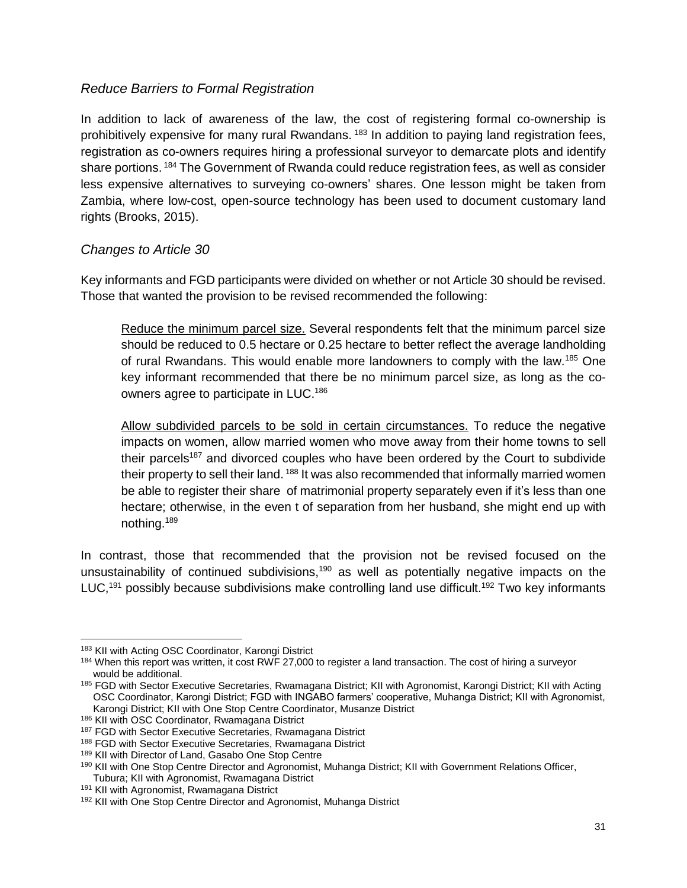### *Reduce Barriers to Formal Registration*

In addition to lack of awareness of the law, the cost of registering formal co-ownership is prohibitively expensive for many rural Rwandans. [183] In addition to paying land registration fees, registration as co-owners requires hiring a professional surveyor to demarcate plots and identify share portions. [184] The Government of Rwanda could reduce registration fees, as well as consider less expensive alternatives to surveying co-owners' shares. One lesson might be taken from Zambia, where low-cost, open-source technology has been used to document customary land rights (Brooks, 2015).

### *Changes to Article 30*

Key informants and FGD participants were divided on whether or not Article 30 should be revised. Those that wanted the provision to be revised recommended the following:

> <u>Reduce the minimum parcel size.</u> Several respondents felt that the minimum parcel size should be reduced to 0.5 hectare or 0.25 hectare to better reflect the average landholding of rural Rwandans. This would enable more landowners to comply with the law.[185] One key informant recommended that there be no minimum parcel size, as long as the co-owners agree to participate in LUC.[186]
>
> <u>Allow subdivided parcels to be sold in certain circumstances.</u> To reduce the negative impacts on women, allow married women who move away from their home towns to sell their parcels[187] and divorced couples who have been ordered by the Court to subdivide their property to sell their land. [188] It was also recommended that informally married women be able to register their share of matrimonial property separately even if it's less than one hectare; otherwise, in the even t of separation from her husband, she might end up with nothing.[189]

In contrast, those that recommended that the provision not be revised focused on the unsustainability of continued subdivisions,[190] as well as potentially negative impacts on the LUC,[191] possibly because subdivisions make controlling land use difficult.[192] Two key informants

---

[183] KII with Acting OSC Coordinator, Karongi District

[184] When this report was written, it cost RWF 27,000 to register a land transaction. The cost of hiring a surveyor would be additional.

[185] FGD with Sector Executive Secretaries, Rwamagana District; KII with Agronomist, Karongi District; KII with Acting OSC Coordinator, Karongi District; FGD with INGABO farmers' cooperative, Muhanga District; KII with Agronomist, Karongi District; KII with One Stop Centre Coordinator, Musanze District

[186] KII with OSC Coordinator, Rwamagana District

[187] FGD with Sector Executive Secretaries, Rwamagana District

[188] FGD with Sector Executive Secretaries, Rwamagana District

[189] KII with Director of Land, Gasabo One Stop Centre

[190] KII with One Stop Centre Director and Agronomist, Muhanga District; KII with Government Relations Officer, Tubura; KII with Agronomist, Rwamagana District

[191] KII with Agronomist, Rwamagana District

[192] KII with One Stop Centre Director and Agronomist, Muhanga District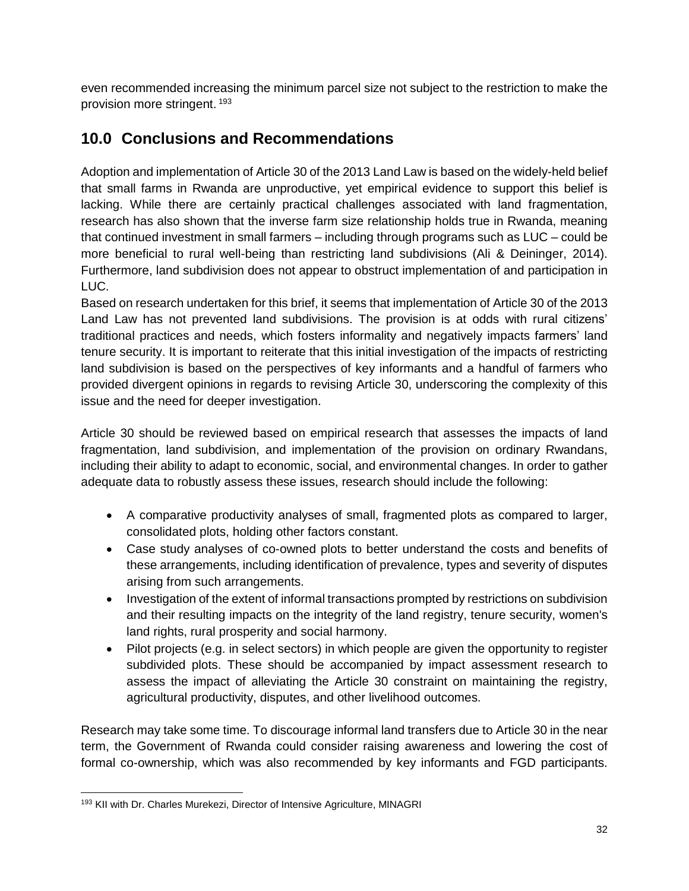even recommended increasing the minimum parcel size not subject to the restriction to make the provision more stringent. [193]

## 10.0 Conclusions and Recommendations

Adoption and implementation of Article 30 of the 2013 Land Law is based on the widely-held belief that small farms in Rwanda are unproductive, yet empirical evidence to support this belief is lacking. While there are certainly practical challenges associated with land fragmentation, research has also shown that the inverse farm size relationship holds true in Rwanda, meaning that continued investment in small farmers – including through programs such as LUC – could be more beneficial to rural well-being than restricting land subdivisions (Ali & Deininger, 2014). Furthermore, land subdivision does not appear to obstruct implementation of and participation in LUC.

Based on research undertaken for this brief, it seems that implementation of Article 30 of the 2013 Land Law has not prevented land subdivisions. The provision is at odds with rural citizens' traditional practices and needs, which fosters informality and negatively impacts farmers' land tenure security. It is important to reiterate that this initial investigation of the impacts of restricting land subdivision is based on the perspectives of key informants and a handful of farmers who provided divergent opinions in regards to revising Article 30, underscoring the complexity of this issue and the need for deeper investigation.

Article 30 should be reviewed based on empirical research that assesses the impacts of land fragmentation, land subdivision, and implementation of the provision on ordinary Rwandans, including their ability to adapt to economic, social, and environmental changes. In order to gather adequate data to robustly assess these issues, research should include the following:

- A comparative productivity analyses of small, fragmented plots as compared to larger, consolidated plots, holding other factors constant.
- Case study analyses of co-owned plots to better understand the costs and benefits of these arrangements, including identification of prevalence, types and severity of disputes arising from such arrangements.
- Investigation of the extent of informal transactions prompted by restrictions on subdivision and their resulting impacts on the integrity of the land registry, tenure security, women's land rights, rural prosperity and social harmony.
- Pilot projects (e.g. in select sectors) in which people are given the opportunity to register subdivided plots. These should be accompanied by impact assessment research to assess the impact of alleviating the Article 30 constraint on maintaining the registry, agricultural productivity, disputes, and other livelihood outcomes.

Research may take some time. To discourage informal land transfers due to Article 30 in the near term, the Government of Rwanda could consider raising awareness and lowering the cost of formal co-ownership, which was also recommended by key informants and FGD participants.

[193] KII with Dr. Charles Murekezi, Director of Intensive Agriculture, MINAGRI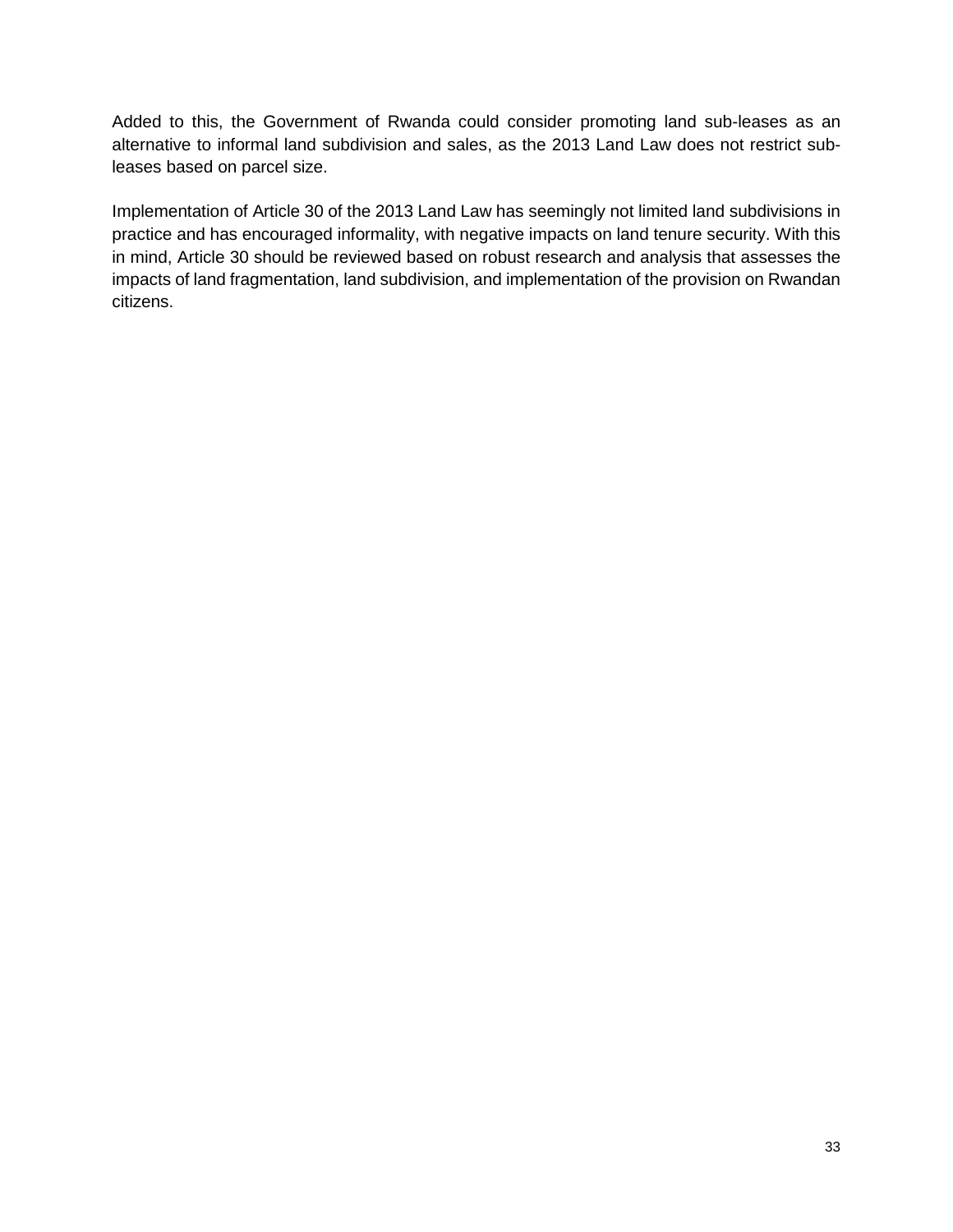Added to this, the Government of Rwanda could consider promoting land sub-leases as an alternative to informal land subdivision and sales, as the 2013 Land Law does not restrict sub-leases based on parcel size.

Implementation of Article 30 of the 2013 Land Law has seemingly not limited land subdivisions in practice and has encouraged informality, with negative impacts on land tenure security. With this in mind, Article 30 should be reviewed based on robust research and analysis that assesses the impacts of land fragmentation, land subdivision, and implementation of the provision on Rwandan citizens.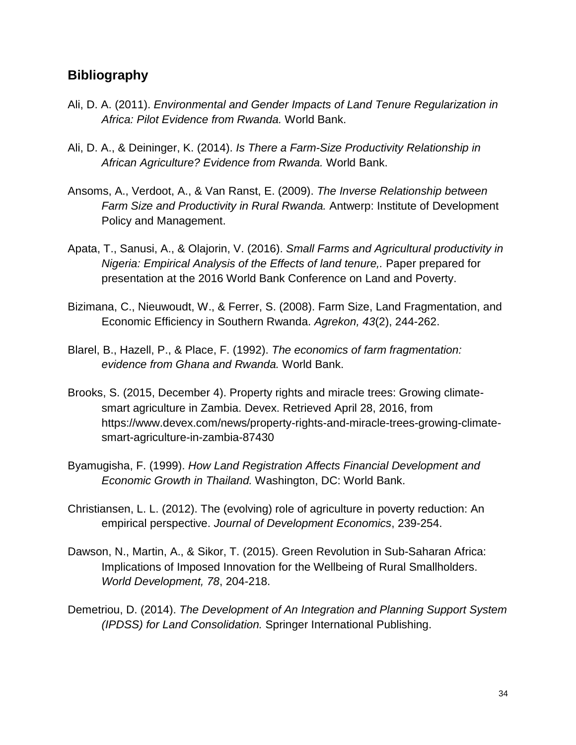## Bibliography

Ali, D. A. (2011). *Environmental and Gender Impacts of Land Tenure Regularization in Africa: Pilot Evidence from Rwanda.* World Bank.

Ali, D. A., & Deininger, K. (2014). *Is There a Farm-Size Productivity Relationship in African Agriculture? Evidence from Rwanda.* World Bank.

Ansoms, A., Verdoot, A., & Van Ranst, E. (2009). *The Inverse Relationship between Farm Size and Productivity in Rural Rwanda.* Antwerp: Institute of Development Policy and Management.

Apata, T., Sanusi, A., & Olajorin, V. (2016). *Small Farms and Agricultural productivity in Nigeria: Empirical Analysis of the Effects of land tenure,.* Paper prepared for presentation at the 2016 World Bank Conference on Land and Poverty.

Bizimana, C., Nieuwoudt, W., & Ferrer, S. (2008). Farm Size, Land Fragmentation, and Economic Efficiency in Southern Rwanda. *Agrekon, 43*(2), 244-262.

Blarel, B., Hazell, P., & Place, F. (1992). *The economics of farm fragmentation: evidence from Ghana and Rwanda.* World Bank.

Brooks, S. (2015, December 4). Property rights and miracle trees: Growing climate-smart agriculture in Zambia. Devex. Retrieved April 28, 2016, from https://www.devex.com/news/property-rights-and-miracle-trees-growing-climate-smart-agriculture-in-zambia-87430

Byamugisha, F. (1999). *How Land Registration Affects Financial Development and Economic Growth in Thailand.* Washington, DC: World Bank.

Christiansen, L. L. (2012). The (evolving) role of agriculture in poverty reduction: An empirical perspective. *Journal of Development Economics*, 239-254.

Dawson, N., Martin, A., & Sikor, T. (2015). Green Revolution in Sub-Saharan Africa: Implications of Imposed Innovation for the Wellbeing of Rural Smallholders. *World Development, 78*, 204-218.

Demetriou, D. (2014). *The Development of An Integration and Planning Support System (IPDSS) for Land Consolidation.* Springer International Publishing.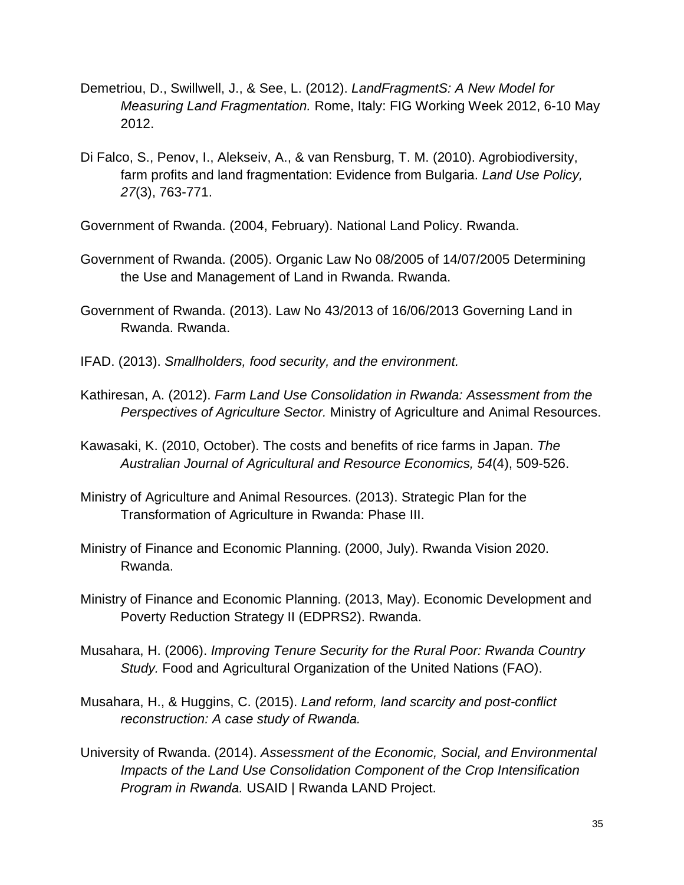Demetriou, D., Swillwell, J., & See, L. (2012). *LandFragmentS: A New Model for Measuring Land Fragmentation.* Rome, Italy: FIG Working Week 2012, 6-10 May 2012.

Di Falco, S., Penov, I., Alekseiv, A., & van Rensburg, T. M. (2010). Agrobiodiversity, farm profits and land fragmentation: Evidence from Bulgaria. *Land Use Policy, 27*(3), 763-771.

Government of Rwanda. (2004, February). National Land Policy. Rwanda.

Government of Rwanda. (2005). Organic Law No 08/2005 of 14/07/2005 Determining the Use and Management of Land in Rwanda. Rwanda.

Government of Rwanda. (2013). Law No 43/2013 of 16/06/2013 Governing Land in Rwanda. Rwanda.

IFAD. (2013). *Smallholders, food security, and the environment.*

Kathiresan, A. (2012). *Farm Land Use Consolidation in Rwanda: Assessment from the Perspectives of Agriculture Sector.* Ministry of Agriculture and Animal Resources.

Kawasaki, K. (2010, October). The costs and benefits of rice farms in Japan. *The Australian Journal of Agricultural and Resource Economics, 54*(4), 509-526.

Ministry of Agriculture and Animal Resources. (2013). Strategic Plan for the Transformation of Agriculture in Rwanda: Phase III.

Ministry of Finance and Economic Planning. (2000, July). Rwanda Vision 2020. Rwanda.

Ministry of Finance and Economic Planning. (2013, May). Economic Development and Poverty Reduction Strategy II (EDPRS2). Rwanda.

Musahara, H. (2006). *Improving Tenure Security for the Rural Poor: Rwanda Country Study.* Food and Agricultural Organization of the United Nations (FAO).

Musahara, H., & Huggins, C. (2015). *Land reform, land scarcity and post-conflict reconstruction: A case study of Rwanda.*

University of Rwanda. (2014). *Assessment of the Economic, Social, and Environmental Impacts of the Land Use Consolidation Component of the Crop Intensification Program in Rwanda.* USAID | Rwanda LAND Project.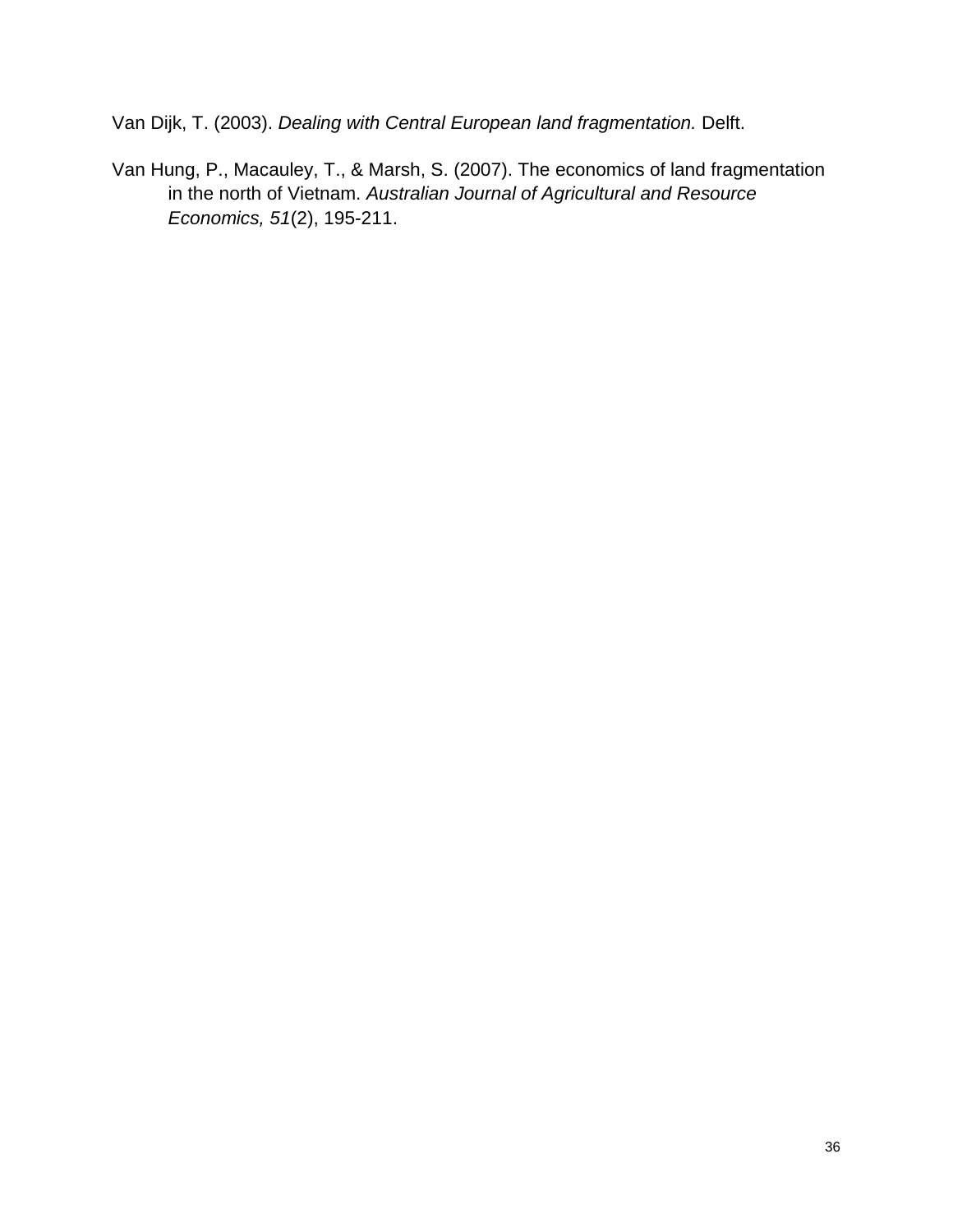Van Dijk, T. (2003). *Dealing with Central European land fragmentation.* Delft.

Van Hung, P., Macauley, T., & Marsh, S. (2007). The economics of land fragmentation in the north of Vietnam. *Australian Journal of Agricultural and Resource Economics, 51*(2), 195-211.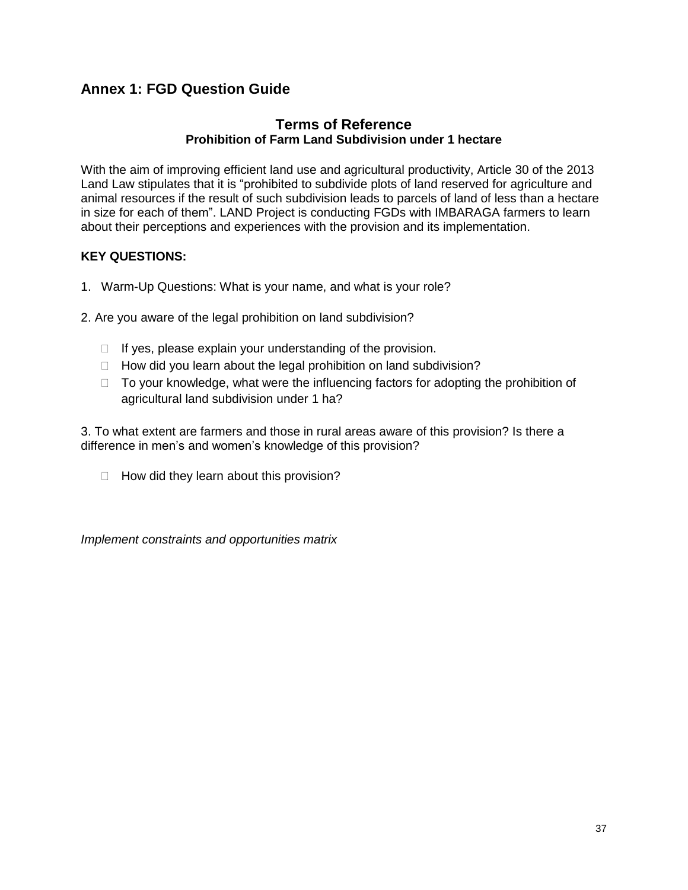## Annex 1: FGD Question Guide

### Terms of Reference

**Prohibition of Farm Land Subdivision under 1 hectare**

With the aim of improving efficient land use and agricultural productivity, Article 30 of the 2013 Land Law stipulates that it is “prohibited to subdivide plots of land reserved for agriculture and animal resources if the result of such subdivision leads to parcels of land of less than a hectare in size for each of them”. LAND Project is conducting FGDs with IMBARAGA farmers to learn about their perceptions and experiences with the provision and its implementation.

**KEY QUESTIONS:**

1. Warm-Up Questions: What is your name, and what is your role?

2. Are you aware of the legal prohibition on land subdivision?

   - If yes, please explain your understanding of the provision.
   - How did you learn about the legal prohibition on land subdivision?
   - To your knowledge, what were the influencing factors for adopting the prohibition of agricultural land subdivision under 1 ha?

3. To what extent are farmers and those in rural areas aware of this provision? Is there a difference in men’s and women’s knowledge of this provision?

   - How did they learn about this provision?

*Implement constraints and opportunities matrix*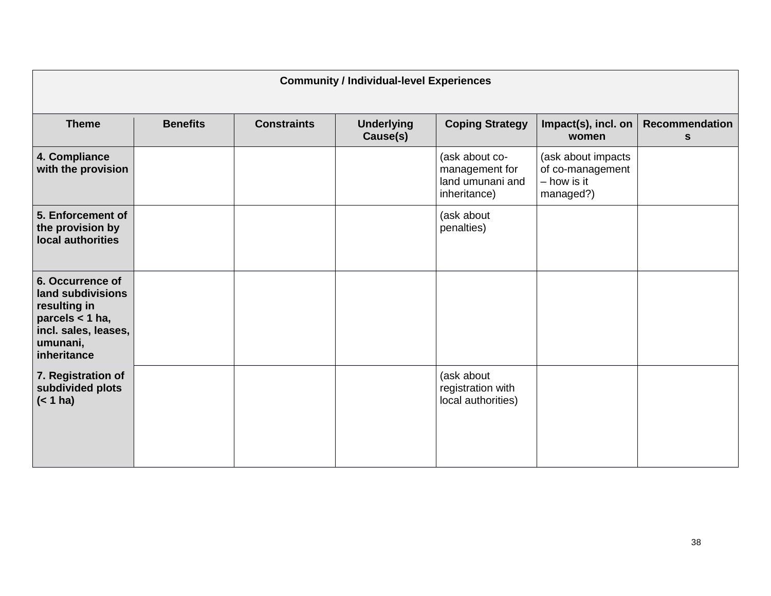| Community / Individual-level Experiences | | | | | | |
|---|---|---|---|---|---|---|
| **Theme** | **Benefits** | **Constraints** | **Underlying Cause(s)** | **Coping Strategy** | **Impact(s), incl. on women** | **Recommendations** |
| **4. Compliance with the provision** | | | | (ask about co-management for land umunani and inheritance) | (ask about impacts of co-management – how is it managed?) | |
| **5. Enforcement of the provision by local authorities** | | | | (ask about penalties) | | |
| **6. Occurrence of land subdivisions resulting in parcels < 1 ha, incl. sales, leases, umunani, inheritance** | | | | | | |
| **7. Registration of subdivided plots (< 1 ha)** | | | | (ask about registration with local authorities) | | |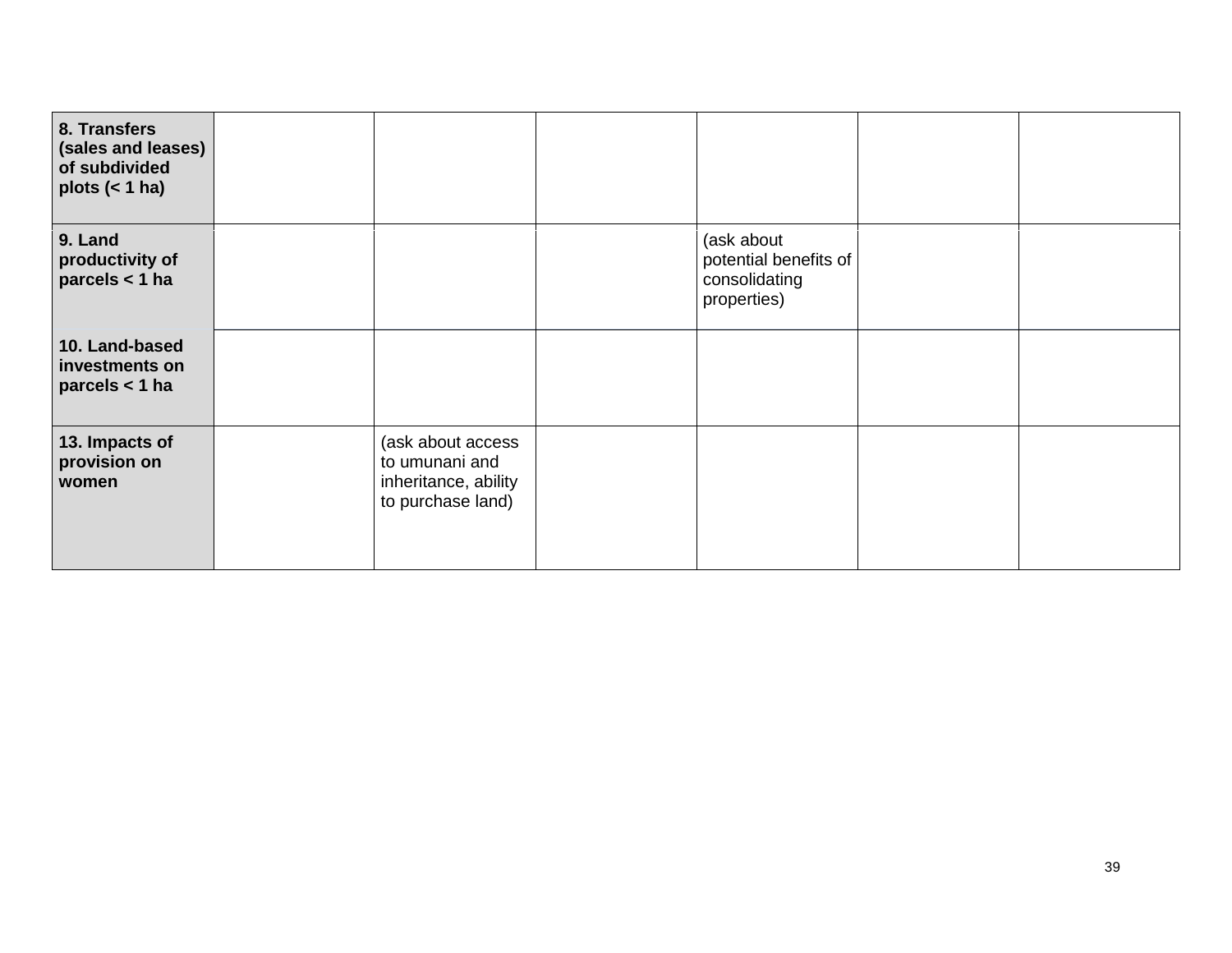| | | | | | | |
|---|---|---|---|---|---|---|
| **8. Transfers (sales and leases) of subdivided plots (< 1 ha)** | | | | | | |
| **9. Land productivity of parcels < 1 ha** | | | | (ask about potential benefits of consolidating properties) | | |
| **10. Land-based investments on parcels < 1 ha** | | | | | | |
| **13. Impacts of provision on women** | | (ask about access to umunani and inheritance, ability to purchase land) | | | | |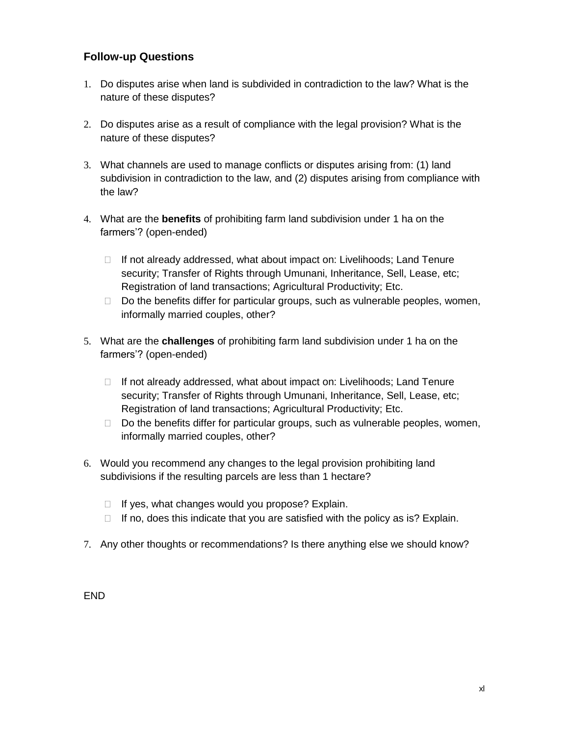## Follow-up Questions

1. Do disputes arise when land is subdivided in contradiction to the law? What is the nature of these disputes?

2. Do disputes arise as a result of compliance with the legal provision? What is the nature of these disputes?

3. What channels are used to manage conflicts or disputes arising from: (1) land subdivision in contradiction to the law, and (2) disputes arising from compliance with the law?

4. What are the **benefits** of prohibiting farm land subdivision under 1 ha on the farmers'? (open-ended)

    - If not already addressed, what about impact on: Livelihoods; Land Tenure security; Transfer of Rights through Umunani, Inheritance, Sell, Lease, etc; Registration of land transactions; Agricultural Productivity; Etc.
    - Do the benefits differ for particular groups, such as vulnerable peoples, women, informally married couples, other?

5. What are the **challenges** of prohibiting farm land subdivision under 1 ha on the farmers'? (open-ended)

    - If not already addressed, what about impact on: Livelihoods; Land Tenure security; Transfer of Rights through Umunani, Inheritance, Sell, Lease, etc; Registration of land transactions; Agricultural Productivity; Etc.
    - Do the benefits differ for particular groups, such as vulnerable peoples, women, informally married couples, other?

6. Would you recommend any changes to the legal provision prohibiting land subdivisions if the resulting parcels are less than 1 hectare?

    - If yes, what changes would you propose? Explain.
    - If no, does this indicate that you are satisfied with the policy as is? Explain.

7. Any other thoughts or recommendations? Is there anything else we should know?

END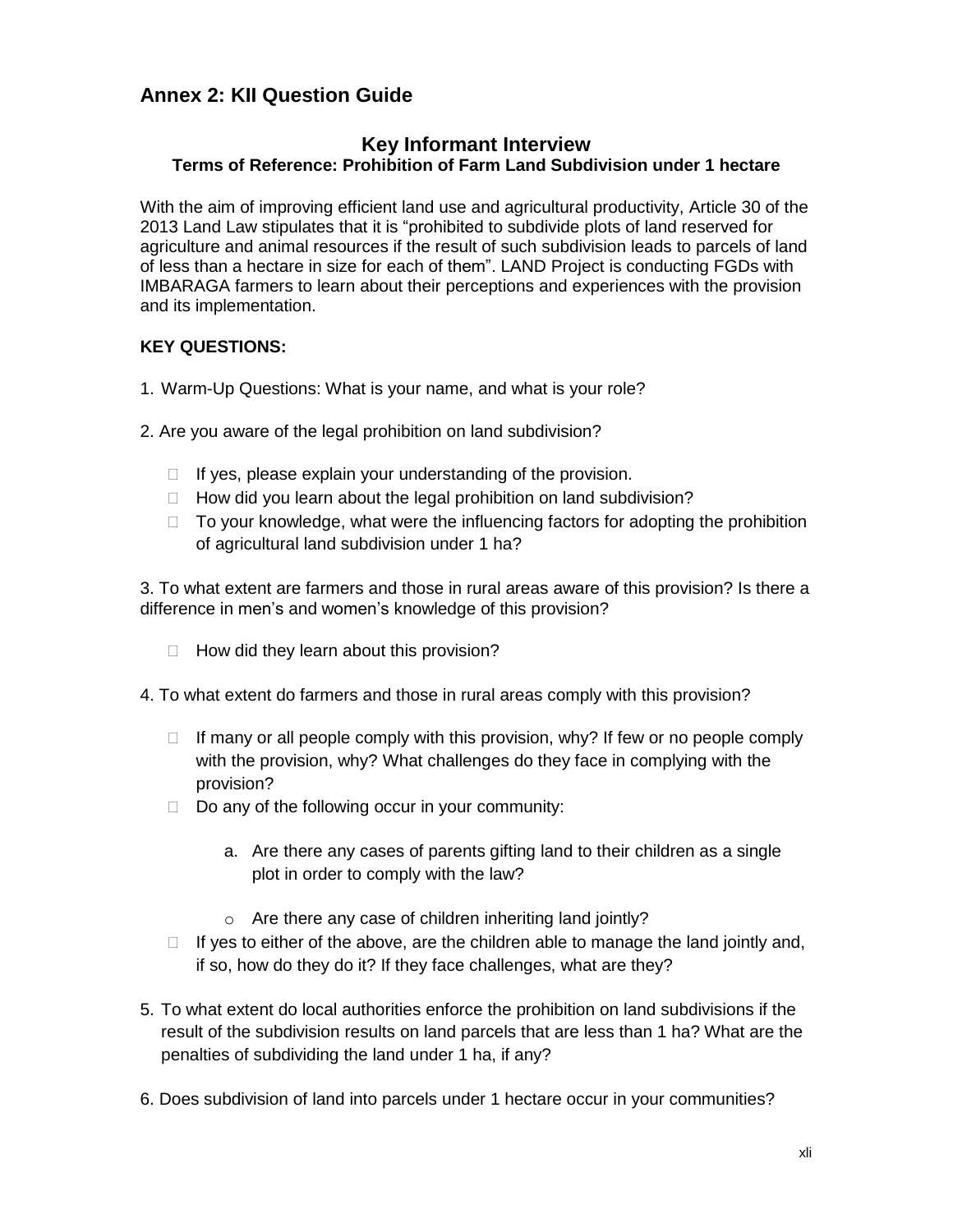## Annex 2: KII Question Guide

### Key Informant Interview

**Terms of Reference: Prohibition of Farm Land Subdivision under 1 hectare**

With the aim of improving efficient land use and agricultural productivity, Article 30 of the 2013 Land Law stipulates that it is "prohibited to subdivide plots of land reserved for agriculture and animal resources if the result of such subdivision leads to parcels of land of less than a hectare in size for each of them". LAND Project is conducting FGDs with IMBARAGA farmers to learn about their perceptions and experiences with the provision and its implementation.

**KEY QUESTIONS:**

1. Warm-Up Questions: What is your name, and what is your role?

2. Are you aware of the legal prohibition on land subdivision?
   - If yes, please explain your understanding of the provision.
   - How did you learn about the legal prohibition on land subdivision?
   - To your knowledge, what were the influencing factors for adopting the prohibition of agricultural land subdivision under 1 ha?

3. To what extent are farmers and those in rural areas aware of this provision? Is there a difference in men's and women's knowledge of this provision?
   - How did they learn about this provision?

4. To what extent do farmers and those in rural areas comply with this provision?
   - If many or all people comply with this provision, why? If few or no people comply with the provision, why? What challenges do they face in complying with the provision?
   - Do any of the following occur in your community:
     a. Are there any cases of parents gifting land to their children as a single plot in order to comply with the law?
        - Are there any case of children inheriting land jointly?
   - If yes to either of the above, are the children able to manage the land jointly and, if so, how do they do it? If they face challenges, what are they?

5. To what extent do local authorities enforce the prohibition on land subdivisions if the result of the subdivision results on land parcels that are less than 1 ha? What are the penalties of subdividing the land under 1 ha, if any?

6. Does subdivision of land into parcels under 1 hectare occur in your communities?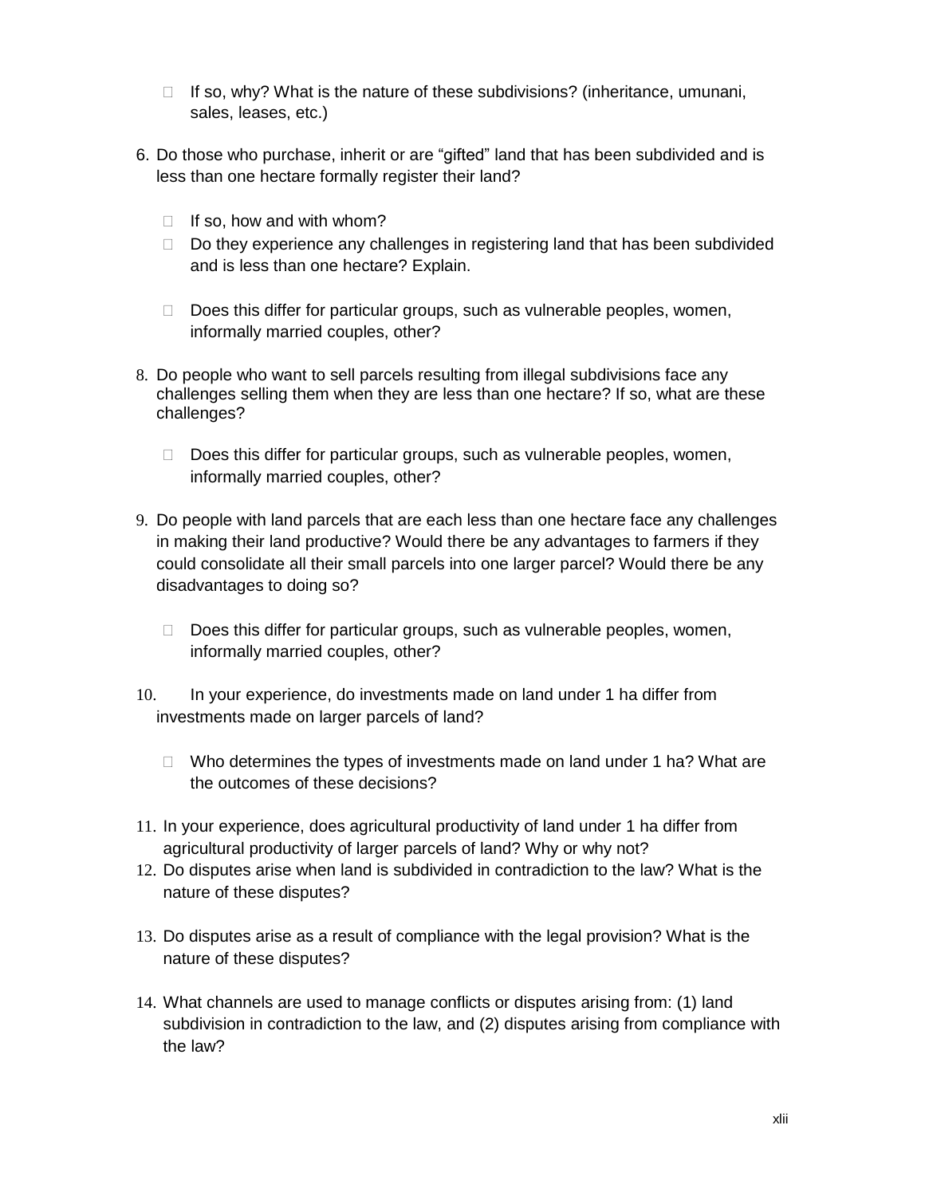- If so, why? What is the nature of these subdivisions? (inheritance, umunani, sales, leases, etc.)

6. Do those who purchase, inherit or are “gifted” land that has been subdivided and is less than one hectare formally register their land?

   - If so, how and with whom?
   - Do they experience any challenges in registering land that has been subdivided and is less than one hectare? Explain.
   - Does this differ for particular groups, such as vulnerable peoples, women, informally married couples, other?

8. Do people who want to sell parcels resulting from illegal subdivisions face any challenges selling them when they are less than one hectare? If so, what are these challenges?

   - Does this differ for particular groups, such as vulnerable peoples, women, informally married couples, other?

9. Do people with land parcels that are each less than one hectare face any challenges in making their land productive? Would there be any advantages to farmers if they could consolidate all their small parcels into one larger parcel? Would there be any disadvantages to doing so?

   - Does this differ for particular groups, such as vulnerable peoples, women, informally married couples, other?

10. In your experience, do investments made on land under 1 ha differ from investments made on larger parcels of land?

    - Who determines the types of investments made on land under 1 ha? What are the outcomes of these decisions?

11. In your experience, does agricultural productivity of land under 1 ha differ from agricultural productivity of larger parcels of land? Why or why not?
12. Do disputes arise when land is subdivided in contradiction to the law? What is the nature of these disputes?

13. Do disputes arise as a result of compliance with the legal provision? What is the nature of these disputes?

14. What channels are used to manage conflicts or disputes arising from: (1) land subdivision in contradiction to the law, and (2) disputes arising from compliance with the law?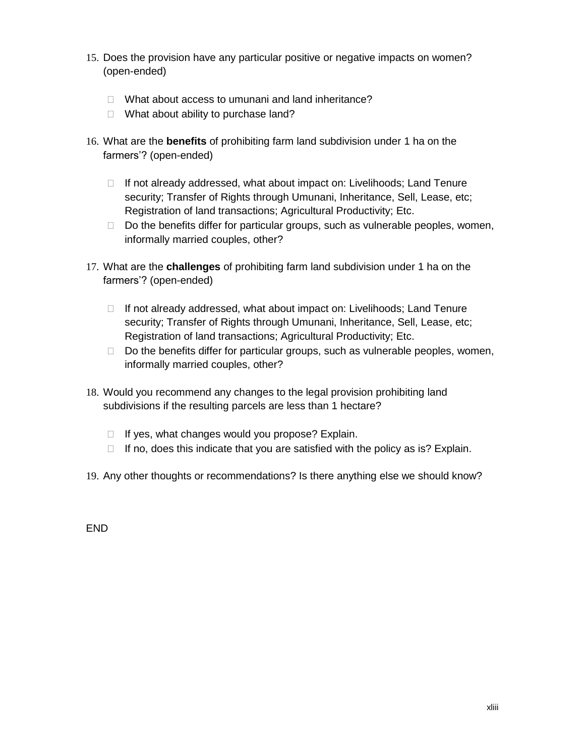15. Does the provision have any particular positive or negative impacts on women? (open-ended)

    - What about access to umunani and land inheritance?
    - What about ability to purchase land?

16. What are the **benefits** of prohibiting farm land subdivision under 1 ha on the farmers'? (open-ended)

    - If not already addressed, what about impact on: Livelihoods; Land Tenure security; Transfer of Rights through Umunani, Inheritance, Sell, Lease, etc; Registration of land transactions; Agricultural Productivity; Etc.
    - Do the benefits differ for particular groups, such as vulnerable peoples, women, informally married couples, other?

17. What are the **challenges** of prohibiting farm land subdivision under 1 ha on the farmers'? (open-ended)

    - If not already addressed, what about impact on: Livelihoods; Land Tenure security; Transfer of Rights through Umunani, Inheritance, Sell, Lease, etc; Registration of land transactions; Agricultural Productivity; Etc.
    - Do the benefits differ for particular groups, such as vulnerable peoples, women, informally married couples, other?

18. Would you recommend any changes to the legal provision prohibiting land subdivisions if the resulting parcels are less than 1 hectare?

    - If yes, what changes would you propose? Explain.
    - If no, does this indicate that you are satisfied with the policy as is? Explain.

19. Any other thoughts or recommendations? Is there anything else we should know?

END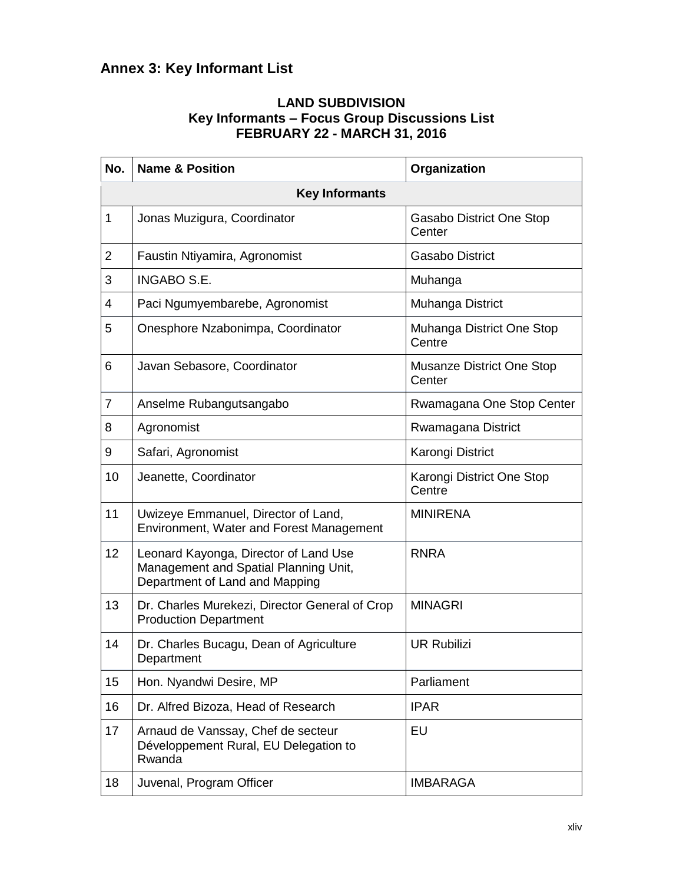## Annex 3: Key Informant List

**LAND SUBDIVISION**
**Key Informants – Focus Group Discussions List**
**FEBRUARY 22 - MARCH 31, 2016**

| No. | Name & Position | Organization |
|---|---|---|
| **Key Informants** | | |
| 1 | Jonas Muzigura, Coordinator | Gasabo District One Stop Center |
| 2 | Faustin Ntiyamira, Agronomist | Gasabo District |
| 3 | INGABO S.E. | Muhanga |
| 4 | Paci Ngumyembarebe, Agronomist | Muhanga District |
| 5 | Onesphore Nzabonimpa, Coordinator | Muhanga District One Stop Centre |
| 6 | Javan Sebasore, Coordinator | Musanze District One Stop Center |
| 7 | Anselme Rubangutsangabo | Rwamagana One Stop Center |
| 8 | Agronomist | Rwamagana District |
| 9 | Safari, Agronomist | Karongi District |
| 10 | Jeanette, Coordinator | Karongi District One Stop Centre |
| 11 | Uwizeye Emmanuel, Director of Land, Environment, Water and Forest Management | MINIRENA |
| 12 | Leonard Kayonga, Director of Land Use Management and Spatial Planning Unit, Department of Land and Mapping | RNRA |
| 13 | Dr. Charles Murekezi, Director General of Crop Production Department | MINAGRI |
| 14 | Dr. Charles Bucagu, Dean of Agriculture Department | UR Rubilizi |
| 15 | Hon. Nyandwi Desire, MP | Parliament |
| 16 | Dr. Alfred Bizoza, Head of Research | IPAR |
| 17 | Arnaud de Vanssay, Chef de secteur Développement Rural, EU Delegation to Rwanda | EU |
| 18 | Juvenal, Program Officer | IMBARAGA |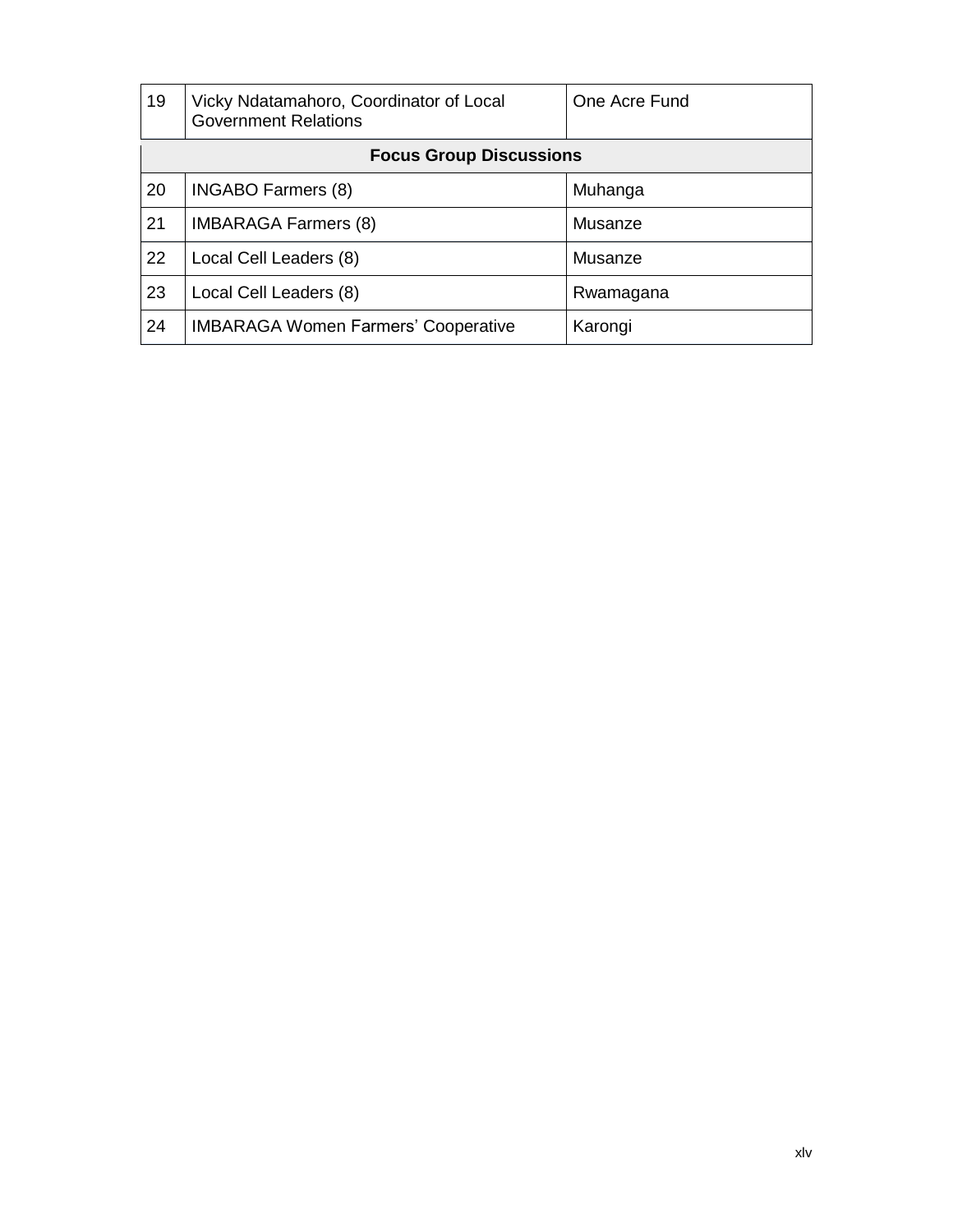| | | |
|---|---|---|
| 19 | Vicky Ndatamahoro, Coordinator of Local Government Relations | One Acre Fund |
| | **Focus Group Discussions** | |
| 20 | INGABO Farmers (8) | Muhanga |
| 21 | IMBARAGA Farmers (8) | Musanze |
| 22 | Local Cell Leaders (8) | Musanze |
| 23 | Local Cell Leaders (8) | Rwamagana |
| 24 | IMBARAGA Women Farmers' Cooperative | Karongi |